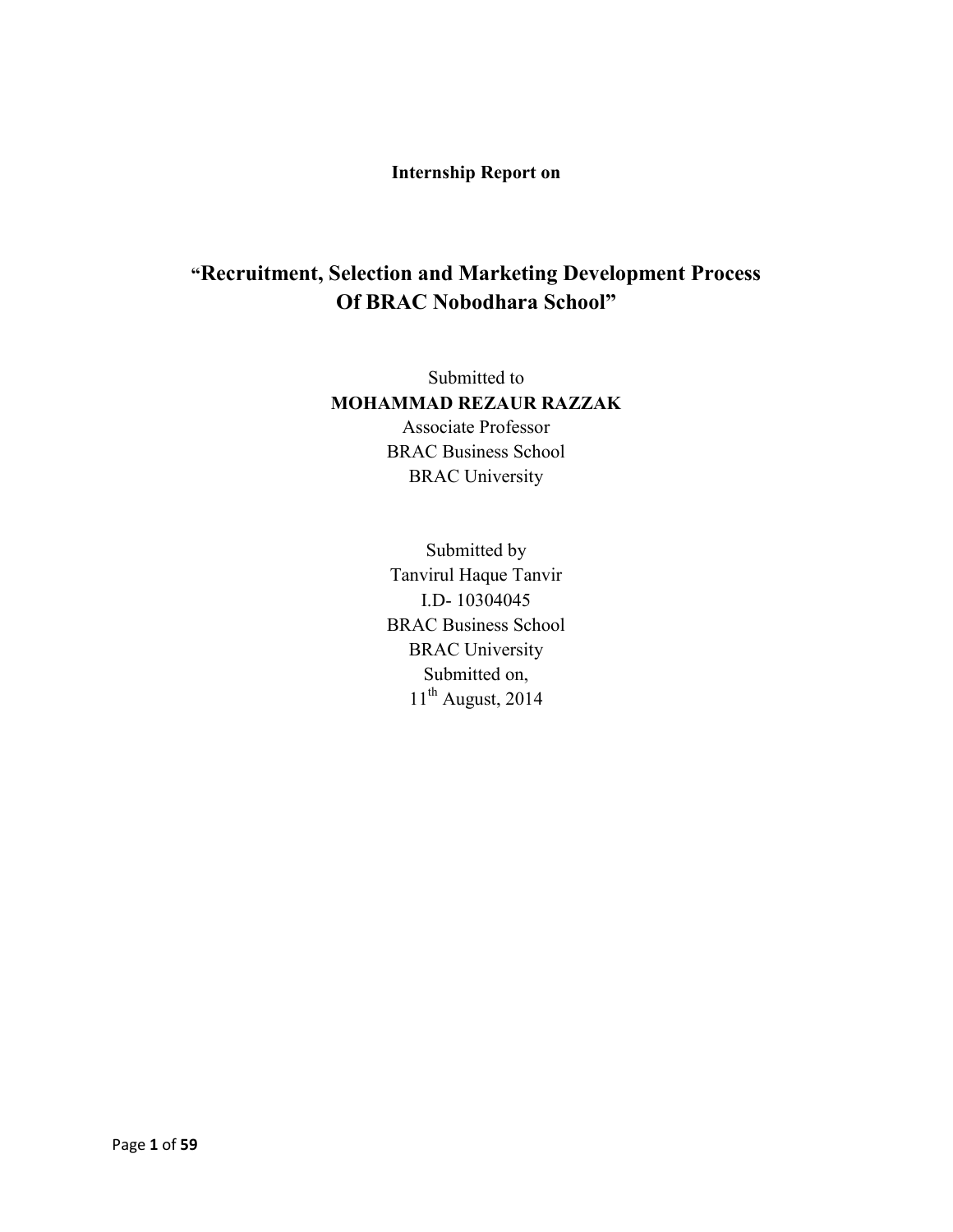**Internship Report on**

# "Recruitment, Selection and Marketing Development Process Of BRAC Nobodhara School"

Submitted to

**MOHAMMAD REZAUR RAZZAK**

Associate Professor

BRAC Business School

BRAC University

Submitted by

Tanvirul Haque Tanvir

I.D- 10304045

BRAC Business School

BRAC University

Submitted on,

11th August, 2014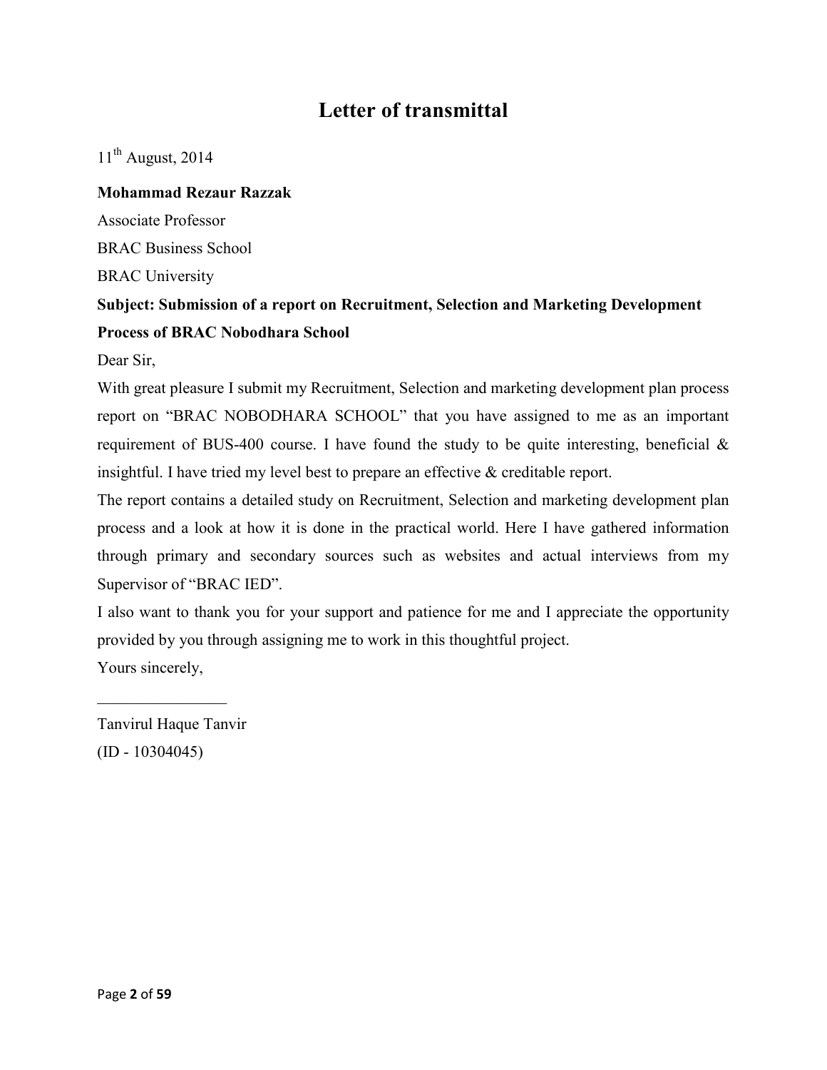# Letter of transmittal

11th August, 2014

**Mohammad Rezaur Razzak**

Associate Professor

BRAC Business School

BRAC University

**Subject: Submission of a report on Recruitment, Selection and Marketing Development Process of BRAC Nobodhara School**

Dear Sir,

With great pleasure I submit my Recruitment, Selection and marketing development plan process report on "BRAC NOBODHARA SCHOOL" that you have assigned to me as an important requirement of BUS-400 course. I have found the study to be quite interesting, beneficial & insightful. I have tried my level best to prepare an effective & creditable report.

The report contains a detailed study on Recruitment, Selection and marketing development plan process and a look at how it is done in the practical world. Here I have gathered information through primary and secondary sources such as websites and actual interviews from my Supervisor of "BRAC IED".

I also want to thank you for your support and patience for me and I appreciate the opportunity provided by you through assigning me to work in this thoughtful project.

Yours sincerely,

________________

Tanvirul Haque Tanvir

(ID - 10304045)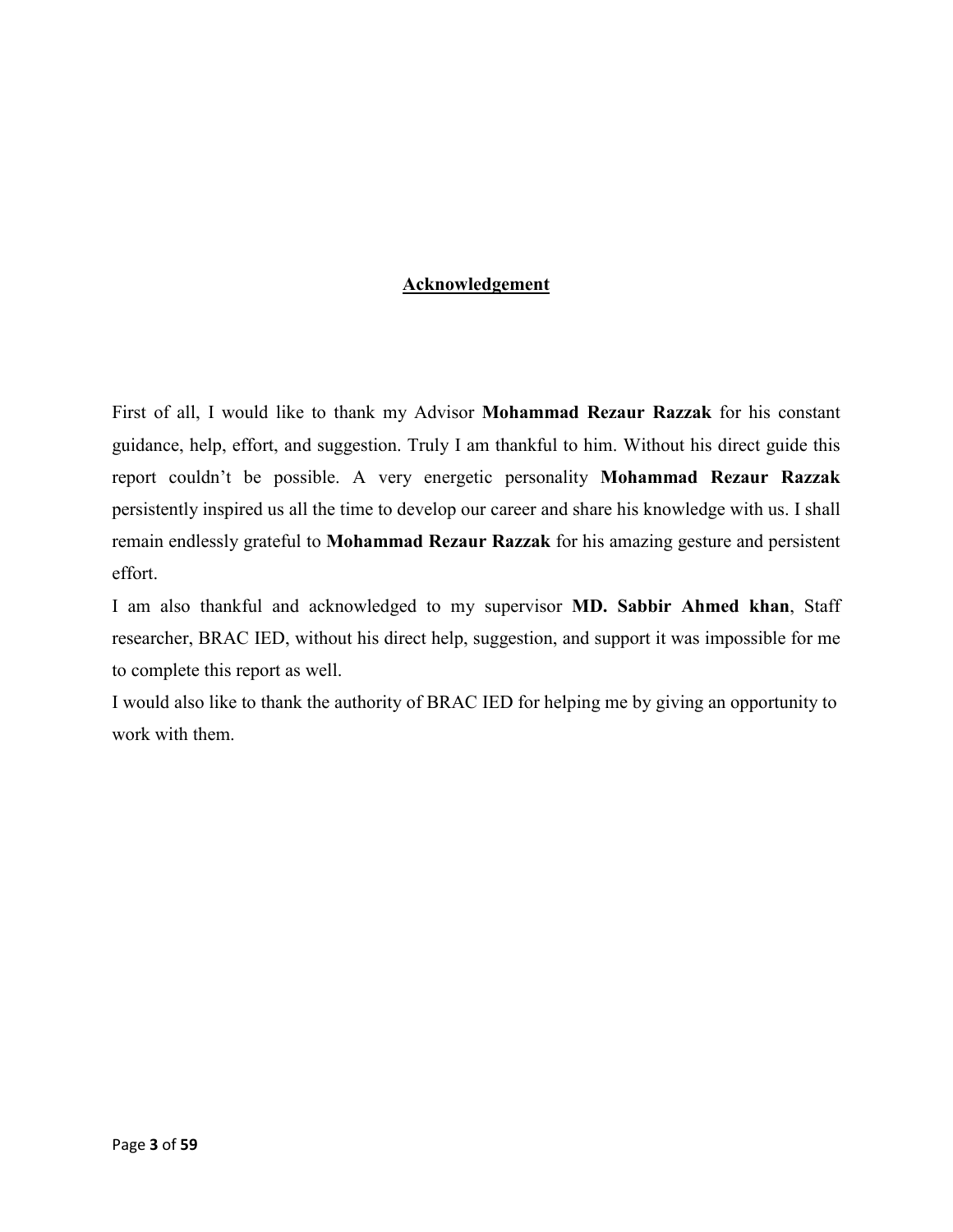# Acknowledgement

First of all, I would like to thank my Advisor **Mohammad Rezaur Razzak** for his constant guidance, help, effort, and suggestion. Truly I am thankful to him. Without his direct guide this report couldn't be possible. A very energetic personality **Mohammad Rezaur Razzak** persistently inspired us all the time to develop our career and share his knowledge with us. I shall remain endlessly grateful to **Mohammad Rezaur Razzak** for his amazing gesture and persistent effort.

I am also thankful and acknowledged to my supervisor **MD. Sabbir Ahmed khan**, Staff researcher, BRAC IED, without his direct help, suggestion, and support it was impossible for me to complete this report as well.

I would also like to thank the authority of BRAC IED for helping me by giving an opportunity to work with them.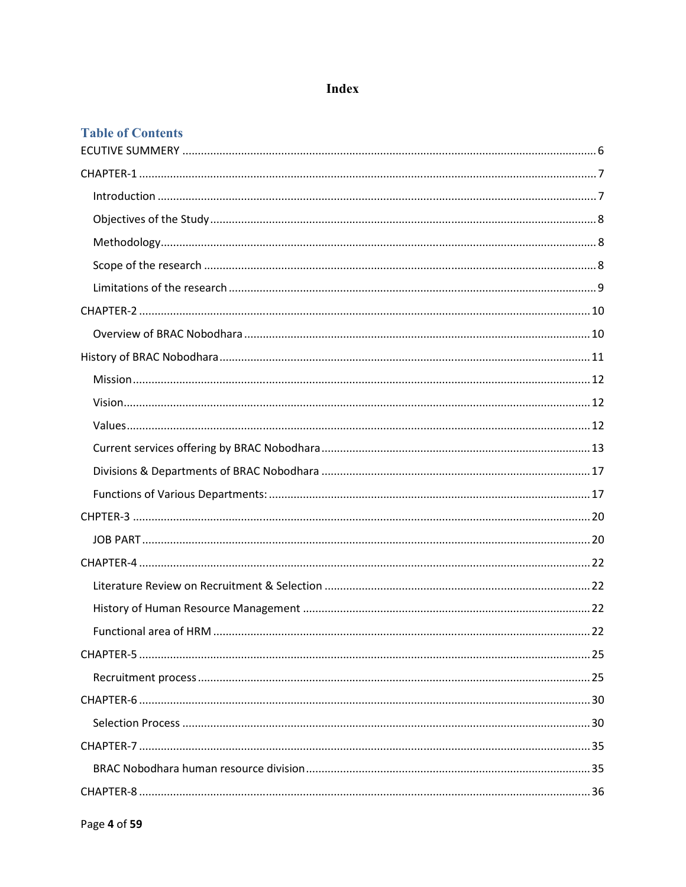# Index

## Table of Contents

ECUTIVE SUMMERY ........ 6

CHAPTER-1 ........ 7

- Introduction ........ 7
- Objectives of the Study ........ 8
- Methodology ........ 8
- Scope of the research ........ 8
- Limitations of the research ........ 9

CHAPTER-2 ........ 10

- Overview of BRAC Nobodhara ........ 10

History of BRAC Nobodhara ........ 11

- Mission ........ 12
- Vision ........ 12
- Values ........ 12
- Current services offering by BRAC Nobodhara ........ 13
- Divisions & Departments of BRAC Nobodhara ........ 17
- Functions of Various Departments: ........ 17

CHPTER-3 ........ 20

- JOB PART ........ 20

CHAPTER-4 ........ 22

- Literature Review on Recruitment & Selection ........ 22
- History of Human Resource Management ........ 22
- Functional area of HRM ........ 22

CHAPTER-5 ........ 25

- Recruitment process ........ 25

CHAPTER-6 ........ 30

- Selection Process ........ 30

CHAPTER-7 ........ 35

- BRAC Nobodhara human resource division ........ 35

CHAPTER-8 ........ 36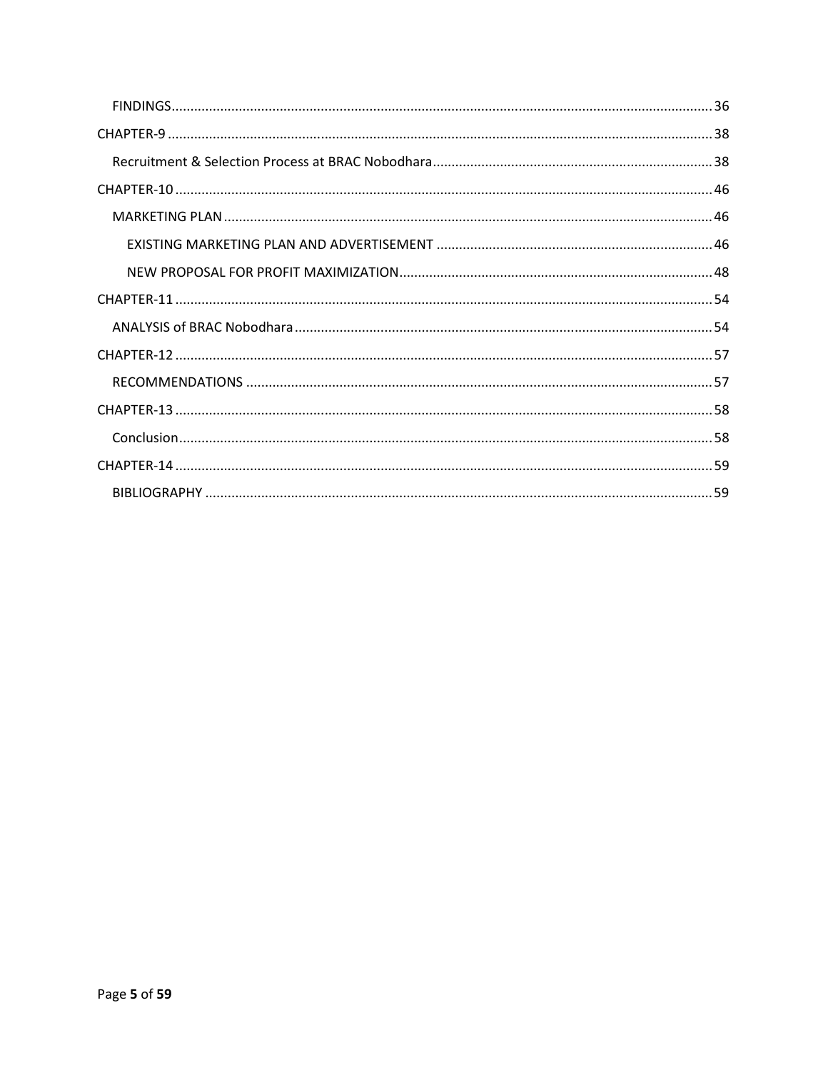- FINDINGS ........ 36
- CHAPTER-9 ........ 38
  - Recruitment & Selection Process at BRAC Nobodhara ........ 38
- CHAPTER-10 ........ 46
  - MARKETING PLAN ........ 46
    - EXISTING MARKETING PLAN AND ADVERTISEMENT ........ 46
    - NEW PROPOSAL FOR PROFIT MAXIMIZATION ........ 48
- CHAPTER-11 ........ 54
  - ANALYSIS of BRAC Nobodhara ........ 54
- CHAPTER-12 ........ 57
  - RECOMMENDATIONS ........ 57
- CHAPTER-13 ........ 58
  - Conclusion ........ 58
- CHAPTER-14 ........ 59
  - BIBLIOGRAPHY ........ 59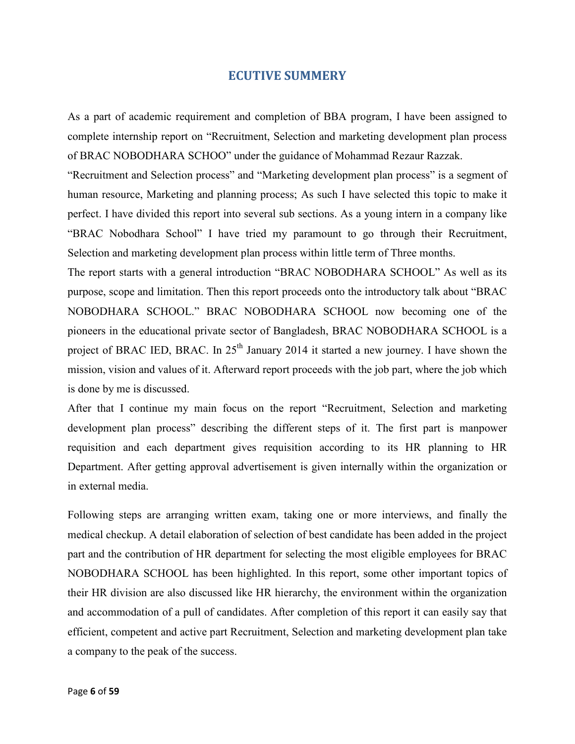# ECUTIVE SUMMERY

As a part of academic requirement and completion of BBA program, I have been assigned to complete internship report on "Recruitment, Selection and marketing development plan process of BRAC NOBODHARA SCHOO" under the guidance of Mohammad Rezaur Razzak.

"Recruitment and Selection process" and "Marketing development plan process" is a segment of human resource, Marketing and planning process; As such I have selected this topic to make it perfect. I have divided this report into several sub sections. As a young intern in a company like "BRAC Nobodhara School" I have tried my paramount to go through their Recruitment, Selection and marketing development plan process within little term of Three months.

The report starts with a general introduction "BRAC NOBODHARA SCHOOL" As well as its purpose, scope and limitation. Then this report proceeds onto the introductory talk about "BRAC NOBODHARA SCHOOL." BRAC NOBODHARA SCHOOL now becoming one of the pioneers in the educational private sector of Bangladesh, BRAC NOBODHARA SCHOOL is a project of BRAC IED, BRAC. In 25th January 2014 it started a new journey. I have shown the mission, vision and values of it. Afterward report proceeds with the job part, where the job which is done by me is discussed.

After that I continue my main focus on the report "Recruitment, Selection and marketing development plan process" describing the different steps of it. The first part is manpower requisition and each department gives requisition according to its HR planning to HR Department. After getting approval advertisement is given internally within the organization or in external media.

Following steps are arranging written exam, taking one or more interviews, and finally the medical checkup. A detail elaboration of selection of best candidate has been added in the project part and the contribution of HR department for selecting the most eligible employees for BRAC NOBODHARA SCHOOL has been highlighted. In this report, some other important topics of their HR division are also discussed like HR hierarchy, the environment within the organization and accommodation of a pull of candidates. After completion of this report it can easily say that efficient, competent and active part Recruitment, Selection and marketing development plan take a company to the peak of the success.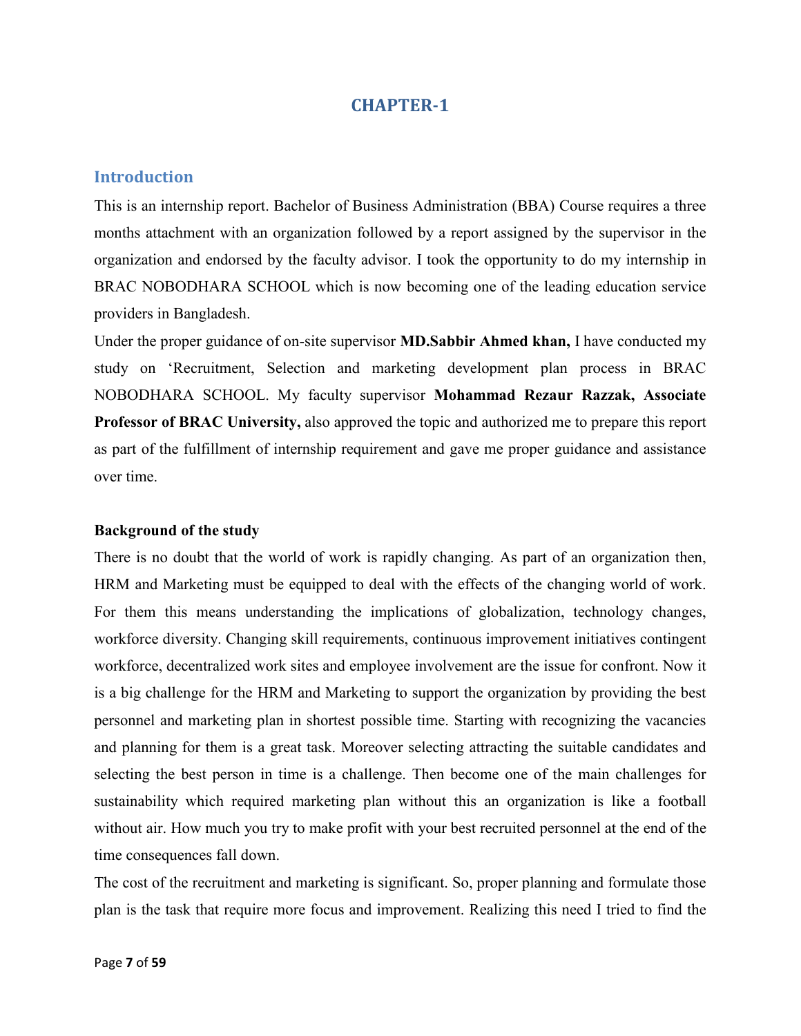# CHAPTER-1

## Introduction

This is an internship report. Bachelor of Business Administration (BBA) Course requires a three months attachment with an organization followed by a report assigned by the supervisor in the organization and endorsed by the faculty advisor. I took the opportunity to do my internship in BRAC NOBODHARA SCHOOL which is now becoming one of the leading education service providers in Bangladesh.

Under the proper guidance of on-site supervisor **MD.Sabbir Ahmed khan,** I have conducted my study on 'Recruitment, Selection and marketing development plan process in BRAC NOBODHARA SCHOOL. My faculty supervisor **Mohammad Rezaur Razzak, Associate Professor of BRAC University,** also approved the topic and authorized me to prepare this report as part of the fulfillment of internship requirement and gave me proper guidance and assistance over time.

### Background of the study

There is no doubt that the world of work is rapidly changing. As part of an organization then, HRM and Marketing must be equipped to deal with the effects of the changing world of work. For them this means understanding the implications of globalization, technology changes, workforce diversity. Changing skill requirements, continuous improvement initiatives contingent workforce, decentralized work sites and employee involvement are the issue for confront. Now it is a big challenge for the HRM and Marketing to support the organization by providing the best personnel and marketing plan in shortest possible time. Starting with recognizing the vacancies and planning for them is a great task. Moreover selecting attracting the suitable candidates and selecting the best person in time is a challenge. Then become one of the main challenges for sustainability which required marketing plan without this an organization is like a football without air. How much you try to make profit with your best recruited personnel at the end of the time consequences fall down.

The cost of the recruitment and marketing is significant. So, proper planning and formulate those plan is the task that require more focus and improvement. Realizing this need I tried to find the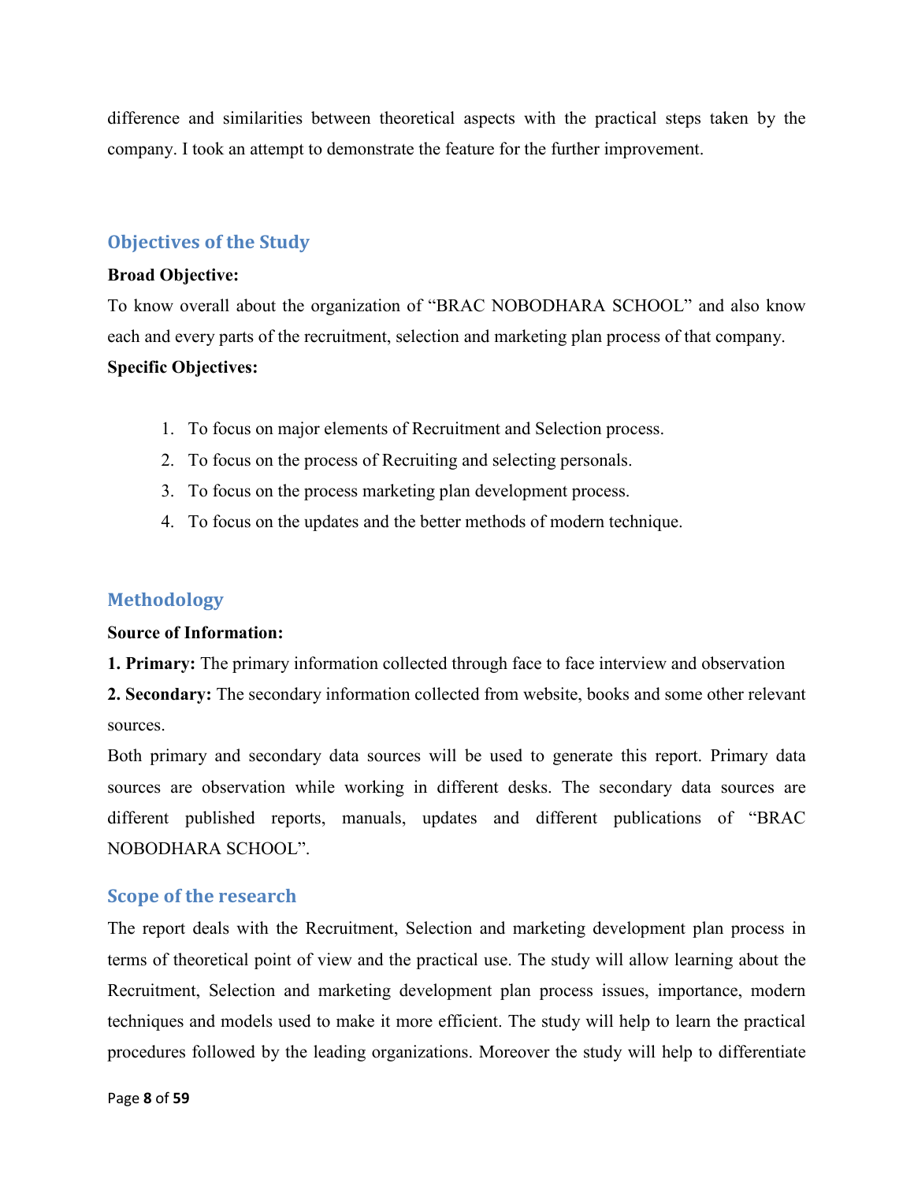difference and similarities between theoretical aspects with the practical steps taken by the company. I took an attempt to demonstrate the feature for the further improvement.

## Objectives of the Study

**Broad Objective:**

To know overall about the organization of "BRAC NOBODHARA SCHOOL" and also know each and every parts of the recruitment, selection and marketing plan process of that company.

**Specific Objectives:**

1. To focus on major elements of Recruitment and Selection process.
2. To focus on the process of Recruiting and selecting personals.
3. To focus on the process marketing plan development process.
4. To focus on the updates and the better methods of modern technique.

## Methodology

**Source of Information:**

**1. Primary:** The primary information collected through face to face interview and observation

**2. Secondary:** The secondary information collected from website, books and some other relevant sources.

Both primary and secondary data sources will be used to generate this report. Primary data sources are observation while working in different desks. The secondary data sources are different published reports, manuals, updates and different publications of "BRAC NOBODHARA SCHOOL".

## Scope of the research

The report deals with the Recruitment, Selection and marketing development plan process in terms of theoretical point of view and the practical use. The study will allow learning about the Recruitment, Selection and marketing development plan process issues, importance, modern techniques and models used to make it more efficient. The study will help to learn the practical procedures followed by the leading organizations. Moreover the study will help to differentiate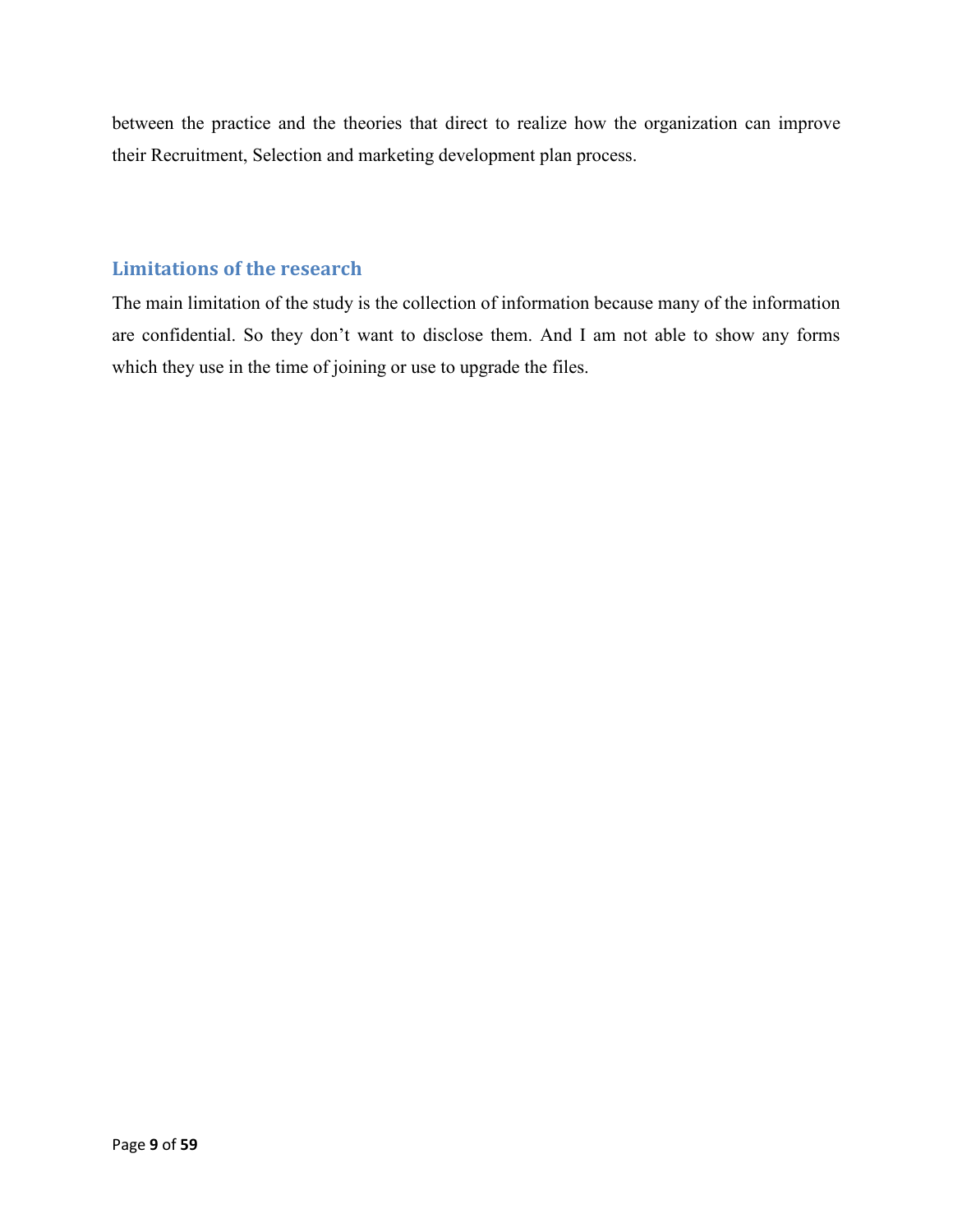between the practice and the theories that direct to realize how the organization can improve their Recruitment, Selection and marketing development plan process.

## Limitations of the research

The main limitation of the study is the collection of information because many of the information are confidential. So they don't want to disclose them. And I am not able to show any forms which they use in the time of joining or use to upgrade the files.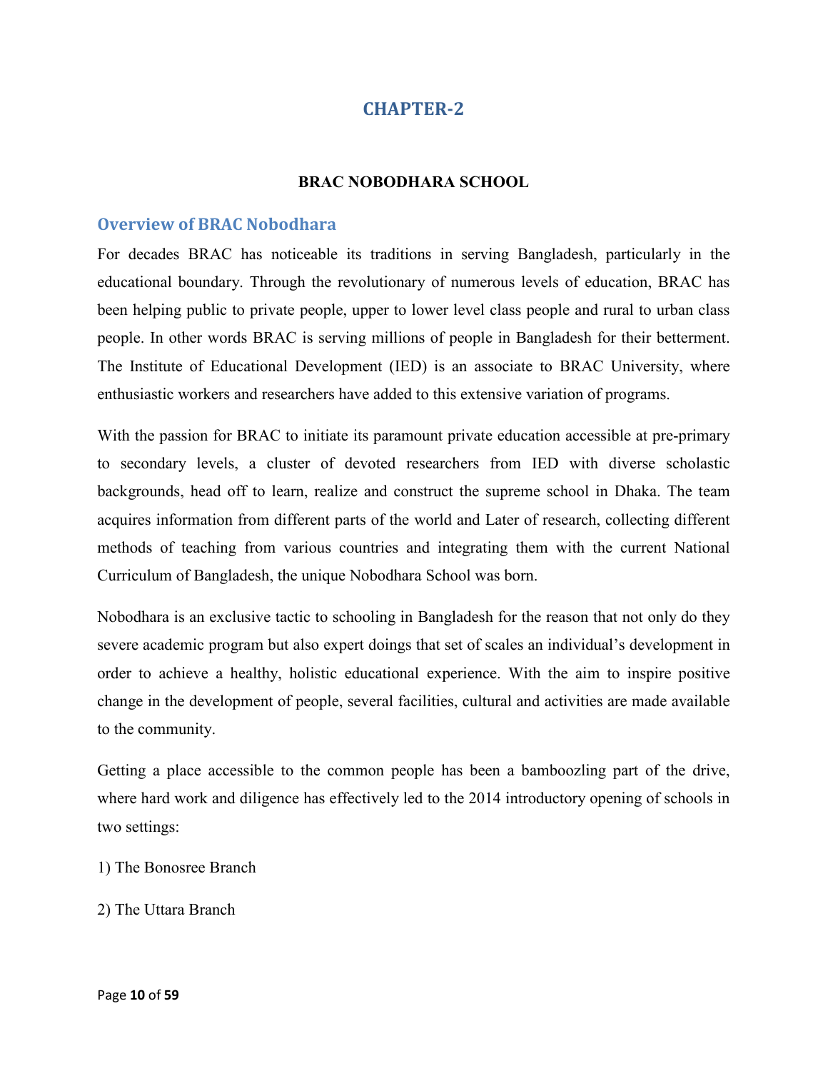# CHAPTER-2

## BRAC NOBODHARA SCHOOL

### Overview of BRAC Nobodhara

For decades BRAC has noticeable its traditions in serving Bangladesh, particularly in the educational boundary. Through the revolutionary of numerous levels of education, BRAC has been helping public to private people, upper to lower level class people and rural to urban class people. In other words BRAC is serving millions of people in Bangladesh for their betterment. The Institute of Educational Development (IED) is an associate to BRAC University, where enthusiastic workers and researchers have added to this extensive variation of programs.

With the passion for BRAC to initiate its paramount private education accessible at pre-primary to secondary levels, a cluster of devoted researchers from IED with diverse scholastic backgrounds, head off to learn, realize and construct the supreme school in Dhaka. The team acquires information from different parts of the world and Later of research, collecting different methods of teaching from various countries and integrating them with the current National Curriculum of Bangladesh, the unique Nobodhara School was born.

Nobodhara is an exclusive tactic to schooling in Bangladesh for the reason that not only do they severe academic program but also expert doings that set of scales an individual's development in order to achieve a healthy, holistic educational experience. With the aim to inspire positive change in the development of people, several facilities, cultural and activities are made available to the community.

Getting a place accessible to the common people has been a bamboozling part of the drive, where hard work and diligence has effectively led to the 2014 introductory opening of schools in two settings:

1) The Bonosree Branch

2) The Uttara Branch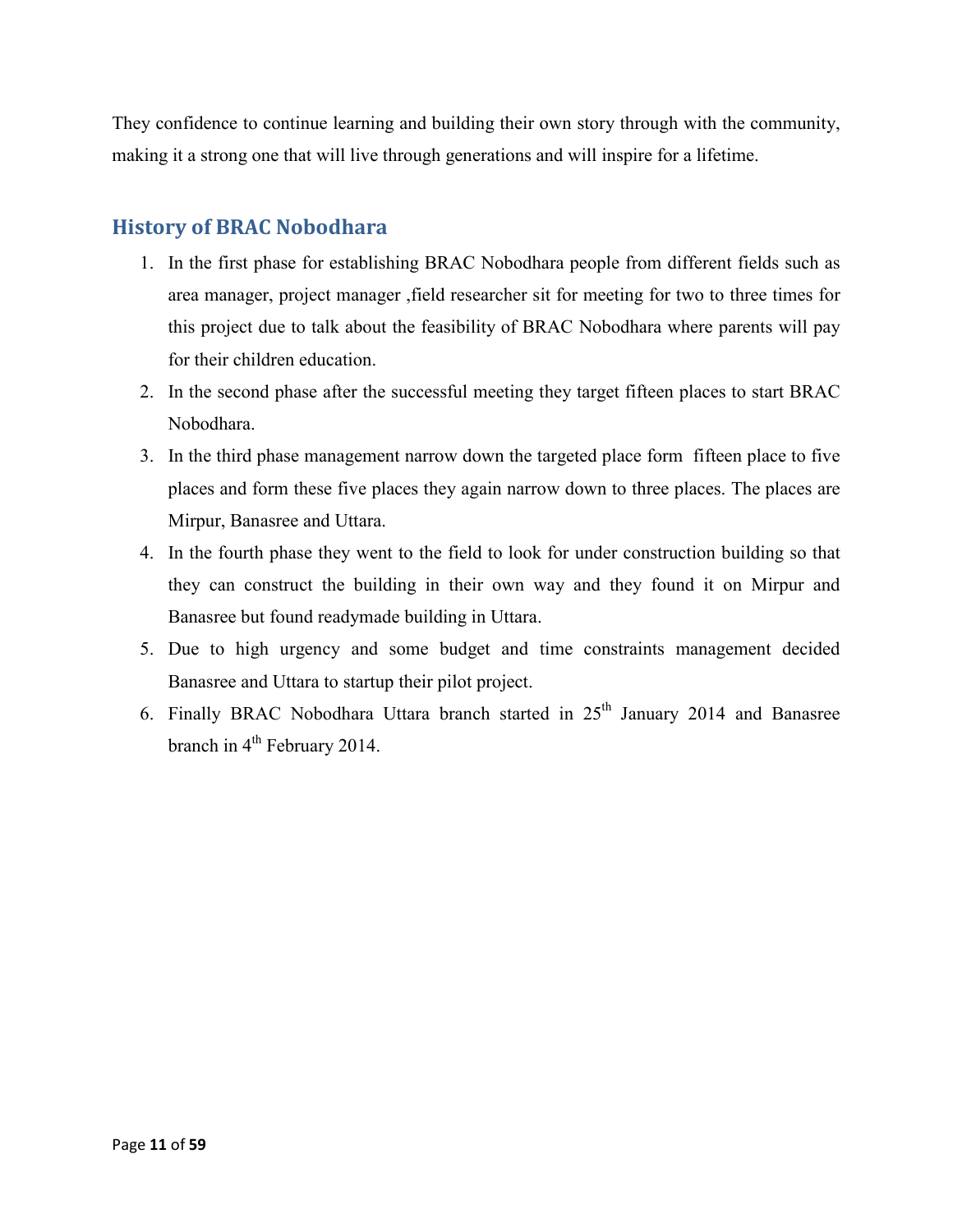They confidence to continue learning and building their own story through with the community, making it a strong one that will live through generations and will inspire for a lifetime.

## History of BRAC Nobodhara

1. In the first phase for establishing BRAC Nobodhara people from different fields such as area manager, project manager ,field researcher sit for meeting for two to three times for this project due to talk about the feasibility of BRAC Nobodhara where parents will pay for their children education.
2. In the second phase after the successful meeting they target fifteen places to start BRAC Nobodhara.
3. In the third phase management narrow down the targeted place form fifteen place to five places and form these five places they again narrow down to three places. The places are Mirpur, Banasree and Uttara.
4. In the fourth phase they went to the field to look for under construction building so that they can construct the building in their own way and they found it on Mirpur and Banasree but found readymade building in Uttara.
5. Due to high urgency and some budget and time constraints management decided Banasree and Uttara to startup their pilot project.
6. Finally BRAC Nobodhara Uttara branch started in 25th January 2014 and Banasree branch in 4th February 2014.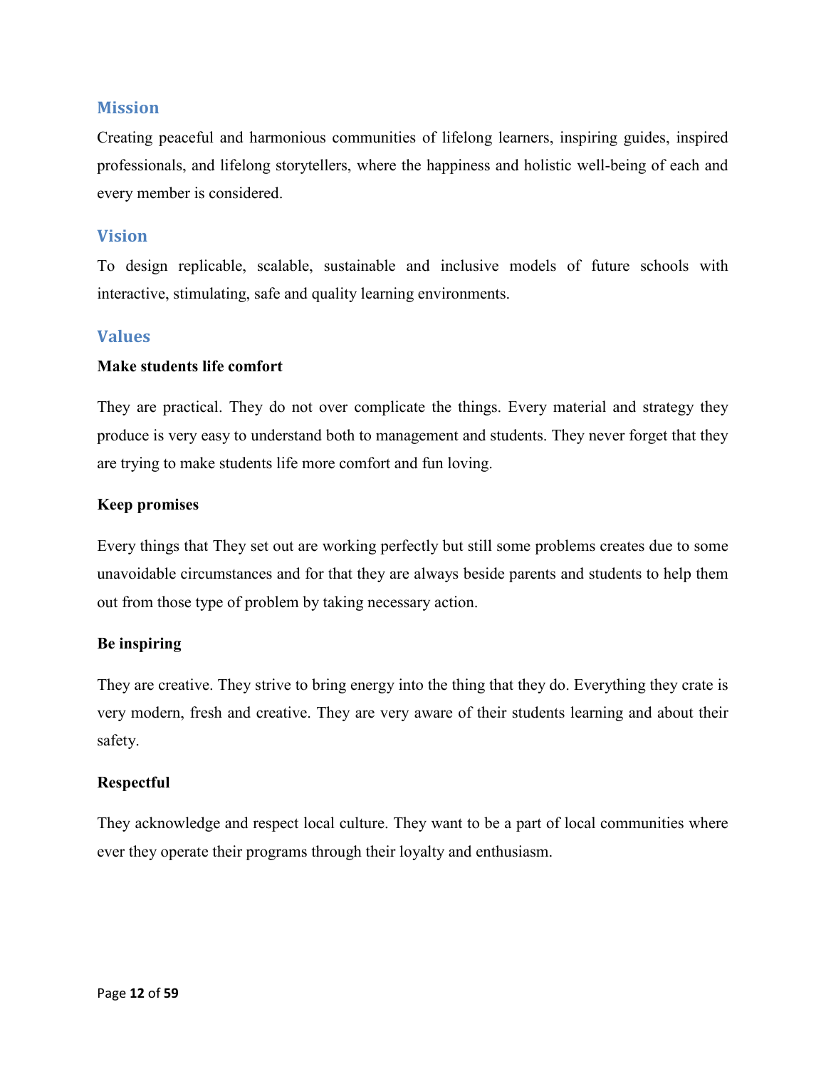## Mission

Creating peaceful and harmonious communities of lifelong learners, inspiring guides, inspired professionals, and lifelong storytellers, where the happiness and holistic well-being of each and every member is considered.

## Vision

To design replicable, scalable, sustainable and inclusive models of future schools with interactive, stimulating, safe and quality learning environments.

## Values

**Make students life comfort**

They are practical. They do not over complicate the things. Every material and strategy they produce is very easy to understand both to management and students. They never forget that they are trying to make students life more comfort and fun loving.

**Keep promises**

Every things that They set out are working perfectly but still some problems creates due to some unavoidable circumstances and for that they are always beside parents and students to help them out from those type of problem by taking necessary action.

**Be inspiring**

They are creative. They strive to bring energy into the thing that they do. Everything they crate is very modern, fresh and creative. They are very aware of their students learning and about their safety.

**Respectful**

They acknowledge and respect local culture. They want to be a part of local communities where ever they operate their programs through their loyalty and enthusiasm.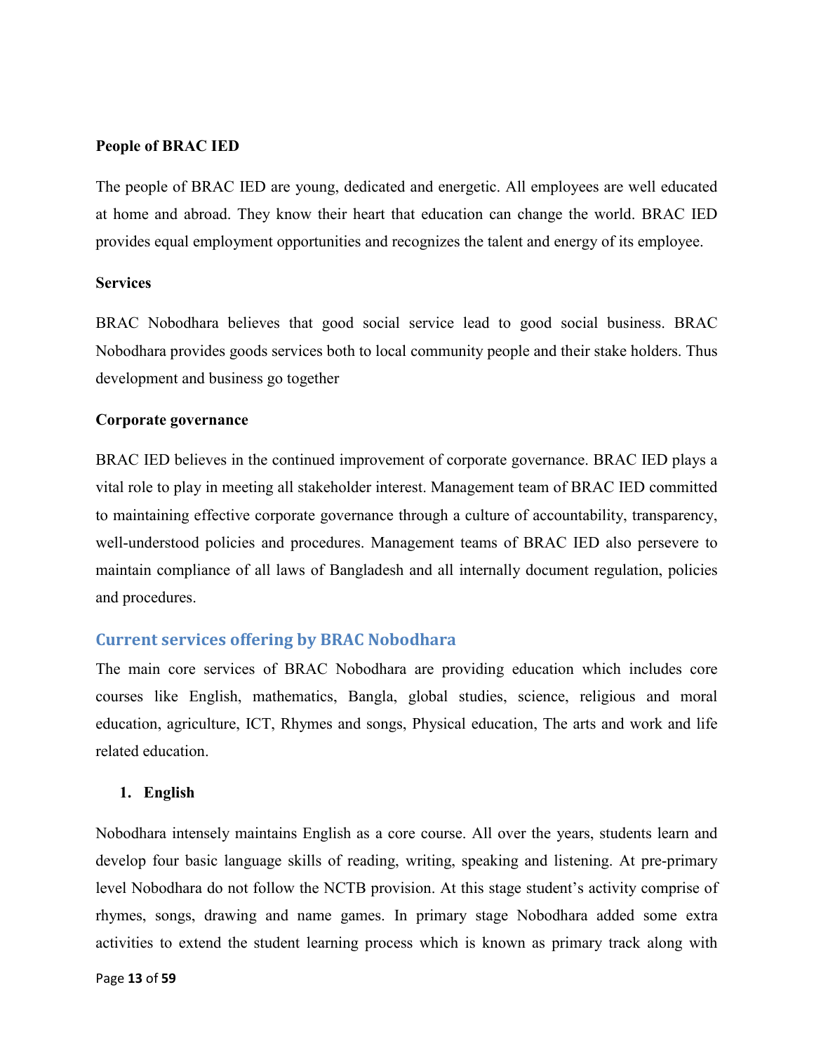**People of BRAC IED**

The people of BRAC IED are young, dedicated and energetic. All employees are well educated at home and abroad. They know their heart that education can change the world. BRAC IED provides equal employment opportunities and recognizes the talent and energy of its employee.

**Services**

BRAC Nobodhara believes that good social service lead to good social business. BRAC Nobodhara provides goods services both to local community people and their stake holders. Thus development and business go together

**Corporate governance**

BRAC IED believes in the continued improvement of corporate governance. BRAC IED plays a vital role to play in meeting all stakeholder interest. Management team of BRAC IED committed to maintaining effective corporate governance through a culture of accountability, transparency, well-understood policies and procedures. Management teams of BRAC IED also persevere to maintain compliance of all laws of Bangladesh and all internally document regulation, policies and procedures.

## Current services offering by BRAC Nobodhara

The main core services of BRAC Nobodhara are providing education which includes core courses like English, mathematics, Bangla, global studies, science, religious and moral education, agriculture, ICT, Rhymes and songs, Physical education, The arts and work and life related education.

1. **English**

Nobodhara intensely maintains English as a core course. All over the years, students learn and develop four basic language skills of reading, writing, speaking and listening. At pre-primary level Nobodhara do not follow the NCTB provision. At this stage student's activity comprise of rhymes, songs, drawing and name games. In primary stage Nobodhara added some extra activities to extend the student learning process which is known as primary track along with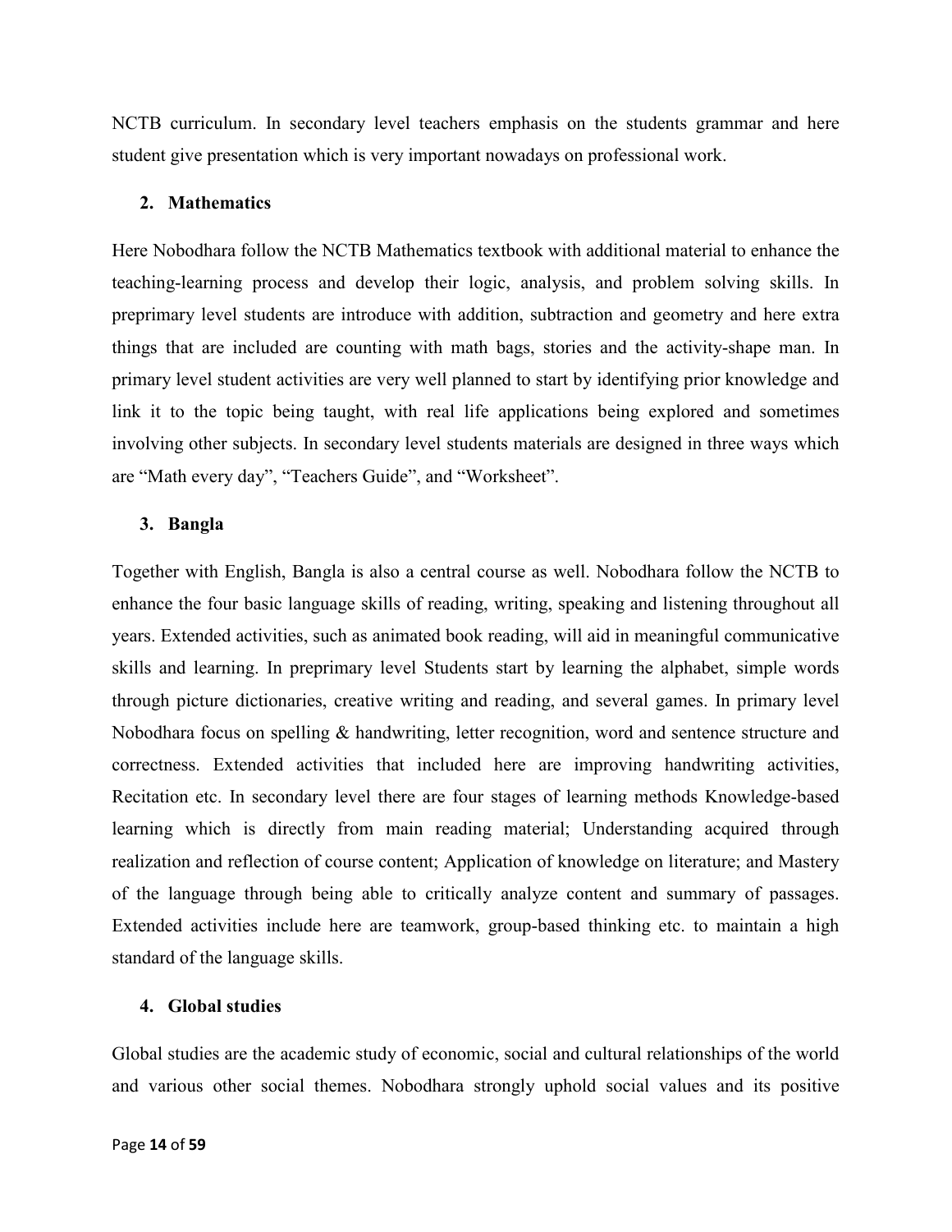NCTB curriculum. In secondary level teachers emphasis on the students grammar and here student give presentation which is very important nowadays on professional work.

2. **Mathematics**

Here Nobodhara follow the NCTB Mathematics textbook with additional material to enhance the teaching-learning process and develop their logic, analysis, and problem solving skills. In preprimary level students are introduce with addition, subtraction and geometry and here extra things that are included are counting with math bags, stories and the activity-shape man. In primary level student activities are very well planned to start by identifying prior knowledge and link it to the topic being taught, with real life applications being explored and sometimes involving other subjects. In secondary level students materials are designed in three ways which are "Math every day", "Teachers Guide", and "Worksheet".

3. **Bangla**

Together with English, Bangla is also a central course as well. Nobodhara follow the NCTB to enhance the four basic language skills of reading, writing, speaking and listening throughout all years. Extended activities, such as animated book reading, will aid in meaningful communicative skills and learning. In preprimary level Students start by learning the alphabet, simple words through picture dictionaries, creative writing and reading, and several games. In primary level Nobodhara focus on spelling & handwriting, letter recognition, word and sentence structure and correctness. Extended activities that included here are improving handwriting activities, Recitation etc. In secondary level there are four stages of learning methods Knowledge-based learning which is directly from main reading material; Understanding acquired through realization and reflection of course content; Application of knowledge on literature; and Mastery of the language through being able to critically analyze content and summary of passages. Extended activities include here are teamwork, group-based thinking etc. to maintain a high standard of the language skills.

4. **Global studies**

Global studies are the academic study of economic, social and cultural relationships of the world and various other social themes. Nobodhara strongly uphold social values and its positive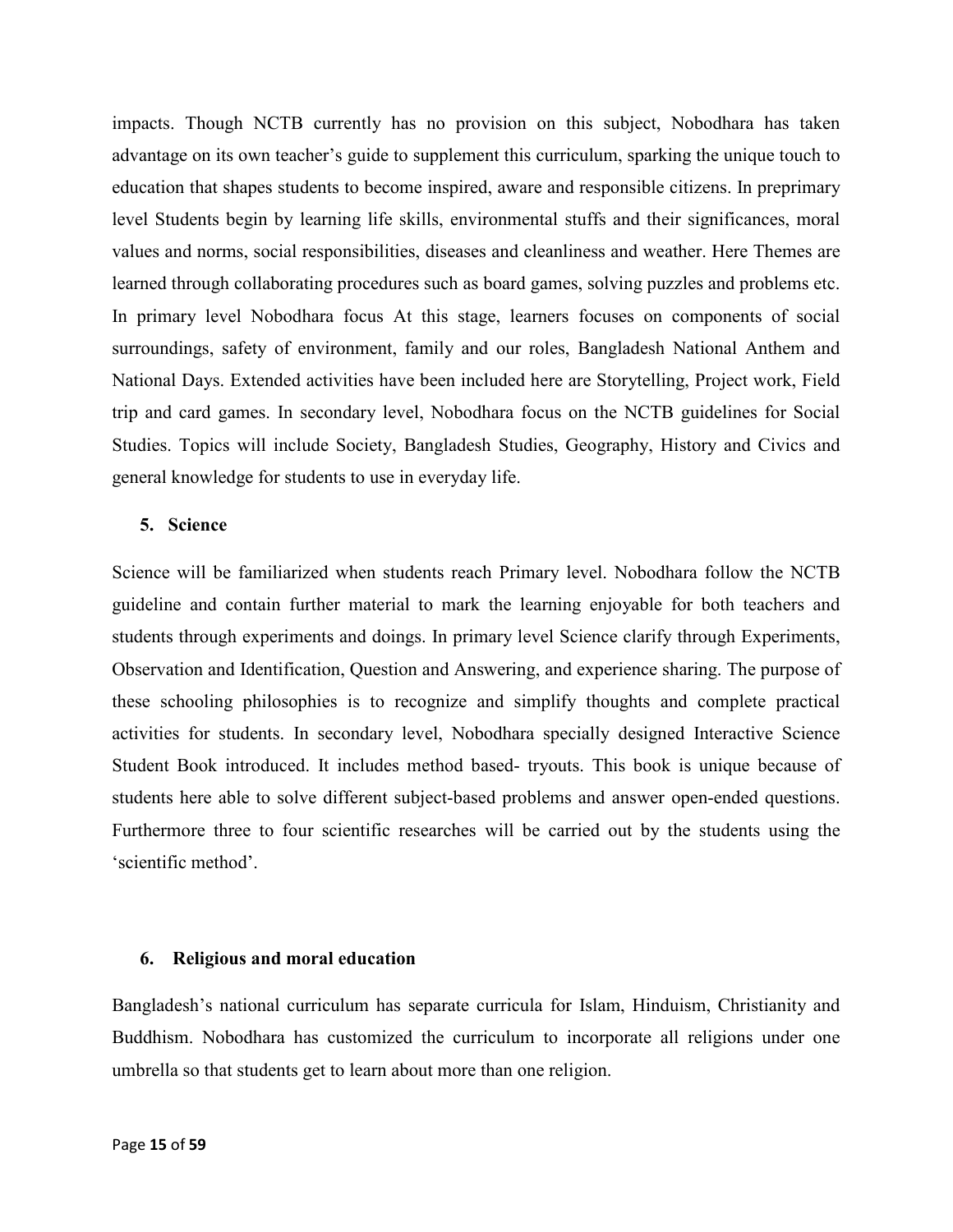impacts. Though NCTB currently has no provision on this subject, Nobodhara has taken advantage on its own teacher's guide to supplement this curriculum, sparking the unique touch to education that shapes students to become inspired, aware and responsible citizens. In preprimary level Students begin by learning life skills, environmental stuffs and their significances, moral values and norms, social responsibilities, diseases and cleanliness and weather. Here Themes are learned through collaborating procedures such as board games, solving puzzles and problems etc. In primary level Nobodhara focus At this stage, learners focuses on components of social surroundings, safety of environment, family and our roles, Bangladesh National Anthem and National Days. Extended activities have been included here are Storytelling, Project work, Field trip and card games. In secondary level, Nobodhara focus on the NCTB guidelines for Social Studies. Topics will include Society, Bangladesh Studies, Geography, History and Civics and general knowledge for students to use in everyday life.

**5. Science**

Science will be familiarized when students reach Primary level. Nobodhara follow the NCTB guideline and contain further material to mark the learning enjoyable for both teachers and students through experiments and doings. In primary level Science clarify through Experiments, Observation and Identification, Question and Answering, and experience sharing. The purpose of these schooling philosophies is to recognize and simplify thoughts and complete practical activities for students. In secondary level, Nobodhara specially designed Interactive Science Student Book introduced. It includes method based- tryouts. This book is unique because of students here able to solve different subject-based problems and answer open-ended questions. Furthermore three to four scientific researches will be carried out by the students using the 'scientific method'.

**6. Religious and moral education**

Bangladesh's national curriculum has separate curricula for Islam, Hinduism, Christianity and Buddhism. Nobodhara has customized the curriculum to incorporate all religions under one umbrella so that students get to learn about more than one religion.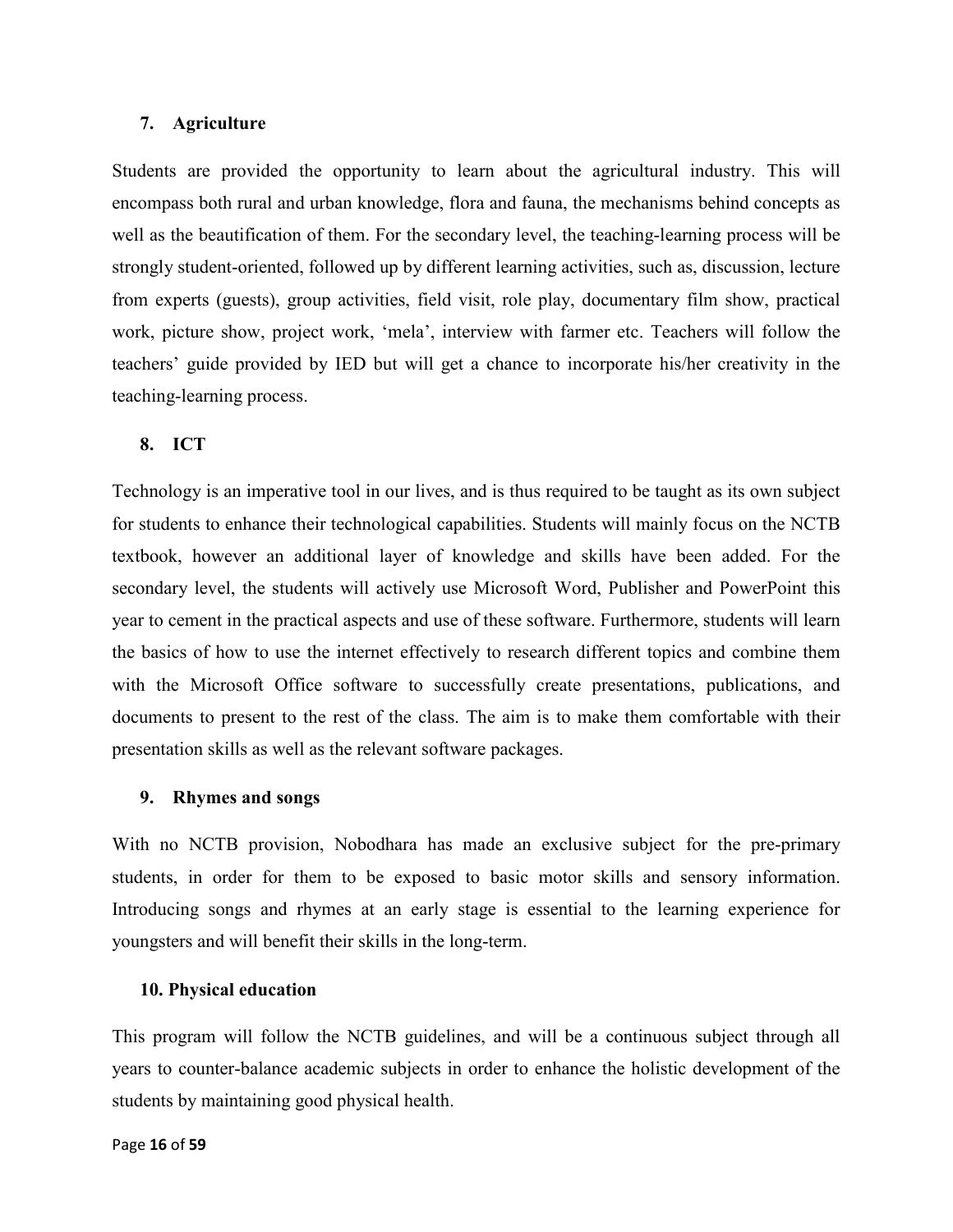### 7. Agriculture

Students are provided the opportunity to learn about the agricultural industry. This will encompass both rural and urban knowledge, flora and fauna, the mechanisms behind concepts as well as the beautification of them. For the secondary level, the teaching-learning process will be strongly student-oriented, followed up by different learning activities, such as, discussion, lecture from experts (guests), group activities, field visit, role play, documentary film show, practical work, picture show, project work, 'mela', interview with farmer etc. Teachers will follow the teachers' guide provided by IED but will get a chance to incorporate his/her creativity in the teaching-learning process.

### 8. ICT

Technology is an imperative tool in our lives, and is thus required to be taught as its own subject for students to enhance their technological capabilities. Students will mainly focus on the NCTB textbook, however an additional layer of knowledge and skills have been added. For the secondary level, the students will actively use Microsoft Word, Publisher and PowerPoint this year to cement in the practical aspects and use of these software. Furthermore, students will learn the basics of how to use the internet effectively to research different topics and combine them with the Microsoft Office software to successfully create presentations, publications, and documents to present to the rest of the class. The aim is to make them comfortable with their presentation skills as well as the relevant software packages.

### 9. Rhymes and songs

With no NCTB provision, Nobodhara has made an exclusive subject for the pre-primary students, in order for them to be exposed to basic motor skills and sensory information. Introducing songs and rhymes at an early stage is essential to the learning experience for youngsters and will benefit their skills in the long-term.

### 10. Physical education

This program will follow the NCTB guidelines, and will be a continuous subject through all years to counter-balance academic subjects in order to enhance the holistic development of the students by maintaining good physical health.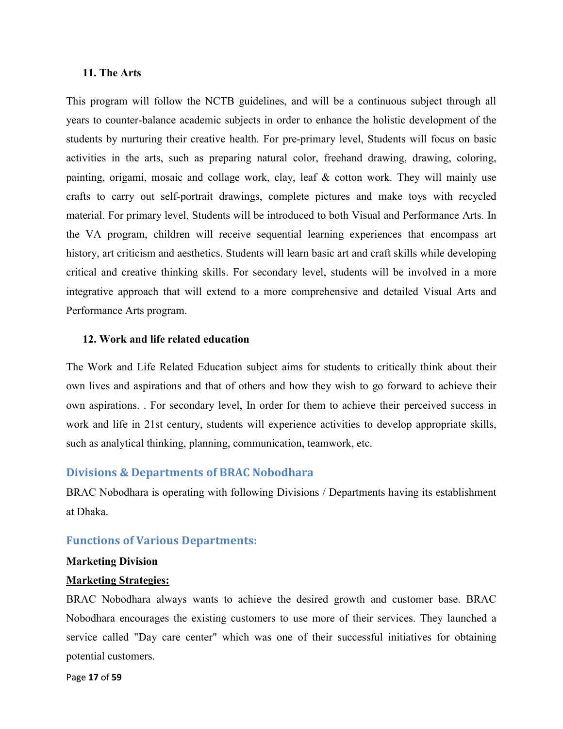### 11. The Arts

This program will follow the NCTB guidelines, and will be a continuous subject through all years to counter-balance academic subjects in order to enhance the holistic development of the students by nurturing their creative health. For pre-primary level, Students will focus on basic activities in the arts, such as preparing natural color, freehand drawing, drawing, coloring, painting, origami, mosaic and collage work, clay, leaf & cotton work. They will mainly use crafts to carry out self-portrait drawings, complete pictures and make toys with recycled material. For primary level, Students will be introduced to both Visual and Performance Arts. In the VA program, children will receive sequential learning experiences that encompass art history, art criticism and aesthetics. Students will learn basic art and craft skills while developing critical and creative thinking skills. For secondary level, students will be involved in a more integrative approach that will extend to a more comprehensive and detailed Visual Arts and Performance Arts program.

### 12. Work and life related education

The Work and Life Related Education subject aims for students to critically think about their own lives and aspirations and that of others and how they wish to go forward to achieve their own aspirations. . For secondary level, In order for them to achieve their perceived success in work and life in 21st century, students will experience activities to develop appropriate skills, such as analytical thinking, planning, communication, teamwork, etc.

## Divisions & Departments of BRAC Nobodhara

BRAC Nobodhara is operating with following Divisions / Departments having its establishment at Dhaka.

## Functions of Various Departments:

**Marketing Division**

**Marketing Strategies:**

BRAC Nobodhara always wants to achieve the desired growth and customer base. BRAC Nobodhara encourages the existing customers to use more of their services. They launched a service called "Day care center" which was one of their successful initiatives for obtaining potential customers.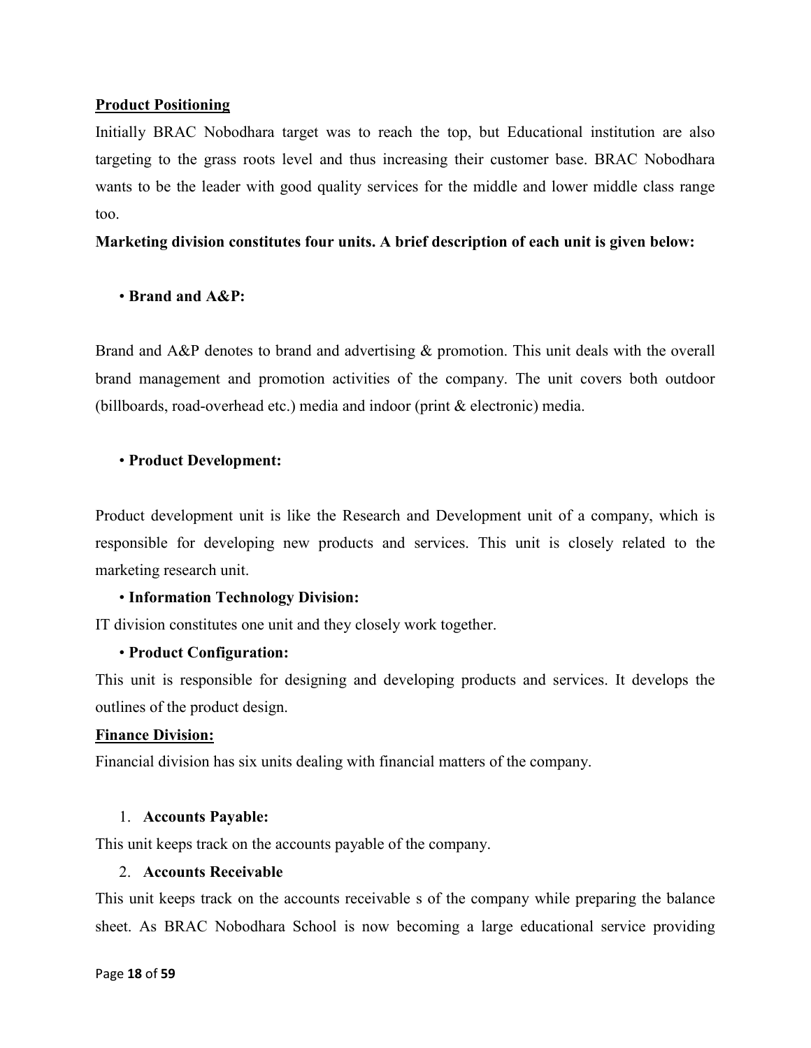**<u>Product Positioning</u>**

Initially BRAC Nobodhara target was to reach the top, but Educational institution are also targeting to the grass roots level and thus increasing their customer base. BRAC Nobodhara wants to be the leader with good quality services for the middle and lower middle class range too.

**Marketing division constitutes four units. A brief description of each unit is given below:**

- **Brand and A&P:**

Brand and A&P denotes to brand and advertising & promotion. This unit deals with the overall brand management and promotion activities of the company. The unit covers both outdoor (billboards, road-overhead etc.) media and indoor (print & electronic) media.

- **Product Development:**

Product development unit is like the Research and Development unit of a company, which is responsible for developing new products and services. This unit is closely related to the marketing research unit.

- **Information Technology Division:**

IT division constitutes one unit and they closely work together.

- **Product Configuration:**

This unit is responsible for designing and developing products and services. It develops the outlines of the product design.

**<u>Finance Division:</u>**

Financial division has six units dealing with financial matters of the company.

1. **Accounts Payable:**

This unit keeps track on the accounts payable of the company.

2. **Accounts Receivable**

This unit keeps track on the accounts receivable s of the company while preparing the balance sheet. As BRAC Nobodhara School is now becoming a large educational service providing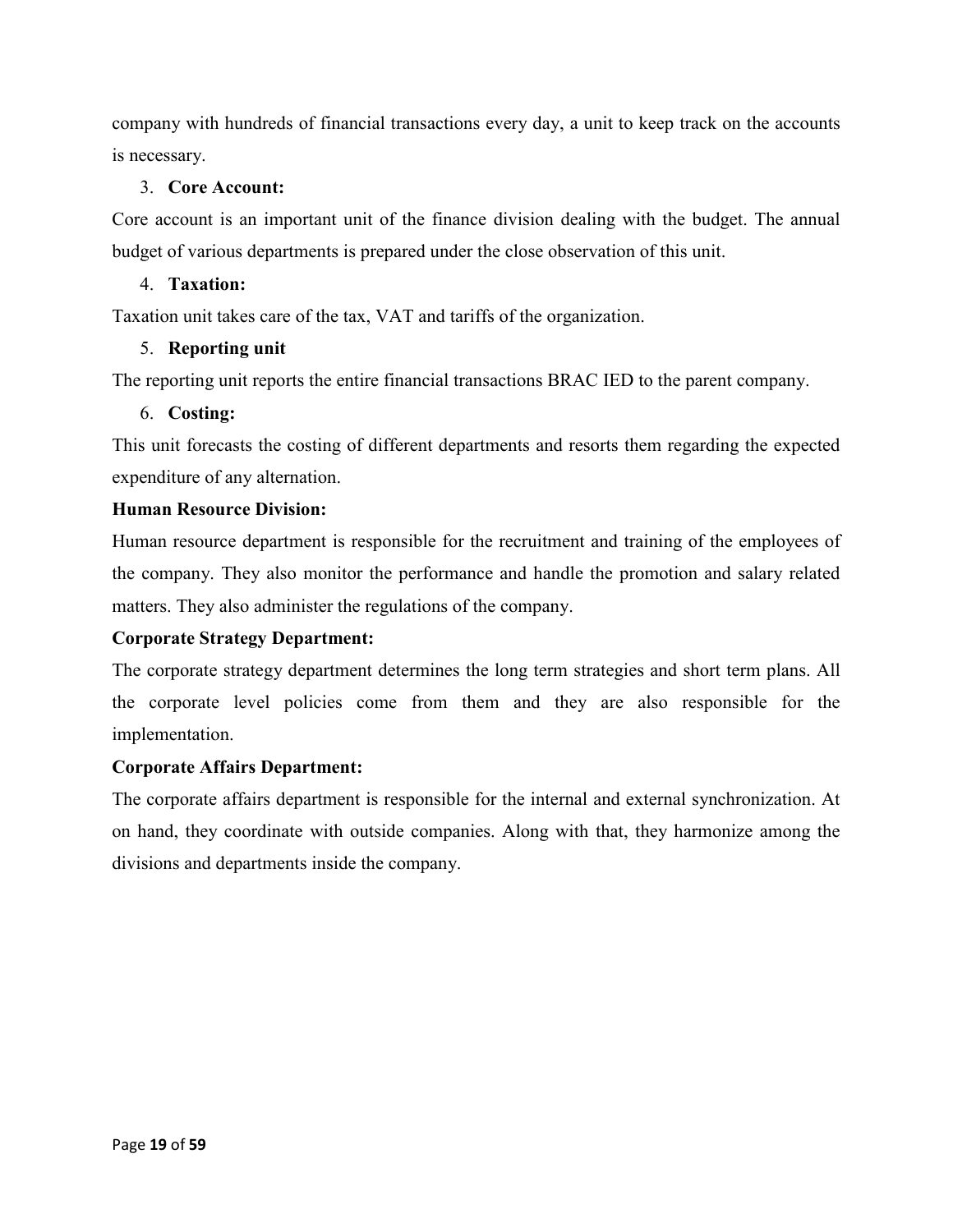company with hundreds of financial transactions every day, a unit to keep track on the accounts is necessary.

3. **Core Account:**

Core account is an important unit of the finance division dealing with the budget. The annual budget of various departments is prepared under the close observation of this unit.

4. **Taxation:**

Taxation unit takes care of the tax, VAT and tariffs of the organization.

5. **Reporting unit**

The reporting unit reports the entire financial transactions BRAC IED to the parent company.

6. **Costing:**

This unit forecasts the costing of different departments and resorts them regarding the expected expenditure of any alternation.

**Human Resource Division:**

Human resource department is responsible for the recruitment and training of the employees of the company. They also monitor the performance and handle the promotion and salary related matters. They also administer the regulations of the company.

**Corporate Strategy Department:**

The corporate strategy department determines the long term strategies and short term plans. All the corporate level policies come from them and they are also responsible for the implementation.

**Corporate Affairs Department:**

The corporate affairs department is responsible for the internal and external synchronization. At on hand, they coordinate with outside companies. Along with that, they harmonize among the divisions and departments inside the company.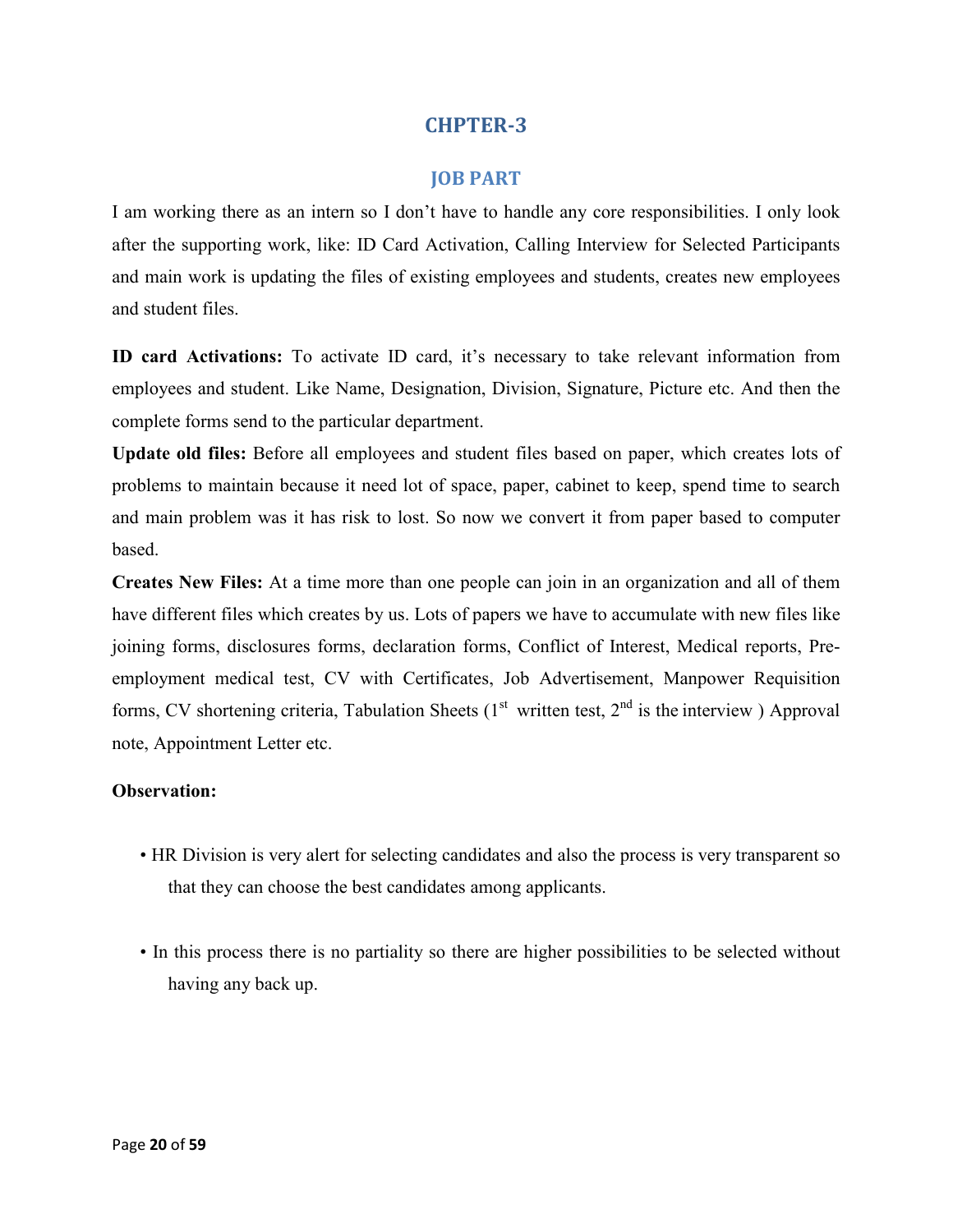# CHPTER-3

## JOB PART

I am working there as an intern so I don't have to handle any core responsibilities. I only look after the supporting work, like: ID Card Activation, Calling Interview for Selected Participants and main work is updating the files of existing employees and students, creates new employees and student files.

**ID card Activations:** To activate ID card, it's necessary to take relevant information from employees and student. Like Name, Designation, Division, Signature, Picture etc. And then the complete forms send to the particular department.

**Update old files:** Before all employees and student files based on paper, which creates lots of problems to maintain because it need lot of space, paper, cabinet to keep, spend time to search and main problem was it has risk to lost. So now we convert it from paper based to computer based.

**Creates New Files:** At a time more than one people can join in an organization and all of them have different files which creates by us. Lots of papers we have to accumulate with new files like joining forms, disclosures forms, declaration forms, Conflict of Interest, Medical reports, Pre-employment medical test, CV with Certificates, Job Advertisement, Manpower Requisition forms, CV shortening criteria, Tabulation Sheets (1st written test, 2nd is the interview ) Approval note, Appointment Letter etc.

**Observation:**

- HR Division is very alert for selecting candidates and also the process is very transparent so that they can choose the best candidates among applicants.

- In this process there is no partiality so there are higher possibilities to be selected without having any back up.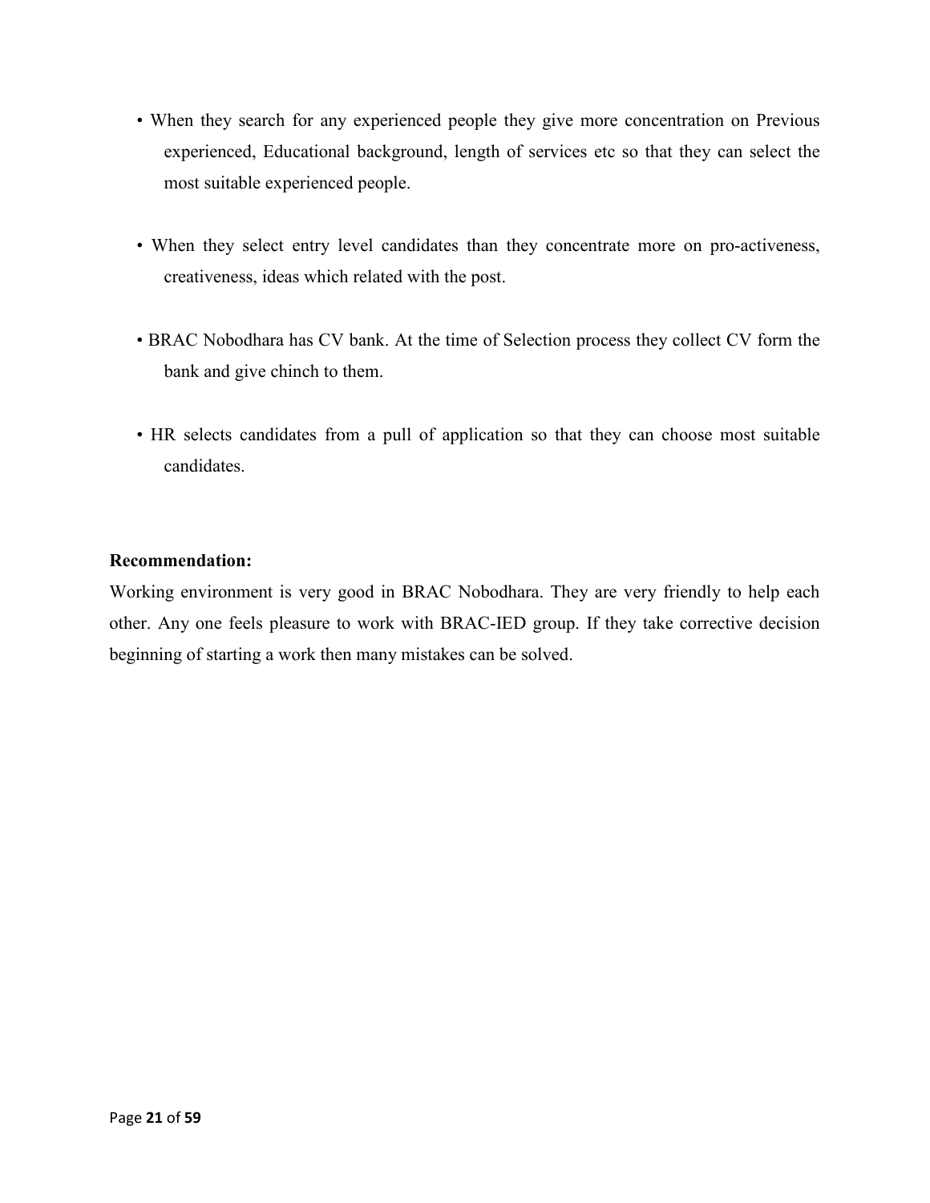- When they search for any experienced people they give more concentration on Previous experienced, Educational background, length of services etc so that they can select the most suitable experienced people.

- When they select entry level candidates than they concentrate more on pro-activeness, creativeness, ideas which related with the post.

- BRAC Nobodhara has CV bank. At the time of Selection process they collect CV form the bank and give chinch to them.

- HR selects candidates from a pull of application so that they can choose most suitable candidates.

**Recommendation:**

Working environment is very good in BRAC Nobodhara. They are very friendly to help each other. Any one feels pleasure to work with BRAC-IED group. If they take corrective decision beginning of starting a work then many mistakes can be solved.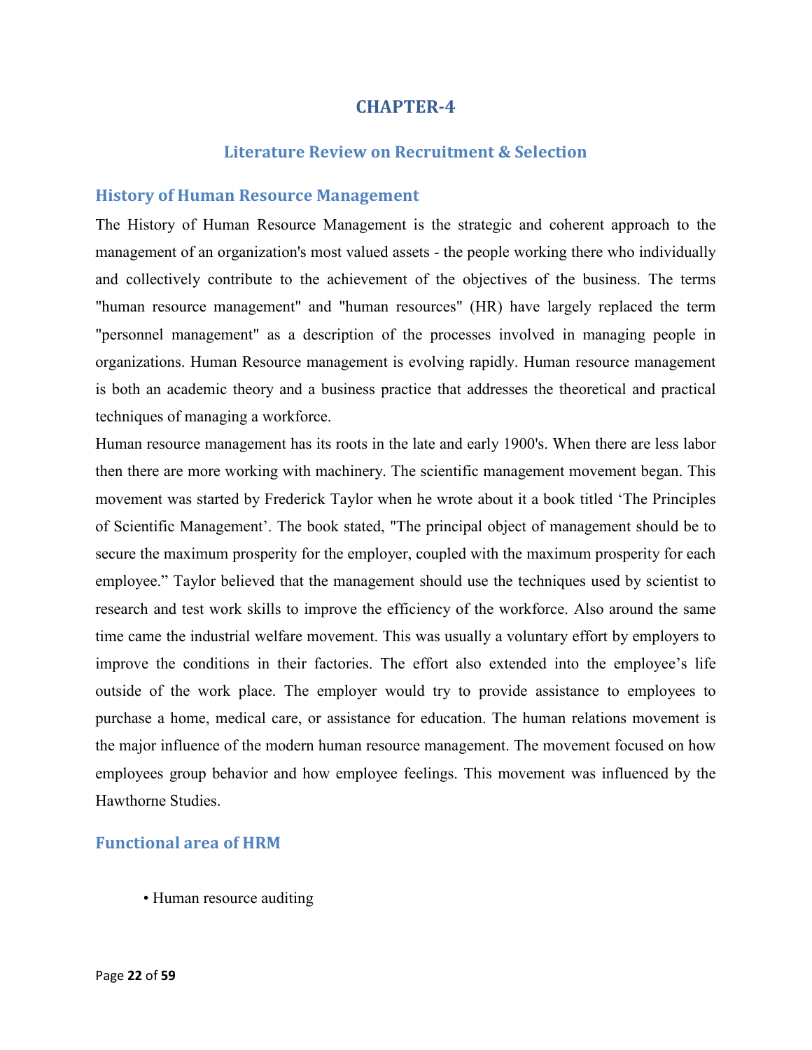# CHAPTER-4

## Literature Review on Recruitment & Selection

### History of Human Resource Management

The History of Human Resource Management is the strategic and coherent approach to the management of an organization's most valued assets - the people working there who individually and collectively contribute to the achievement of the objectives of the business. The terms "human resource management" and "human resources" (HR) have largely replaced the term "personnel management" as a description of the processes involved in managing people in organizations. Human Resource management is evolving rapidly. Human resource management is both an academic theory and a business practice that addresses the theoretical and practical techniques of managing a workforce.

Human resource management has its roots in the late and early 1900's. When there are less labor then there are more working with machinery. The scientific management movement began. This movement was started by Frederick Taylor when he wrote about it a book titled 'The Principles of Scientific Management'. The book stated, "The principal object of management should be to secure the maximum prosperity for the employer, coupled with the maximum prosperity for each employee." Taylor believed that the management should use the techniques used by scientist to research and test work skills to improve the efficiency of the workforce. Also around the same time came the industrial welfare movement. This was usually a voluntary effort by employers to improve the conditions in their factories. The effort also extended into the employee's life outside of the work place. The employer would try to provide assistance to employees to purchase a home, medical care, or assistance for education. The human relations movement is the major influence of the modern human resource management. The movement focused on how employees group behavior and how employee feelings. This movement was influenced by the Hawthorne Studies.

### Functional area of HRM

- Human resource auditing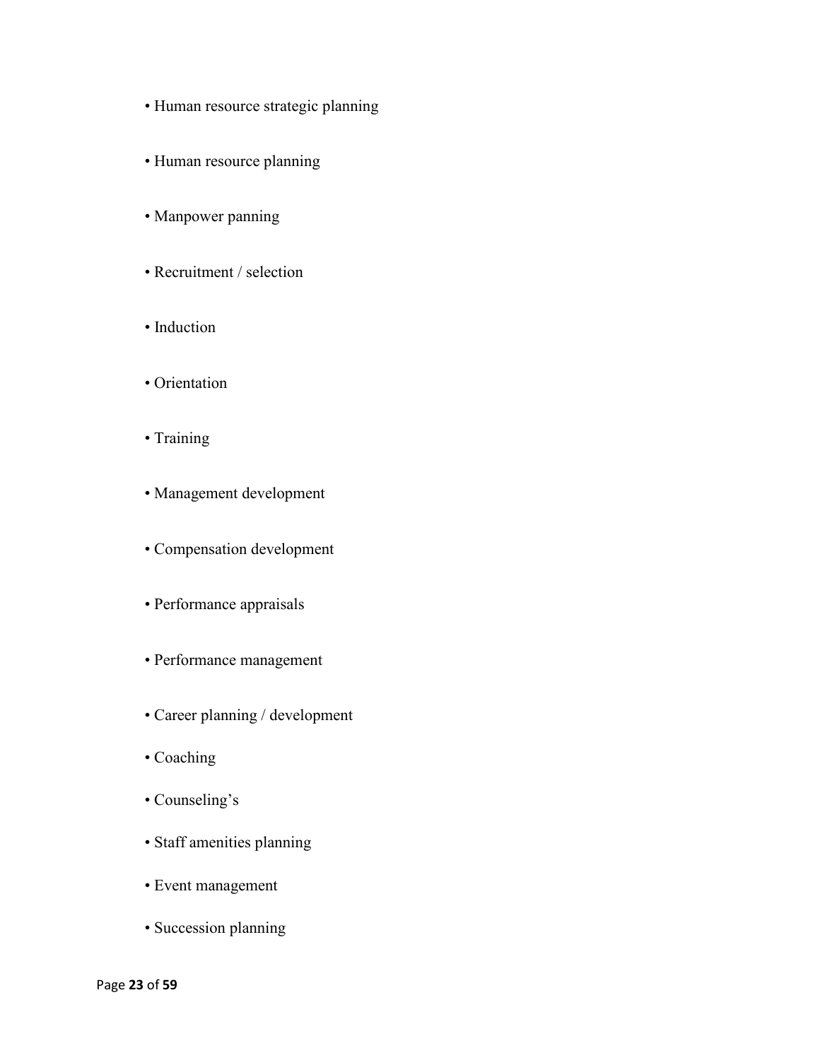- Human resource strategic planning
- Human resource planning
- Manpower panning
- Recruitment / selection
- Induction
- Orientation
- Training
- Management development
- Compensation development
- Performance appraisals
- Performance management
- Career planning / development
- Coaching
- Counseling's
- Staff amenities planning
- Event management
- Succession planning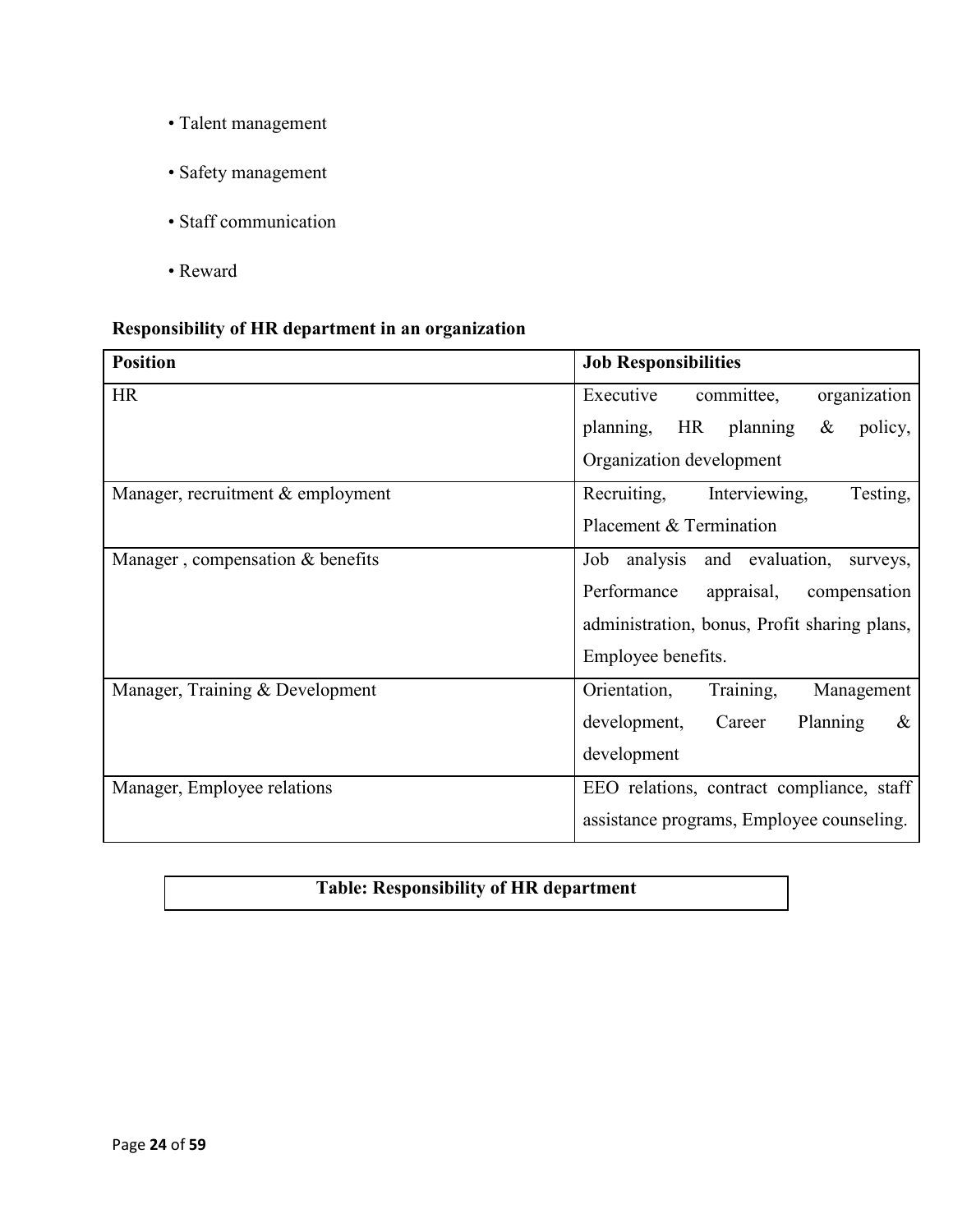- Talent management
- Safety management
- Staff communication
- Reward

**Responsibility of HR department in an organization**

| Position | Job Responsibilities |
| --- | --- |
| HR | Executive committee, organization planning, HR planning & policy, Organization development |
| Manager, recruitment & employment | Recruiting, Interviewing, Testing, Placement & Termination |
| Manager , compensation & benefits | Job analysis and evaluation, surveys, Performance appraisal, compensation administration, bonus, Profit sharing plans, Employee benefits. |
| Manager, Training & Development | Orientation, Training, Management development, Career Planning & development |
| Manager, Employee relations | EEO relations, contract compliance, staff assistance programs, Employee counseling. |

**Table: Responsibility of HR department**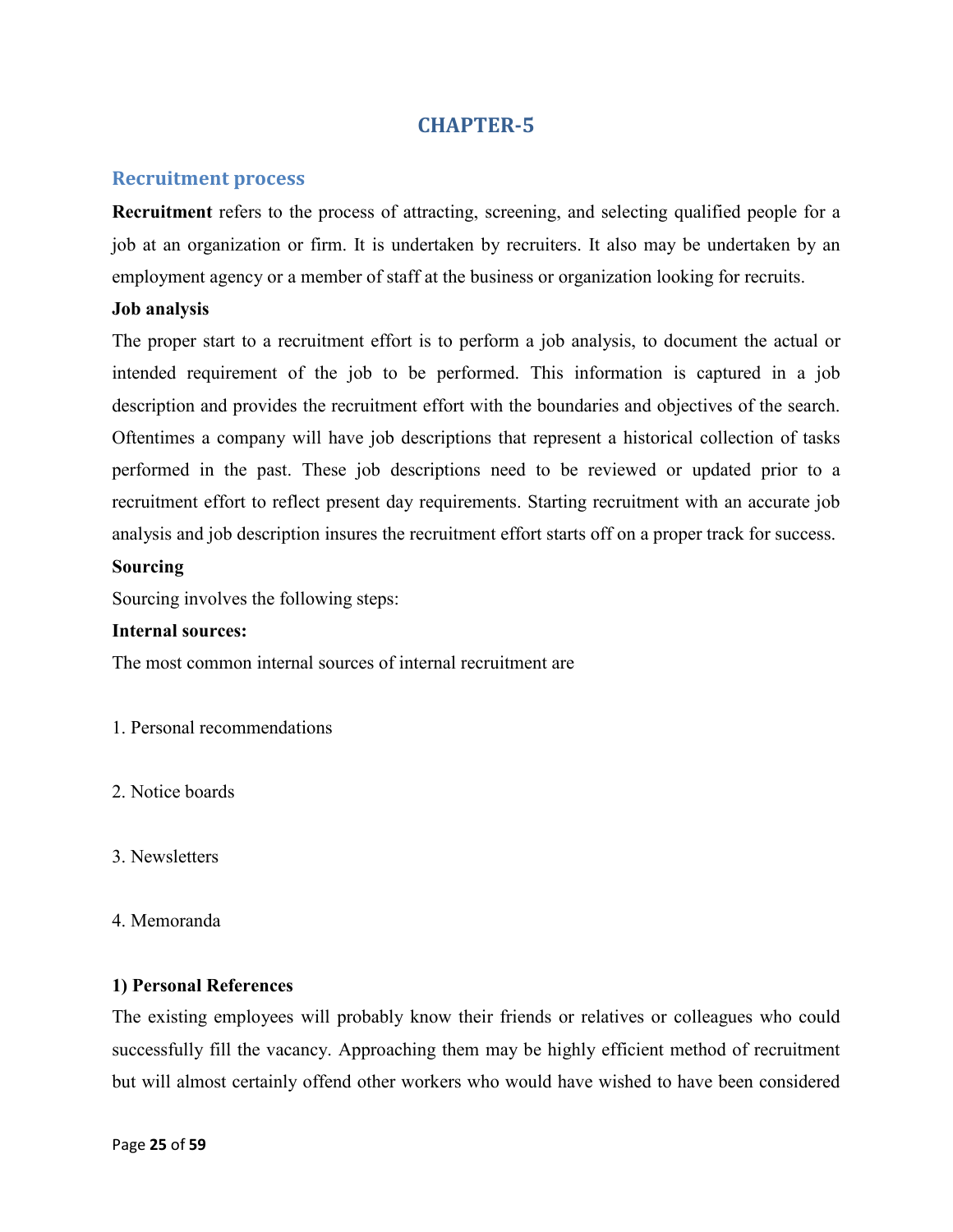# CHAPTER-5

## Recruitment process

**Recruitment** refers to the process of attracting, screening, and selecting qualified people for a job at an organization or firm. It is undertaken by recruiters. It also may be undertaken by an employment agency or a member of staff at the business or organization looking for recruits.

**Job analysis**

The proper start to a recruitment effort is to perform a job analysis, to document the actual or intended requirement of the job to be performed. This information is captured in a job description and provides the recruitment effort with the boundaries and objectives of the search. Oftentimes a company will have job descriptions that represent a historical collection of tasks performed in the past. These job descriptions need to be reviewed or updated prior to a recruitment effort to reflect present day requirements. Starting recruitment with an accurate job analysis and job description insures the recruitment effort starts off on a proper track for success.

**Sourcing**

Sourcing involves the following steps:

**Internal sources:**

The most common internal sources of internal recruitment are

1. Personal recommendations

2. Notice boards

3. Newsletters

4. Memoranda

**1) Personal References**

The existing employees will probably know their friends or relatives or colleagues who could successfully fill the vacancy. Approaching them may be highly efficient method of recruitment but will almost certainly offend other workers who would have wished to have been considered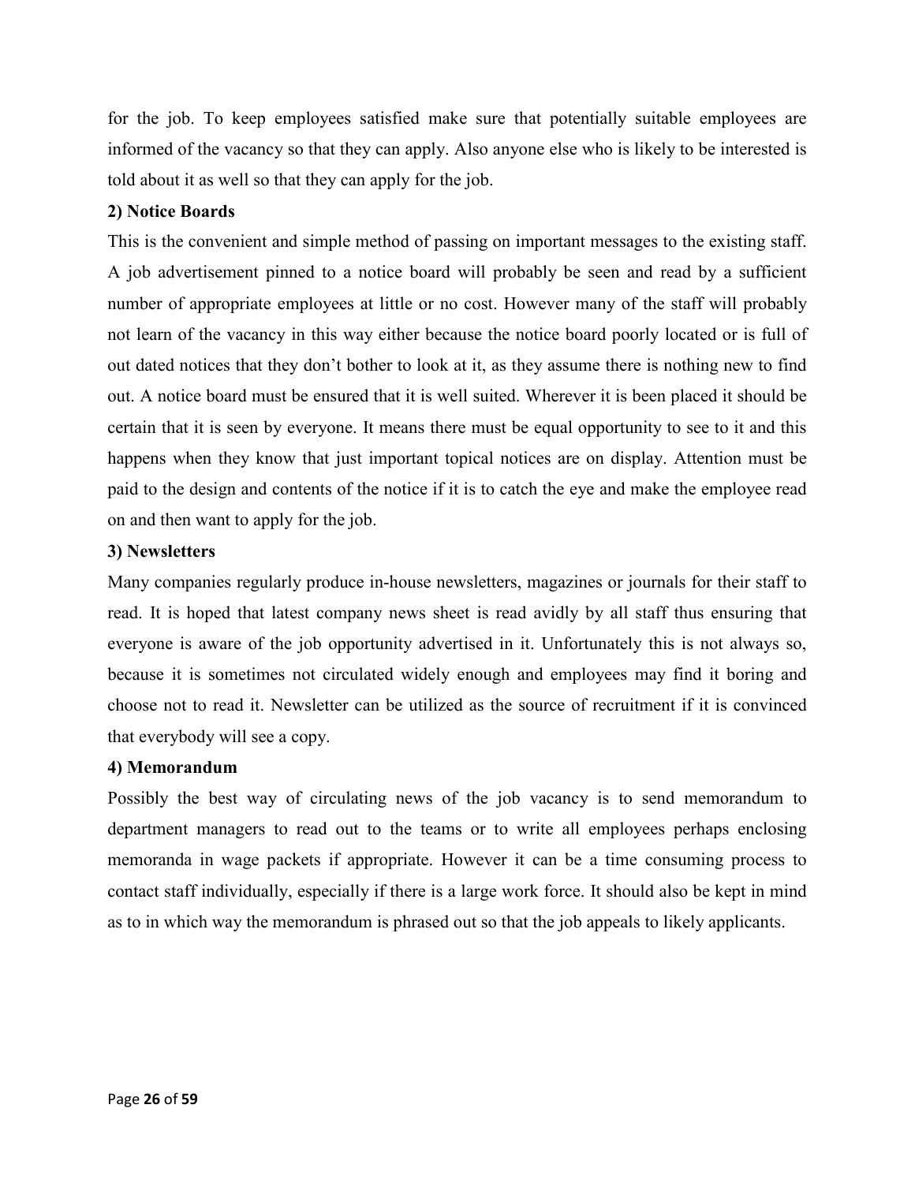for the job. To keep employees satisfied make sure that potentially suitable employees are informed of the vacancy so that they can apply. Also anyone else who is likely to be interested is told about it as well so that they can apply for the job.

**2) Notice Boards**

This is the convenient and simple method of passing on important messages to the existing staff. A job advertisement pinned to a notice board will probably be seen and read by a sufficient number of appropriate employees at little or no cost. However many of the staff will probably not learn of the vacancy in this way either because the notice board poorly located or is full of out dated notices that they don't bother to look at it, as they assume there is nothing new to find out. A notice board must be ensured that it is well suited. Wherever it is been placed it should be certain that it is seen by everyone. It means there must be equal opportunity to see to it and this happens when they know that just important topical notices are on display. Attention must be paid to the design and contents of the notice if it is to catch the eye and make the employee read on and then want to apply for the job.

**3) Newsletters**

Many companies regularly produce in-house newsletters, magazines or journals for their staff to read. It is hoped that latest company news sheet is read avidly by all staff thus ensuring that everyone is aware of the job opportunity advertised in it. Unfortunately this is not always so, because it is sometimes not circulated widely enough and employees may find it boring and choose not to read it. Newsletter can be utilized as the source of recruitment if it is convinced that everybody will see a copy.

**4) Memorandum**

Possibly the best way of circulating news of the job vacancy is to send memorandum to department managers to read out to the teams or to write all employees perhaps enclosing memoranda in wage packets if appropriate. However it can be a time consuming process to contact staff individually, especially if there is a large work force. It should also be kept in mind as to in which way the memorandum is phrased out so that the job appeals to likely applicants.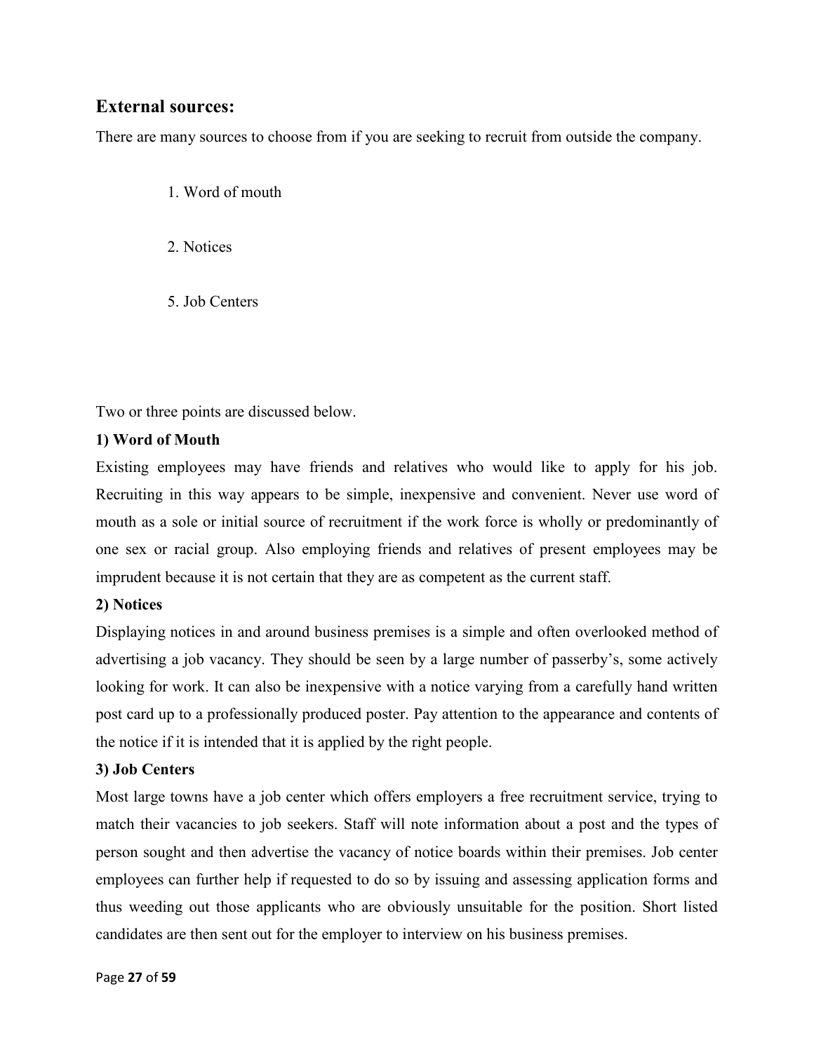## External sources:

There are many sources to choose from if you are seeking to recruit from outside the company.

1. Word of mouth

2. Notices

5. Job Centers

Two or three points are discussed below.

**1) Word of Mouth**

Existing employees may have friends and relatives who would like to apply for his job. Recruiting in this way appears to be simple, inexpensive and convenient. Never use word of mouth as a sole or initial source of recruitment if the work force is wholly or predominantly of one sex or racial group. Also employing friends and relatives of present employees may be imprudent because it is not certain that they are as competent as the current staff.

**2) Notices**

Displaying notices in and around business premises is a simple and often overlooked method of advertising a job vacancy. They should be seen by a large number of passerby's, some actively looking for work. It can also be inexpensive with a notice varying from a carefully hand written post card up to a professionally produced poster. Pay attention to the appearance and contents of the notice if it is intended that it is applied by the right people.

**3) Job Centers**

Most large towns have a job center which offers employers a free recruitment service, trying to match their vacancies to job seekers. Staff will note information about a post and the types of person sought and then advertise the vacancy of notice boards within their premises. Job center employees can further help if requested to do so by issuing and assessing application forms and thus weeding out those applicants who are obviously unsuitable for the position. Short listed candidates are then sent out for the employer to interview on his business premises.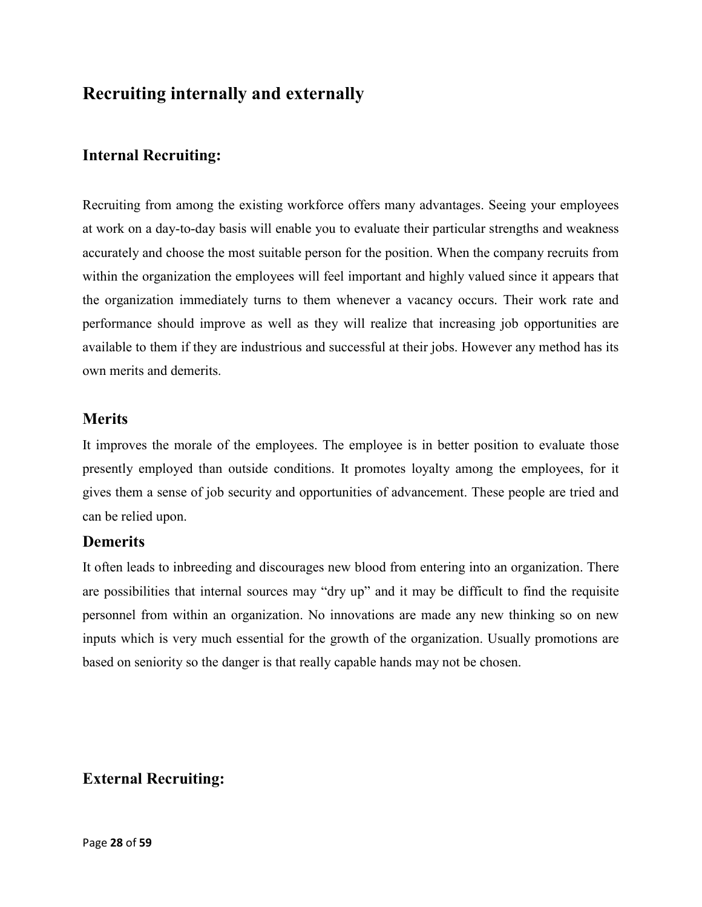## Recruiting internally and externally

### Internal Recruiting:

Recruiting from among the existing workforce offers many advantages. Seeing your employees at work on a day-to-day basis will enable you to evaluate their particular strengths and weakness accurately and choose the most suitable person for the position. When the company recruits from within the organization the employees will feel important and highly valued since it appears that the organization immediately turns to them whenever a vacancy occurs. Their work rate and performance should improve as well as they will realize that increasing job opportunities are available to them if they are industrious and successful at their jobs. However any method has its own merits and demerits.

### Merits

It improves the morale of the employees. The employee is in better position to evaluate those presently employed than outside conditions. It promotes loyalty among the employees, for it gives them a sense of job security and opportunities of advancement. These people are tried and can be relied upon.

### Demerits

It often leads to inbreeding and discourages new blood from entering into an organization. There are possibilities that internal sources may "dry up" and it may be difficult to find the requisite personnel from within an organization. No innovations are made any new thinking so on new inputs which is very much essential for the growth of the organization. Usually promotions are based on seniority so the danger is that really capable hands may not be chosen.

### External Recruiting: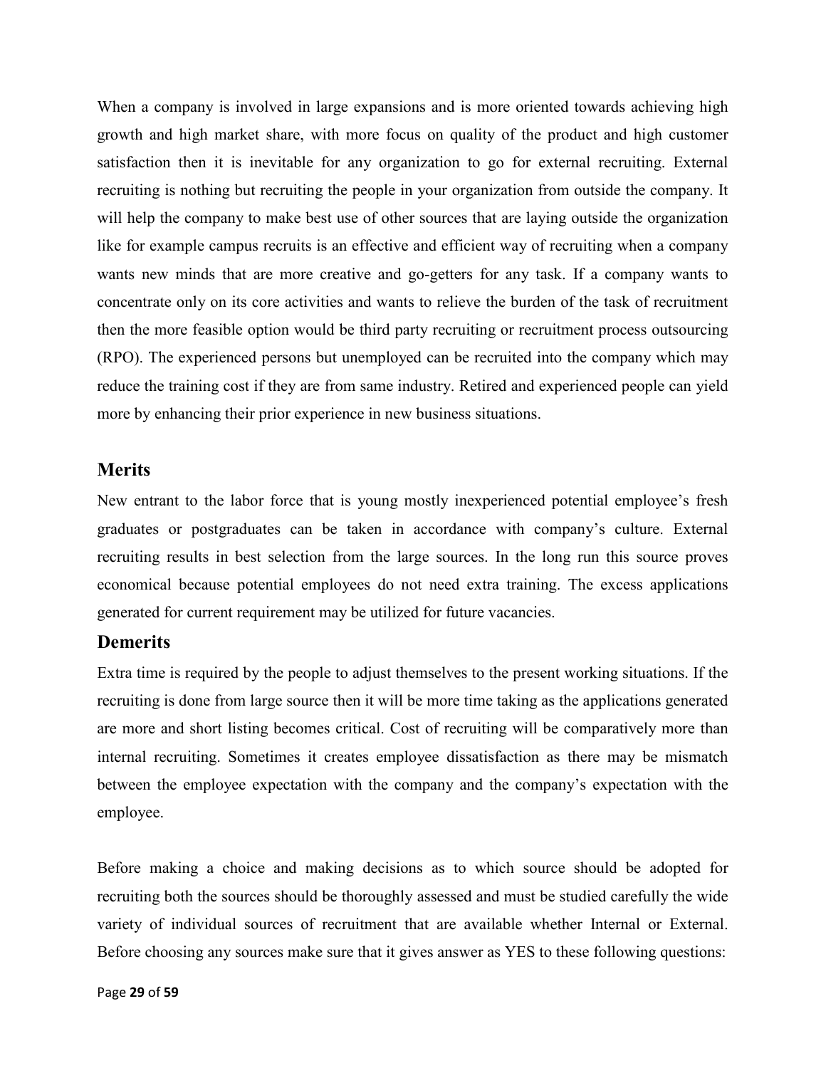When a company is involved in large expansions and is more oriented towards achieving high growth and high market share, with more focus on quality of the product and high customer satisfaction then it is inevitable for any organization to go for external recruiting. External recruiting is nothing but recruiting the people in your organization from outside the company. It will help the company to make best use of other sources that are laying outside the organization like for example campus recruits is an effective and efficient way of recruiting when a company wants new minds that are more creative and go-getters for any task. If a company wants to concentrate only on its core activities and wants to relieve the burden of the task of recruitment then the more feasible option would be third party recruiting or recruitment process outsourcing (RPO). The experienced persons but unemployed can be recruited into the company which may reduce the training cost if they are from same industry. Retired and experienced people can yield more by enhancing their prior experience in new business situations.

## Merits

New entrant to the labor force that is young mostly inexperienced potential employee's fresh graduates or postgraduates can be taken in accordance with company's culture. External recruiting results in best selection from the large sources. In the long run this source proves economical because potential employees do not need extra training. The excess applications generated for current requirement may be utilized for future vacancies.

## Demerits

Extra time is required by the people to adjust themselves to the present working situations. If the recruiting is done from large source then it will be more time taking as the applications generated are more and short listing becomes critical. Cost of recruiting will be comparatively more than internal recruiting. Sometimes it creates employee dissatisfaction as there may be mismatch between the employee expectation with the company and the company's expectation with the employee.

Before making a choice and making decisions as to which source should be adopted for recruiting both the sources should be thoroughly assessed and must be studied carefully the wide variety of individual sources of recruitment that are available whether Internal or External. Before choosing any sources make sure that it gives answer as YES to these following questions: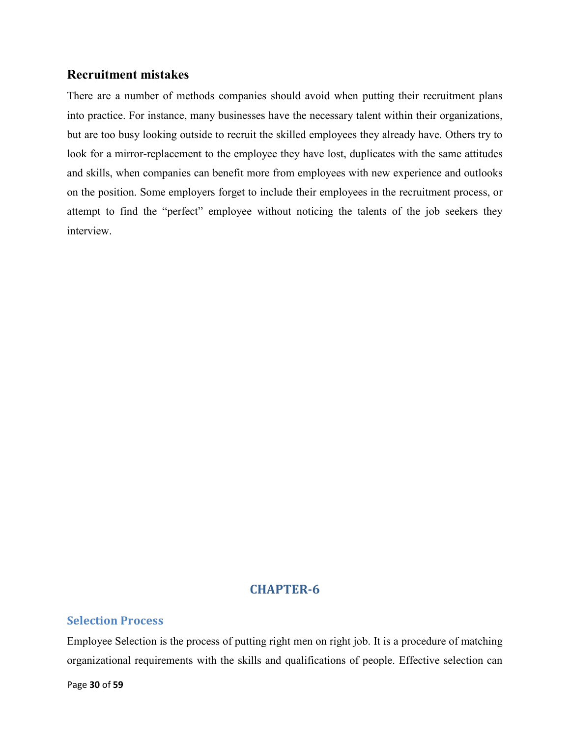### Recruitment mistakes

There are a number of methods companies should avoid when putting their recruitment plans into practice. For instance, many businesses have the necessary talent within their organizations, but are too busy looking outside to recruit the skilled employees they already have. Others try to look for a mirror-replacement to the employee they have lost, duplicates with the same attitudes and skills, when companies can benefit more from employees with new experience and outlooks on the position. Some employers forget to include their employees in the recruitment process, or attempt to find the "perfect" employee without noticing the talents of the job seekers they interview.

# CHAPTER-6

## Selection Process

Employee Selection is the process of putting right men on right job. It is a procedure of matching organizational requirements with the skills and qualifications of people. Effective selection can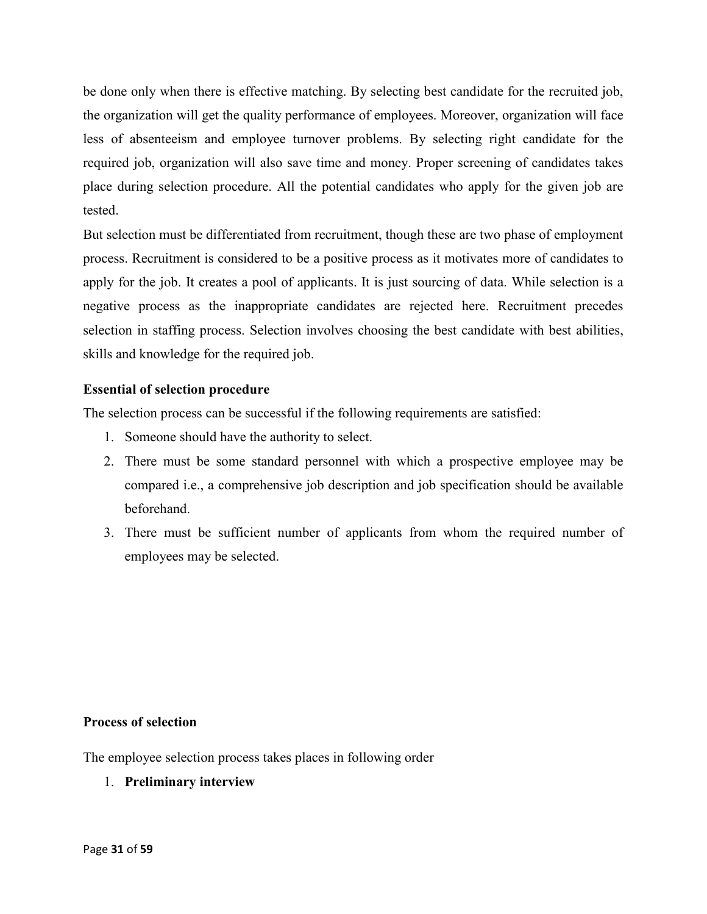be done only when there is effective matching. By selecting best candidate for the recruited job, the organization will get the quality performance of employees. Moreover, organization will face less of absenteeism and employee turnover problems. By selecting right candidate for the required job, organization will also save time and money. Proper screening of candidates takes place during selection procedure. All the potential candidates who apply for the given job are tested.

But selection must be differentiated from recruitment, though these are two phase of employment process. Recruitment is considered to be a positive process as it motivates more of candidates to apply for the job. It creates a pool of applicants. It is just sourcing of data. While selection is a negative process as the inappropriate candidates are rejected here. Recruitment precedes selection in staffing process. Selection involves choosing the best candidate with best abilities, skills and knowledge for the required job.

**Essential of selection procedure**

The selection process can be successful if the following requirements are satisfied:

1. Someone should have the authority to select.
2. There must be some standard personnel with which a prospective employee may be compared i.e., a comprehensive job description and job specification should be available beforehand.
3. There must be sufficient number of applicants from whom the required number of employees may be selected.

**Process of selection**

The employee selection process takes places in following order

1. **Preliminary interview**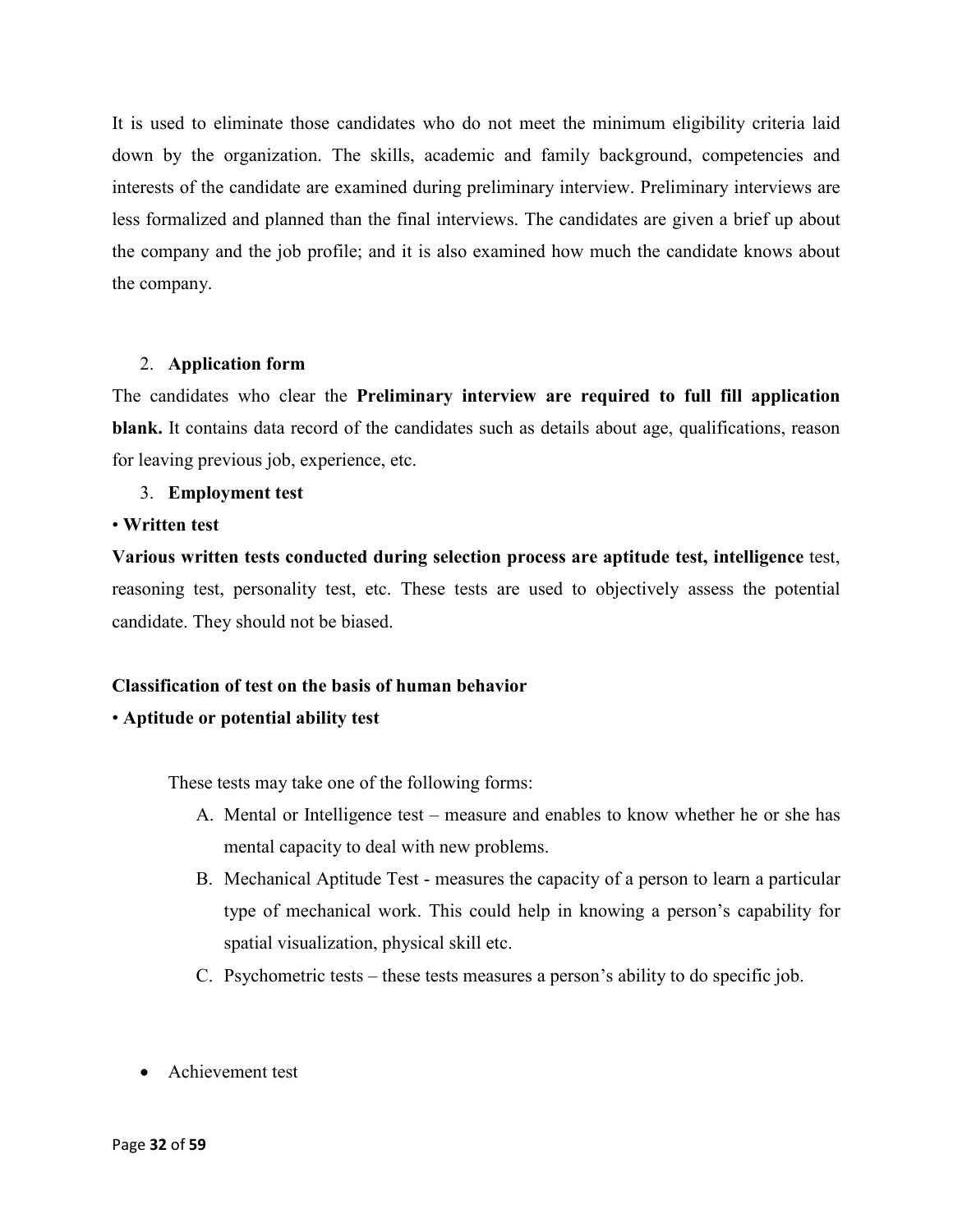It is used to eliminate those candidates who do not meet the minimum eligibility criteria laid down by the organization. The skills, academic and family background, competencies and interests of the candidate are examined during preliminary interview. Preliminary interviews are less formalized and planned than the final interviews. The candidates are given a brief up about the company and the job profile; and it is also examined how much the candidate knows about the company.

2. **Application form**

The candidates who clear the **Preliminary interview are required to full fill application blank.** It contains data record of the candidates such as details about age, qualifications, reason for leaving previous job, experience, etc.

3. **Employment test**

• **Written test**

**Various written tests conducted during selection process are aptitude test, intelligence** test, reasoning test, personality test, etc. These tests are used to objectively assess the potential candidate. They should not be biased.

**Classification of test on the basis of human behavior**

• **Aptitude or potential ability test**

These tests may take one of the following forms:

A. Mental or Intelligence test – measure and enables to know whether he or she has mental capacity to deal with new problems.
B. Mechanical Aptitude Test - measures the capacity of a person to learn a particular type of mechanical work. This could help in knowing a person's capability for spatial visualization, physical skill etc.
C. Psychometric tests – these tests measures a person's ability to do specific job.

- Achievement test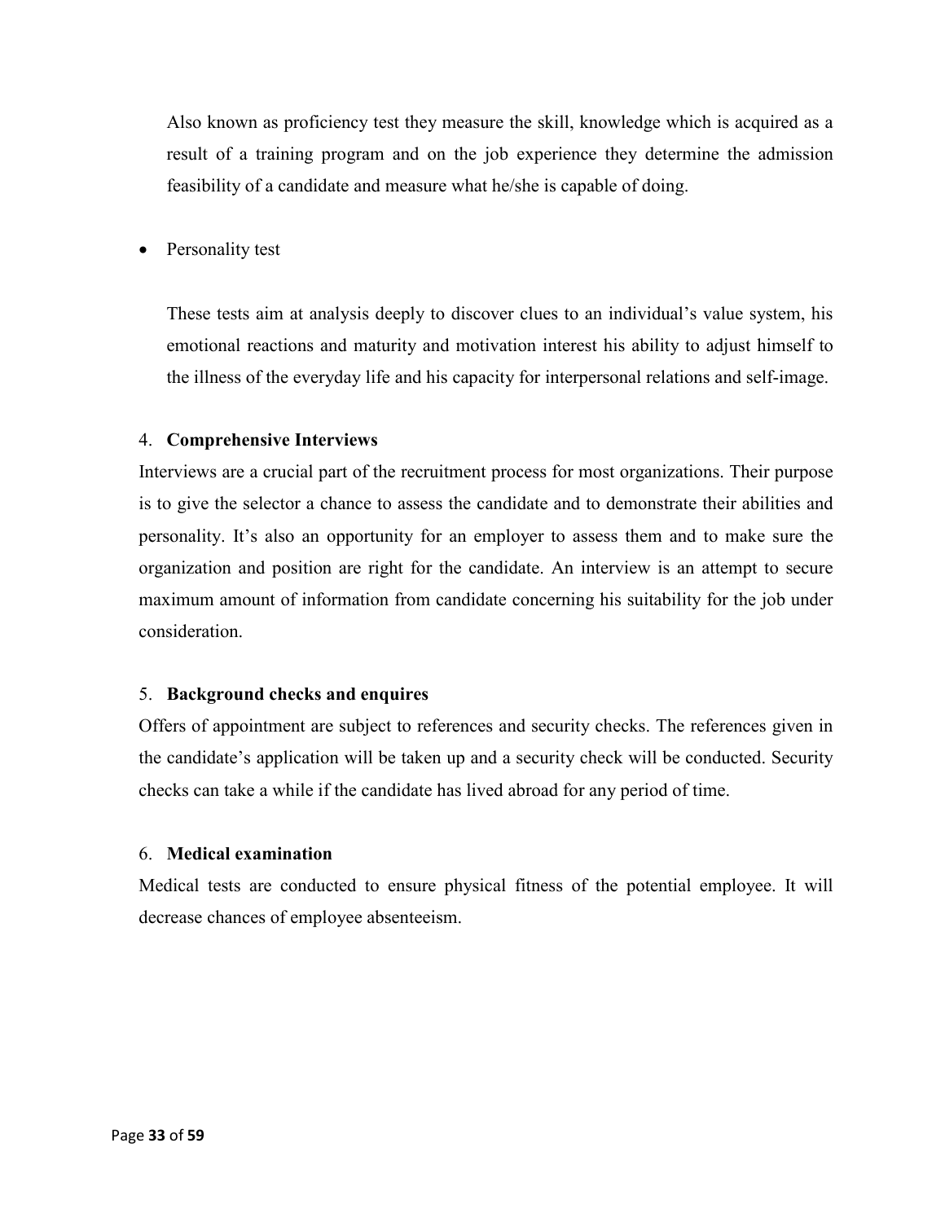Also known as proficiency test they measure the skill, knowledge which is acquired as a result of a training program and on the job experience they determine the admission feasibility of a candidate and measure what he/she is capable of doing.

- Personality test

  These tests aim at analysis deeply to discover clues to an individual's value system, his emotional reactions and maturity and motivation interest his ability to adjust himself to the illness of the everyday life and his capacity for interpersonal relations and self-image.

4. **Comprehensive Interviews**

Interviews are a crucial part of the recruitment process for most organizations. Their purpose is to give the selector a chance to assess the candidate and to demonstrate their abilities and personality. It's also an opportunity for an employer to assess them and to make sure the organization and position are right for the candidate. An interview is an attempt to secure maximum amount of information from candidate concerning his suitability for the job under consideration.

5. **Background checks and enquires**

Offers of appointment are subject to references and security checks. The references given in the candidate's application will be taken up and a security check will be conducted. Security checks can take a while if the candidate has lived abroad for any period of time.

6. **Medical examination**

Medical tests are conducted to ensure physical fitness of the potential employee. It will decrease chances of employee absenteeism.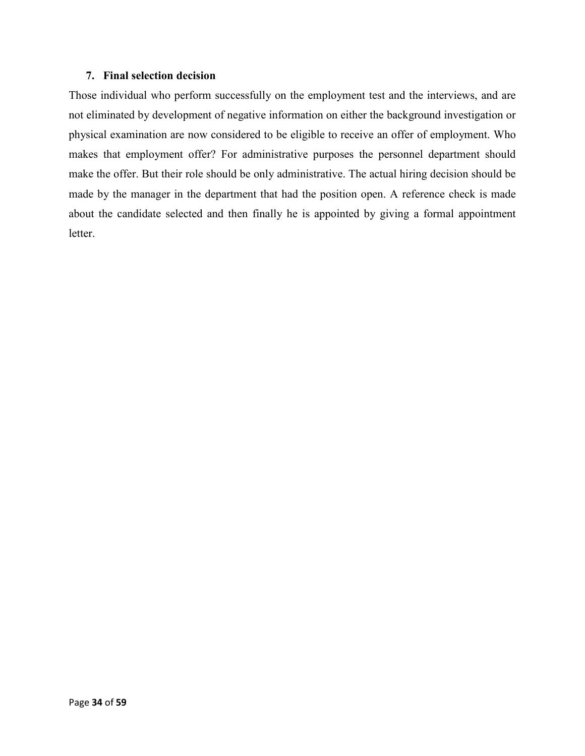### 7. Final selection decision

Those individual who perform successfully on the employment test and the interviews, and are not eliminated by development of negative information on either the background investigation or physical examination are now considered to be eligible to receive an offer of employment. Who makes that employment offer? For administrative purposes the personnel department should make the offer. But their role should be only administrative. The actual hiring decision should be made by the manager in the department that had the position open. A reference check is made about the candidate selected and then finally he is appointed by giving a formal appointment letter.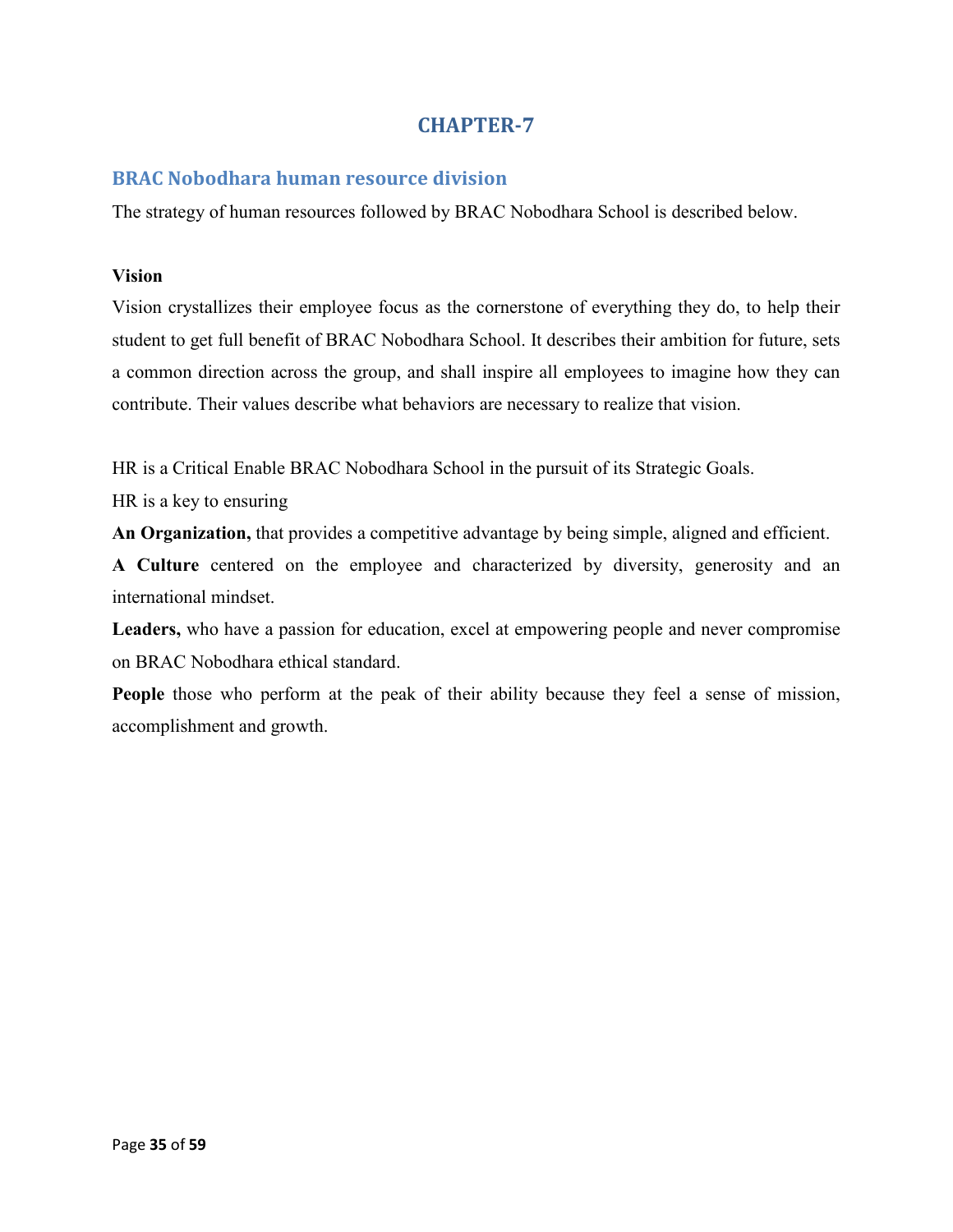# CHAPTER-7

## BRAC Nobodhara human resource division

The strategy of human resources followed by BRAC Nobodhara School is described below.

**Vision**

Vision crystallizes their employee focus as the cornerstone of everything they do, to help their student to get full benefit of BRAC Nobodhara School. It describes their ambition for future, sets a common direction across the group, and shall inspire all employees to imagine how they can contribute. Their values describe what behaviors are necessary to realize that vision.

HR is a Critical Enable BRAC Nobodhara School in the pursuit of its Strategic Goals.

HR is a key to ensuring

**An Organization,** that provides a competitive advantage by being simple, aligned and efficient.

**A Culture** centered on the employee and characterized by diversity, generosity and an international mindset.

**Leaders,** who have a passion for education, excel at empowering people and never compromise on BRAC Nobodhara ethical standard.

**People** those who perform at the peak of their ability because they feel a sense of mission, accomplishment and growth.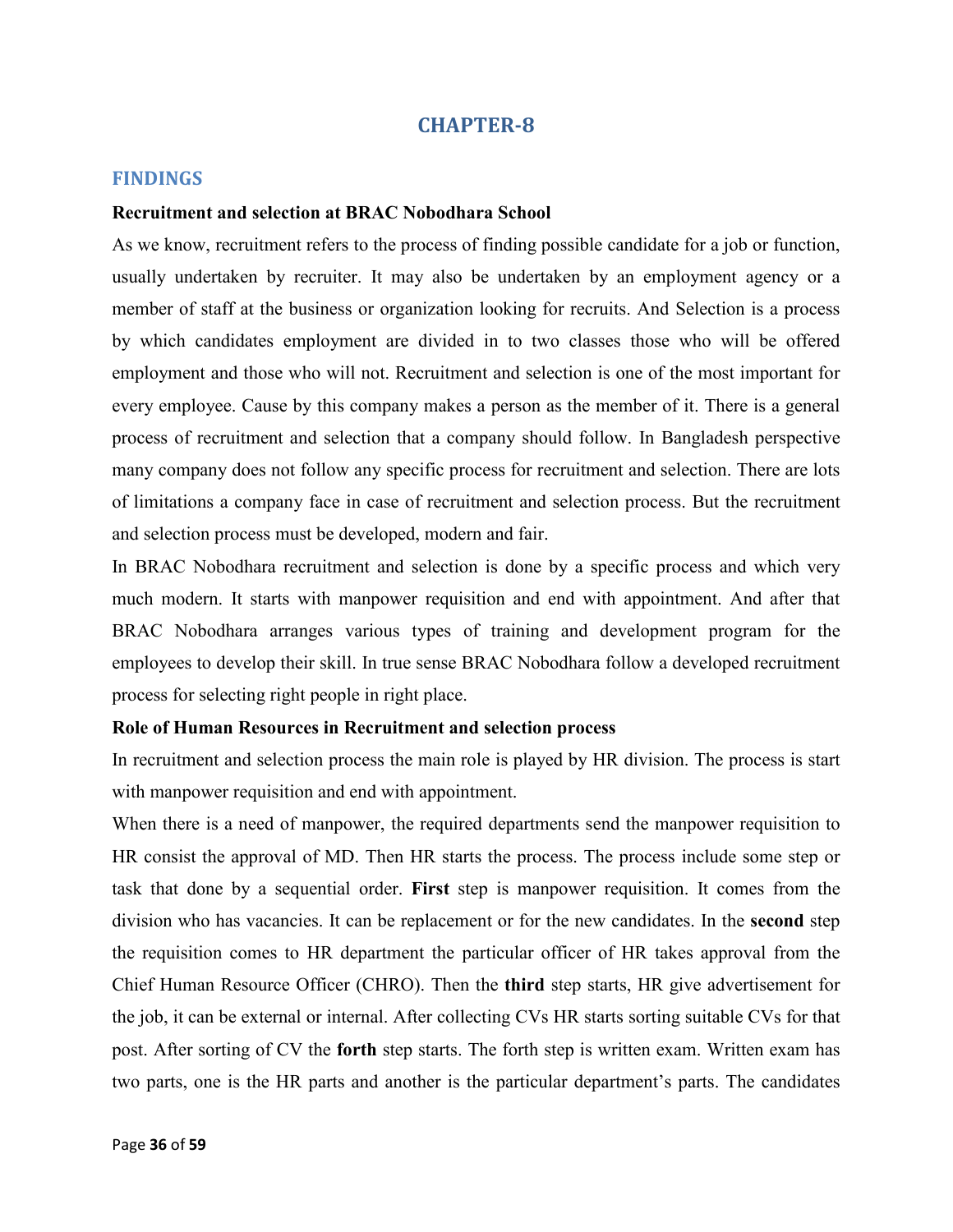# CHAPTER-8

## FINDINGS

**Recruitment and selection at BRAC Nobodhara School**

As we know, recruitment refers to the process of finding possible candidate for a job or function, usually undertaken by recruiter. It may also be undertaken by an employment agency or a member of staff at the business or organization looking for recruits. And Selection is a process by which candidates employment are divided in to two classes those who will be offered employment and those who will not. Recruitment and selection is one of the most important for every employee. Cause by this company makes a person as the member of it. There is a general process of recruitment and selection that a company should follow. In Bangladesh perspective many company does not follow any specific process for recruitment and selection. There are lots of limitations a company face in case of recruitment and selection process. But the recruitment and selection process must be developed, modern and fair.

In BRAC Nobodhara recruitment and selection is done by a specific process and which very much modern. It starts with manpower requisition and end with appointment. And after that BRAC Nobodhara arranges various types of training and development program for the employees to develop their skill. In true sense BRAC Nobodhara follow a developed recruitment process for selecting right people in right place.

**Role of Human Resources in Recruitment and selection process**

In recruitment and selection process the main role is played by HR division. The process is start with manpower requisition and end with appointment.

When there is a need of manpower, the required departments send the manpower requisition to HR consist the approval of MD. Then HR starts the process. The process include some step or task that done by a sequential order. **First** step is manpower requisition. It comes from the division who has vacancies. It can be replacement or for the new candidates. In the **second** step the requisition comes to HR department the particular officer of HR takes approval from the Chief Human Resource Officer (CHRO). Then the **third** step starts, HR give advertisement for the job, it can be external or internal. After collecting CVs HR starts sorting suitable CVs for that post. After sorting of CV the **forth** step starts. The forth step is written exam. Written exam has two parts, one is the HR parts and another is the particular department's parts. The candidates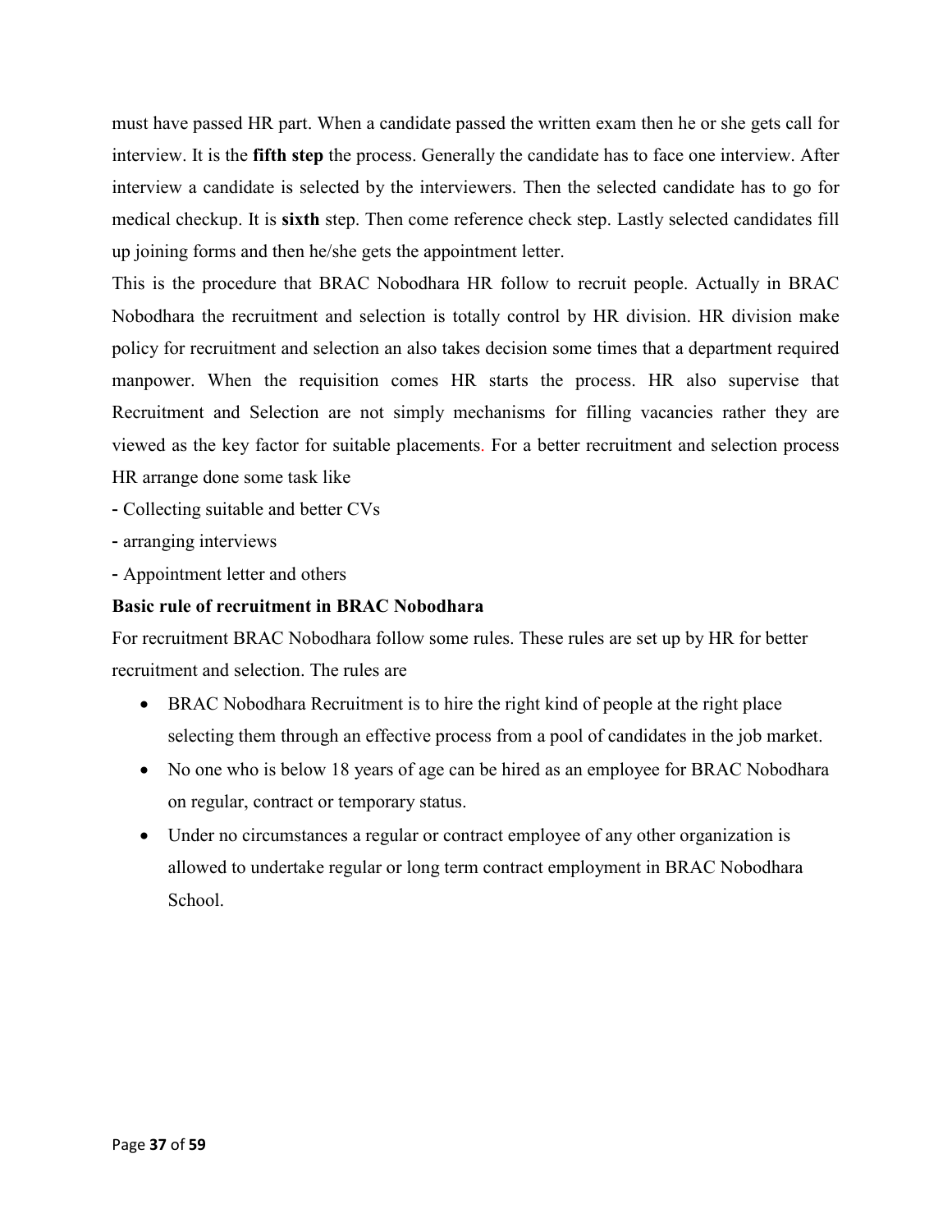must have passed HR part. When a candidate passed the written exam then he or she gets call for interview. It is the **fifth step** the process. Generally the candidate has to face one interview. After interview a candidate is selected by the interviewers. Then the selected candidate has to go for medical checkup. It is **sixth** step. Then come reference check step. Lastly selected candidates fill up joining forms and then he/she gets the appointment letter.

This is the procedure that BRAC Nobodhara HR follow to recruit people. Actually in BRAC Nobodhara the recruitment and selection is totally control by HR division. HR division make policy for recruitment and selection an also takes decision some times that a department required manpower. When the requisition comes HR starts the process. HR also supervise that Recruitment and Selection are not simply mechanisms for filling vacancies rather they are viewed as the key factor for suitable placements. For a better recruitment and selection process HR arrange done some task like

- Collecting suitable and better CVs
- arranging interviews
- Appointment letter and others

**Basic rule of recruitment in BRAC Nobodhara**

For recruitment BRAC Nobodhara follow some rules. These rules are set up by HR for better recruitment and selection. The rules are

- BRAC Nobodhara Recruitment is to hire the right kind of people at the right place selecting them through an effective process from a pool of candidates in the job market.
- No one who is below 18 years of age can be hired as an employee for BRAC Nobodhara on regular, contract or temporary status.
- Under no circumstances a regular or contract employee of any other organization is allowed to undertake regular or long term contract employment in BRAC Nobodhara School.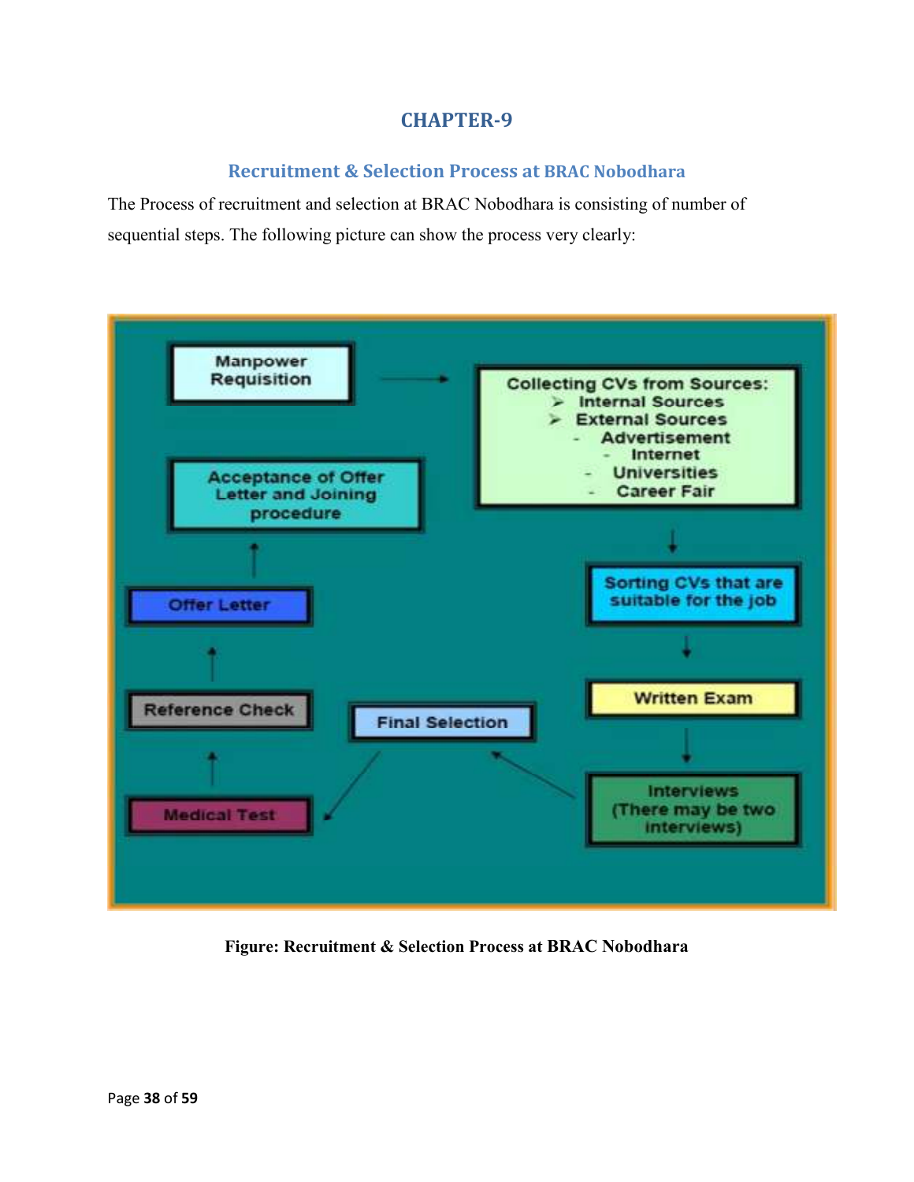# CHAPTER-9

## Recruitment & Selection Process at BRAC Nobodhara

The Process of recruitment and selection at BRAC Nobodhara is consisting of number of sequential steps. The following picture can show the process very clearly:

Manpower Requisition

Collecting CVs from Sources:
- Internal Sources
- External Sources
  - Advertisement
  - Internet
  - Universities
  - Career Fair

Sorting CVs that are suitable for the job

Written Exam

Interviews (There may be two interviews)

Final Selection

Medical Test

Reference Check

Offer Letter

Acceptance of Offer Letter and Joining procedure

**Figure: Recruitment & Selection Process at BRAC Nobodhara**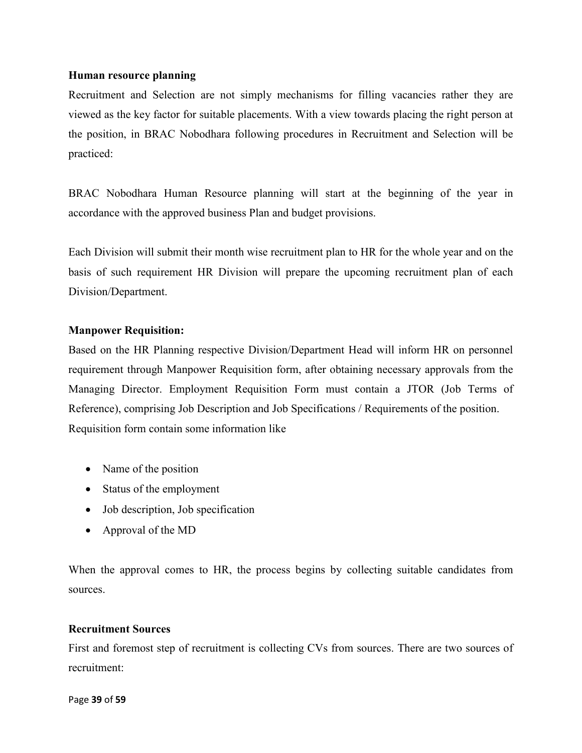**Human resource planning**

Recruitment and Selection are not simply mechanisms for filling vacancies rather they are viewed as the key factor for suitable placements. With a view towards placing the right person at the position, in BRAC Nobodhara following procedures in Recruitment and Selection will be practiced:

BRAC Nobodhara Human Resource planning will start at the beginning of the year in accordance with the approved business Plan and budget provisions.

Each Division will submit their month wise recruitment plan to HR for the whole year and on the basis of such requirement HR Division will prepare the upcoming recruitment plan of each Division/Department.

**Manpower Requisition:**

Based on the HR Planning respective Division/Department Head will inform HR on personnel requirement through Manpower Requisition form, after obtaining necessary approvals from the Managing Director. Employment Requisition Form must contain a JTOR (Job Terms of Reference), comprising Job Description and Job Specifications / Requirements of the position. Requisition form contain some information like

- Name of the position
- Status of the employment
- Job description, Job specification
- Approval of the MD

When the approval comes to HR, the process begins by collecting suitable candidates from sources.

**Recruitment Sources**

First and foremost step of recruitment is collecting CVs from sources. There are two sources of recruitment: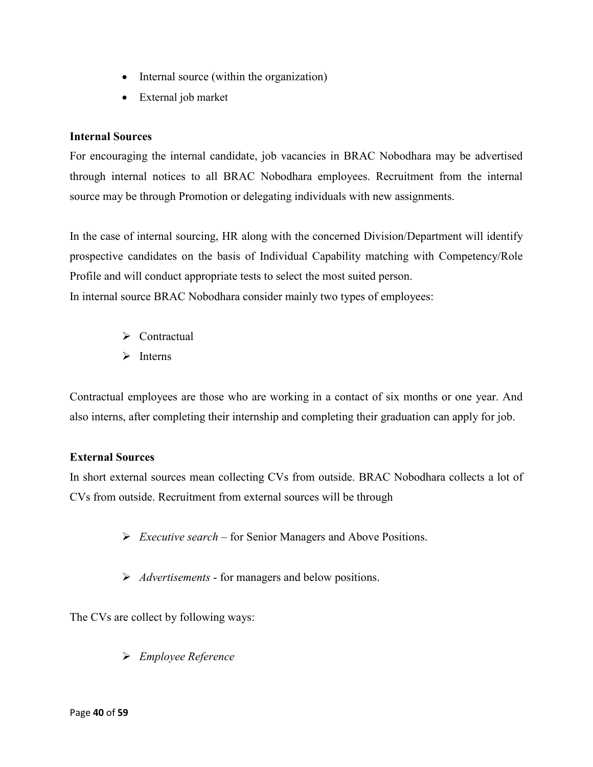- Internal source (within the organization)
- External job market

**Internal Sources**

For encouraging the internal candidate, job vacancies in BRAC Nobodhara may be advertised through internal notices to all BRAC Nobodhara employees. Recruitment from the internal source may be through Promotion or delegating individuals with new assignments.

In the case of internal sourcing, HR along with the concerned Division/Department will identify prospective candidates on the basis of Individual Capability matching with Competency/Role Profile and will conduct appropriate tests to select the most suited person.
In internal source BRAC Nobodhara consider mainly two types of employees:

- Contractual
- Interns

Contractual employees are those who are working in a contact of six months or one year. And also interns, after completing their internship and completing their graduation can apply for job.

**External Sources**

In short external sources mean collecting CVs from outside. BRAC Nobodhara collects a lot of CVs from outside. Recruitment from external sources will be through

- *Executive search* – for Senior Managers and Above Positions.

- *Advertisements* - for managers and below positions.

The CVs are collect by following ways:

- *Employee Reference*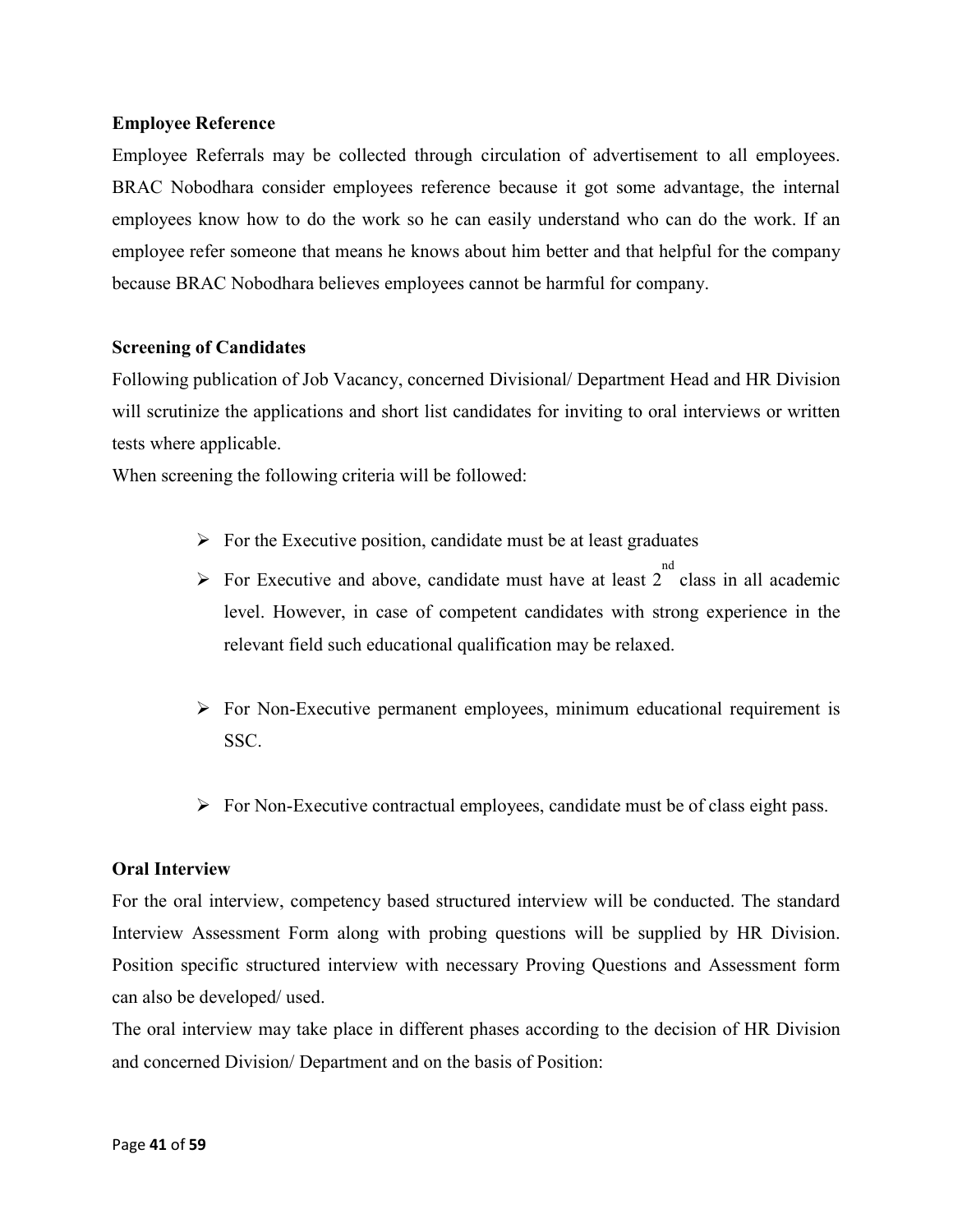**Employee Reference**

Employee Referrals may be collected through circulation of advertisement to all employees. BRAC Nobodhara consider employees reference because it got some advantage, the internal employees know how to do the work so he can easily understand who can do the work. If an employee refer someone that means he knows about him better and that helpful for the company because BRAC Nobodhara believes employees cannot be harmful for company.

**Screening of Candidates**

Following publication of Job Vacancy, concerned Divisional/ Department Head and HR Division will scrutinize the applications and short list candidates for inviting to oral interviews or written tests where applicable.

When screening the following criteria will be followed:

- For the Executive position, candidate must be at least graduates
- For Executive and above, candidate must have at least 2nd class in all academic level. However, in case of competent candidates with strong experience in the relevant field such educational qualification may be relaxed.
- For Non-Executive permanent employees, minimum educational requirement is SSC.
- For Non-Executive contractual employees, candidate must be of class eight pass.

**Oral Interview**

For the oral interview, competency based structured interview will be conducted. The standard Interview Assessment Form along with probing questions will be supplied by HR Division. Position specific structured interview with necessary Proving Questions and Assessment form can also be developed/ used.

The oral interview may take place in different phases according to the decision of HR Division and concerned Division/ Department and on the basis of Position: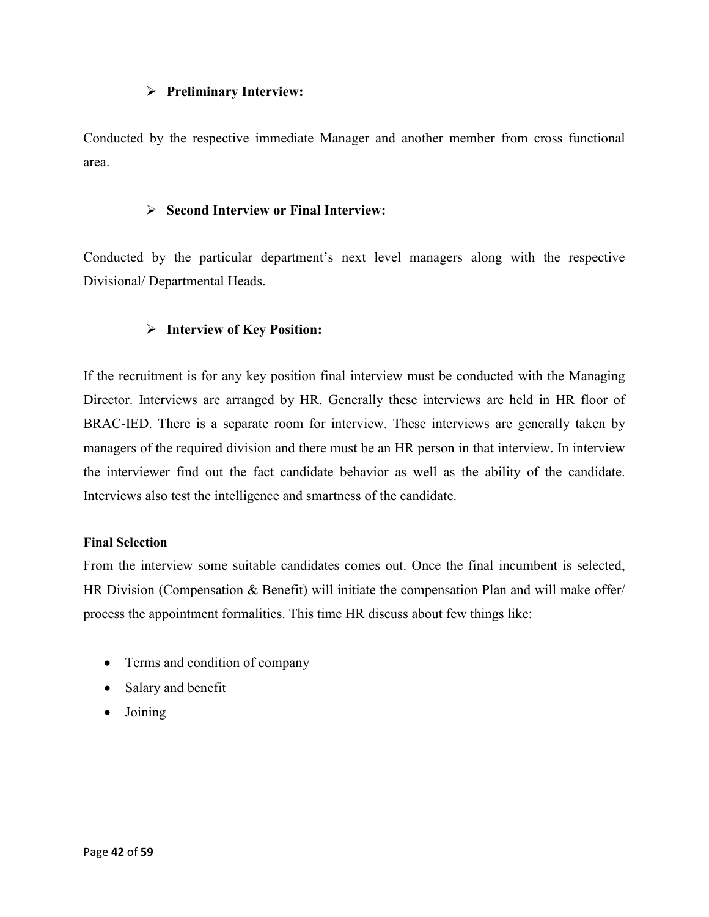- **Preliminary Interview:**

Conducted by the respective immediate Manager and another member from cross functional area.

- **Second Interview or Final Interview:**

Conducted by the particular department's next level managers along with the respective Divisional/ Departmental Heads.

- **Interview of Key Position:**

If the recruitment is for any key position final interview must be conducted with the Managing Director. Interviews are arranged by HR. Generally these interviews are held in HR floor of BRAC-IED. There is a separate room for interview. These interviews are generally taken by managers of the required division and there must be an HR person in that interview. In interview the interviewer find out the fact candidate behavior as well as the ability of the candidate. Interviews also test the intelligence and smartness of the candidate.

**Final Selection**

From the interview some suitable candidates comes out. Once the final incumbent is selected, HR Division (Compensation & Benefit) will initiate the compensation Plan and will make offer/ process the appointment formalities. This time HR discuss about few things like:

- Terms and condition of company
- Salary and benefit
- Joining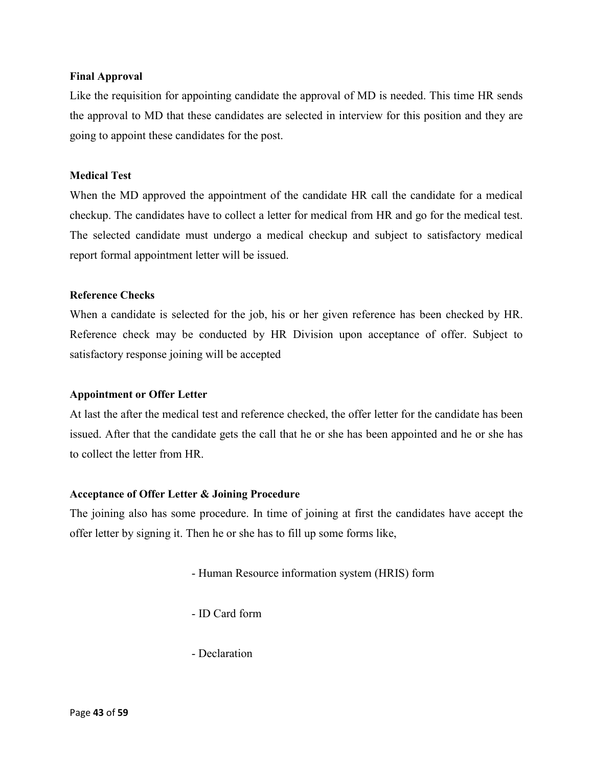**Final Approval**

Like the requisition for appointing candidate the approval of MD is needed. This time HR sends the approval to MD that these candidates are selected in interview for this position and they are going to appoint these candidates for the post.

**Medical Test**

When the MD approved the appointment of the candidate HR call the candidate for a medical checkup. The candidates have to collect a letter for medical from HR and go for the medical test. The selected candidate must undergo a medical checkup and subject to satisfactory medical report formal appointment letter will be issued.

**Reference Checks**

When a candidate is selected for the job, his or her given reference has been checked by HR. Reference check may be conducted by HR Division upon acceptance of offer. Subject to satisfactory response joining will be accepted

**Appointment or Offer Letter**

At last the after the medical test and reference checked, the offer letter for the candidate has been issued. After that the candidate gets the call that he or she has been appointed and he or she has to collect the letter from HR.

**Acceptance of Offer Letter & Joining Procedure**

The joining also has some procedure. In time of joining at first the candidates have accept the offer letter by signing it. Then he or she has to fill up some forms like,

- Human Resource information system (HRIS) form
- ID Card form
- Declaration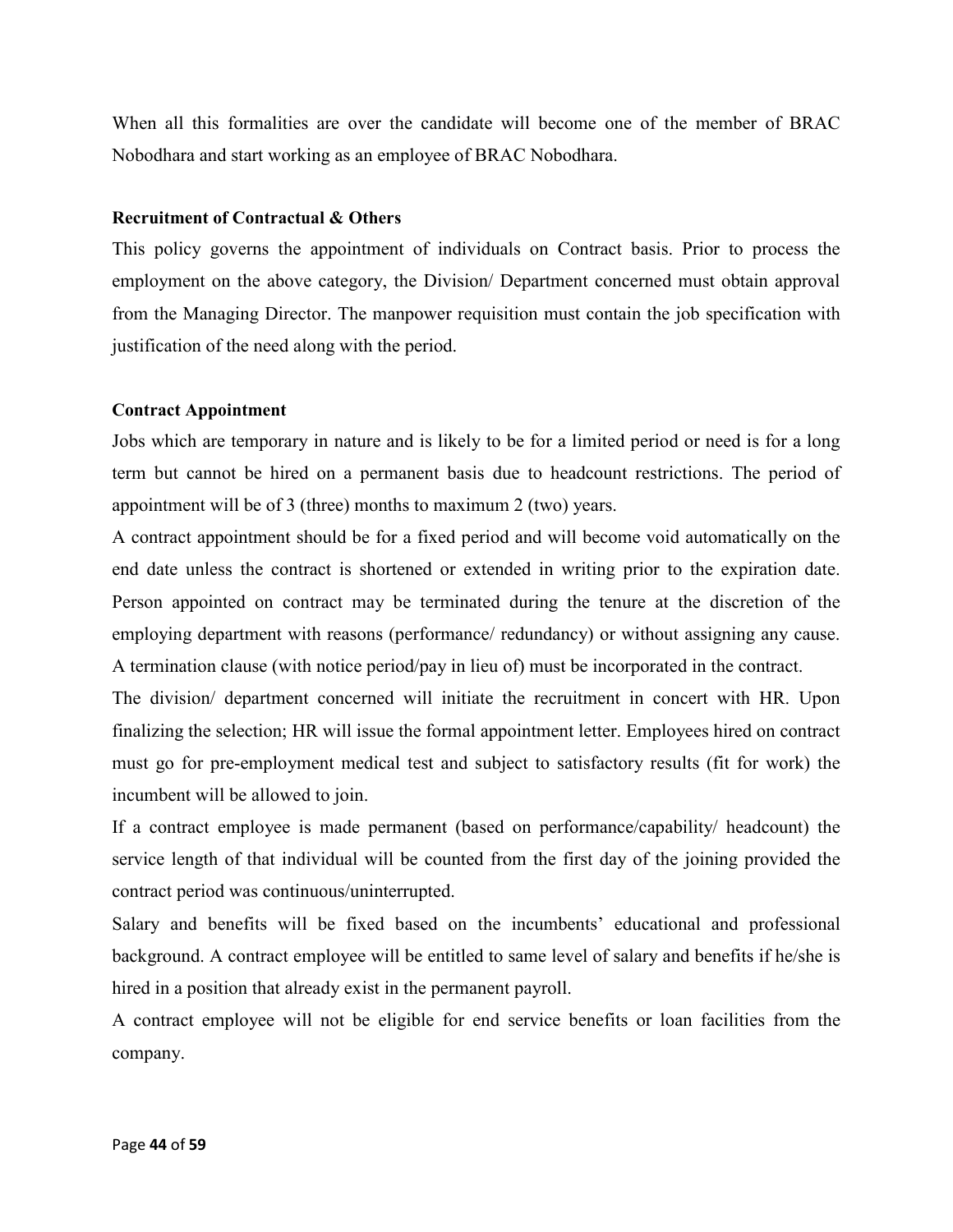When all this formalities are over the candidate will become one of the member of BRAC Nobodhara and start working as an employee of BRAC Nobodhara.

**Recruitment of Contractual & Others**

This policy governs the appointment of individuals on Contract basis. Prior to process the employment on the above category, the Division/ Department concerned must obtain approval from the Managing Director. The manpower requisition must contain the job specification with justification of the need along with the period.

**Contract Appointment**

Jobs which are temporary in nature and is likely to be for a limited period or need is for a long term but cannot be hired on a permanent basis due to headcount restrictions. The period of appointment will be of 3 (three) months to maximum 2 (two) years.

A contract appointment should be for a fixed period and will become void automatically on the end date unless the contract is shortened or extended in writing prior to the expiration date. Person appointed on contract may be terminated during the tenure at the discretion of the employing department with reasons (performance/ redundancy) or without assigning any cause. A termination clause (with notice period/pay in lieu of) must be incorporated in the contract.

The division/ department concerned will initiate the recruitment in concert with HR. Upon finalizing the selection; HR will issue the formal appointment letter. Employees hired on contract must go for pre-employment medical test and subject to satisfactory results (fit for work) the incumbent will be allowed to join.

If a contract employee is made permanent (based on performance/capability/ headcount) the service length of that individual will be counted from the first day of the joining provided the contract period was continuous/uninterrupted.

Salary and benefits will be fixed based on the incumbents' educational and professional background. A contract employee will be entitled to same level of salary and benefits if he/she is hired in a position that already exist in the permanent payroll.

A contract employee will not be eligible for end service benefits or loan facilities from the company.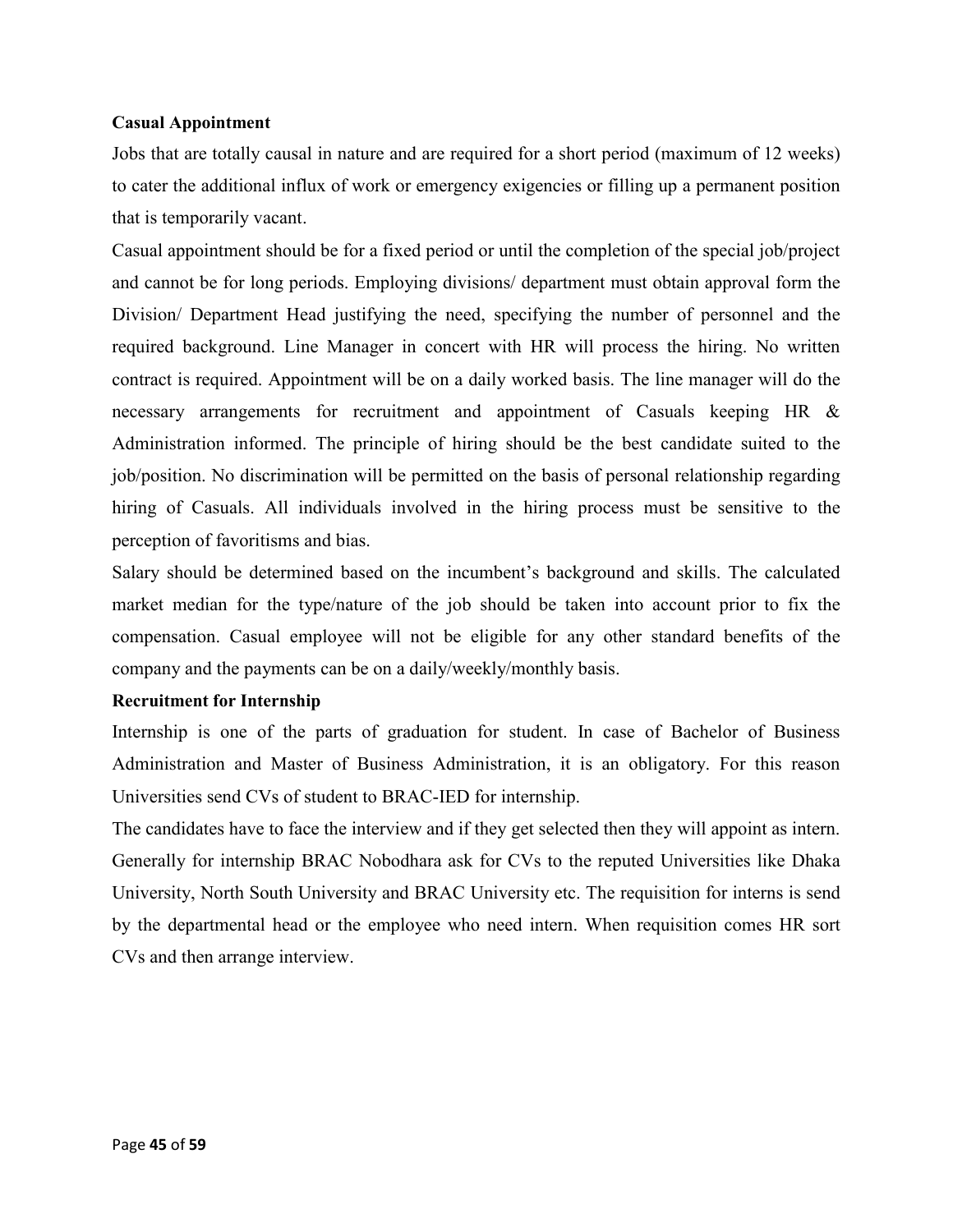**Casual Appointment**

Jobs that are totally causal in nature and are required for a short period (maximum of 12 weeks) to cater the additional influx of work or emergency exigencies or filling up a permanent position that is temporarily vacant.

Casual appointment should be for a fixed period or until the completion of the special job/project and cannot be for long periods. Employing divisions/ department must obtain approval form the Division/ Department Head justifying the need, specifying the number of personnel and the required background. Line Manager in concert with HR will process the hiring. No written contract is required. Appointment will be on a daily worked basis. The line manager will do the necessary arrangements for recruitment and appointment of Casuals keeping HR & Administration informed. The principle of hiring should be the best candidate suited to the job/position. No discrimination will be permitted on the basis of personal relationship regarding hiring of Casuals. All individuals involved in the hiring process must be sensitive to the perception of favoritisms and bias.

Salary should be determined based on the incumbent's background and skills. The calculated market median for the type/nature of the job should be taken into account prior to fix the compensation. Casual employee will not be eligible for any other standard benefits of the company and the payments can be on a daily/weekly/monthly basis.

**Recruitment for Internship**

Internship is one of the parts of graduation for student. In case of Bachelor of Business Administration and Master of Business Administration, it is an obligatory. For this reason Universities send CVs of student to BRAC-IED for internship.

The candidates have to face the interview and if they get selected then they will appoint as intern. Generally for internship BRAC Nobodhara ask for CVs to the reputed Universities like Dhaka University, North South University and BRAC University etc. The requisition for interns is send by the departmental head or the employee who need intern. When requisition comes HR sort CVs and then arrange interview.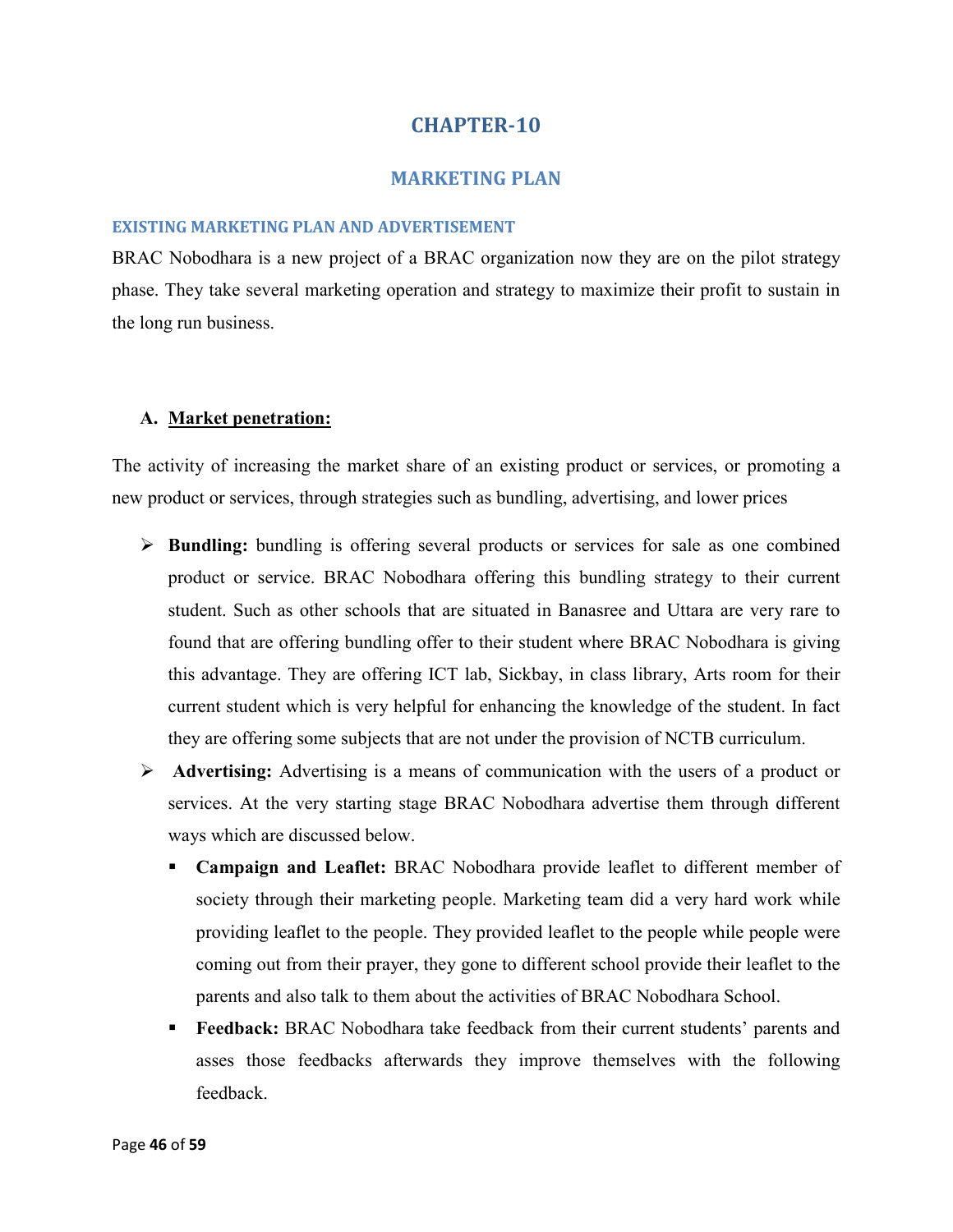# CHAPTER-10

## MARKETING PLAN

### EXISTING MARKETING PLAN AND ADVERTISEMENT

BRAC Nobodhara is a new project of a BRAC organization now they are on the pilot strategy phase. They take several marketing operation and strategy to maximize their profit to sustain in the long run business.

**A. <u>Market penetration:</u>**

The activity of increasing the market share of an existing product or services, or promoting a new product or services, through strategies such as bundling, advertising, and lower prices

- **Bundling:** bundling is offering several products or services for sale as one combined product or service. BRAC Nobodhara offering this bundling strategy to their current student. Such as other schools that are situated in Banasree and Uttara are very rare to found that are offering bundling offer to their student where BRAC Nobodhara is giving this advantage. They are offering ICT lab, Sickbay, in class library, Arts room for their current student which is very helpful for enhancing the knowledge of the student. In fact they are offering some subjects that are not under the provision of NCTB curriculum.
- **Advertising:** Advertising is a means of communication with the users of a product or services. At the very starting stage BRAC Nobodhara advertise them through different ways which are discussed below.
  - **Campaign and Leaflet:** BRAC Nobodhara provide leaflet to different member of society through their marketing people. Marketing team did a very hard work while providing leaflet to the people. They provided leaflet to the people while people were coming out from their prayer, they gone to different school provide their leaflet to the parents and also talk to them about the activities of BRAC Nobodhara School.
  - **Feedback:** BRAC Nobodhara take feedback from their current students' parents and asses those feedbacks afterwards they improve themselves with the following feedback.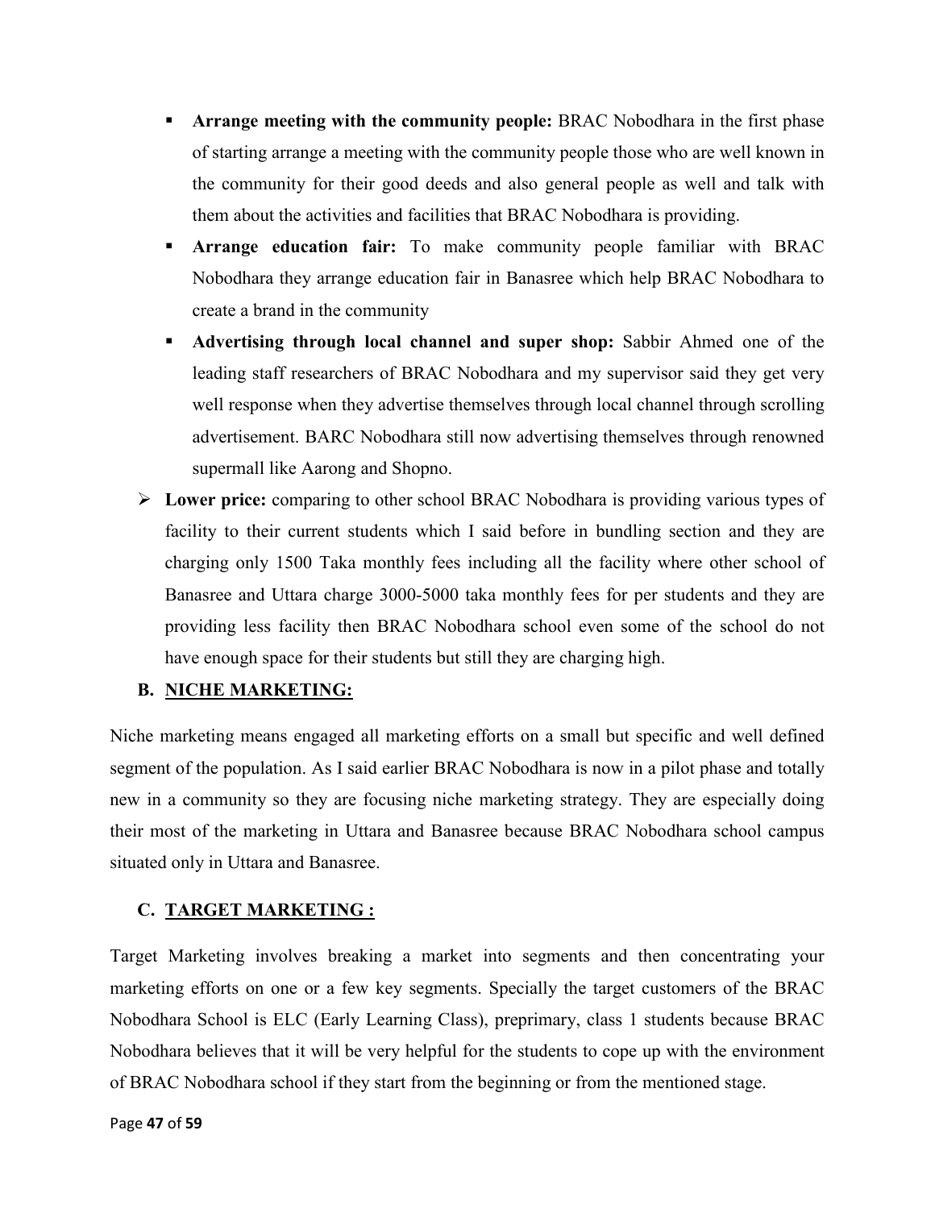- **Arrange meeting with the community people:** BRAC Nobodhara in the first phase of starting arrange a meeting with the community people those who are well known in the community for their good deeds and also general people as well and talk with them about the activities and facilities that BRAC Nobodhara is providing.
- **Arrange education fair:** To make community people familiar with BRAC Nobodhara they arrange education fair in Banasree which help BRAC Nobodhara to create a brand in the community
- **Advertising through local channel and super shop:** Sabbir Ahmed one of the leading staff researchers of BRAC Nobodhara and my supervisor said they get very well response when they advertise themselves through local channel through scrolling advertisement. BARC Nobodhara still now advertising themselves through renowned supermall like Aarong and Shopno.

- **Lower price:** comparing to other school BRAC Nobodhara is providing various types of facility to their current students which I said before in bundling section and they are charging only 1500 Taka monthly fees including all the facility where other school of Banasree and Uttara charge 3000-5000 taka monthly fees for per students and they are providing less facility then BRAC Nobodhara school even some of the school do not have enough space for their students but still they are charging high.

### B. NICHE MARKETING:

Niche marketing means engaged all marketing efforts on a small but specific and well defined segment of the population. As I said earlier BRAC Nobodhara is now in a pilot phase and totally new in a community so they are focusing niche marketing strategy. They are especially doing their most of the marketing in Uttara and Banasree because BRAC Nobodhara school campus situated only in Uttara and Banasree.

### C. TARGET MARKETING :

Target Marketing involves breaking a market into segments and then concentrating your marketing efforts on one or a few key segments. Specially the target customers of the BRAC Nobodhara School is ELC (Early Learning Class), preprimary, class 1 students because BRAC Nobodhara believes that it will be very helpful for the students to cope up with the environment of BRAC Nobodhara school if they start from the beginning or from the mentioned stage.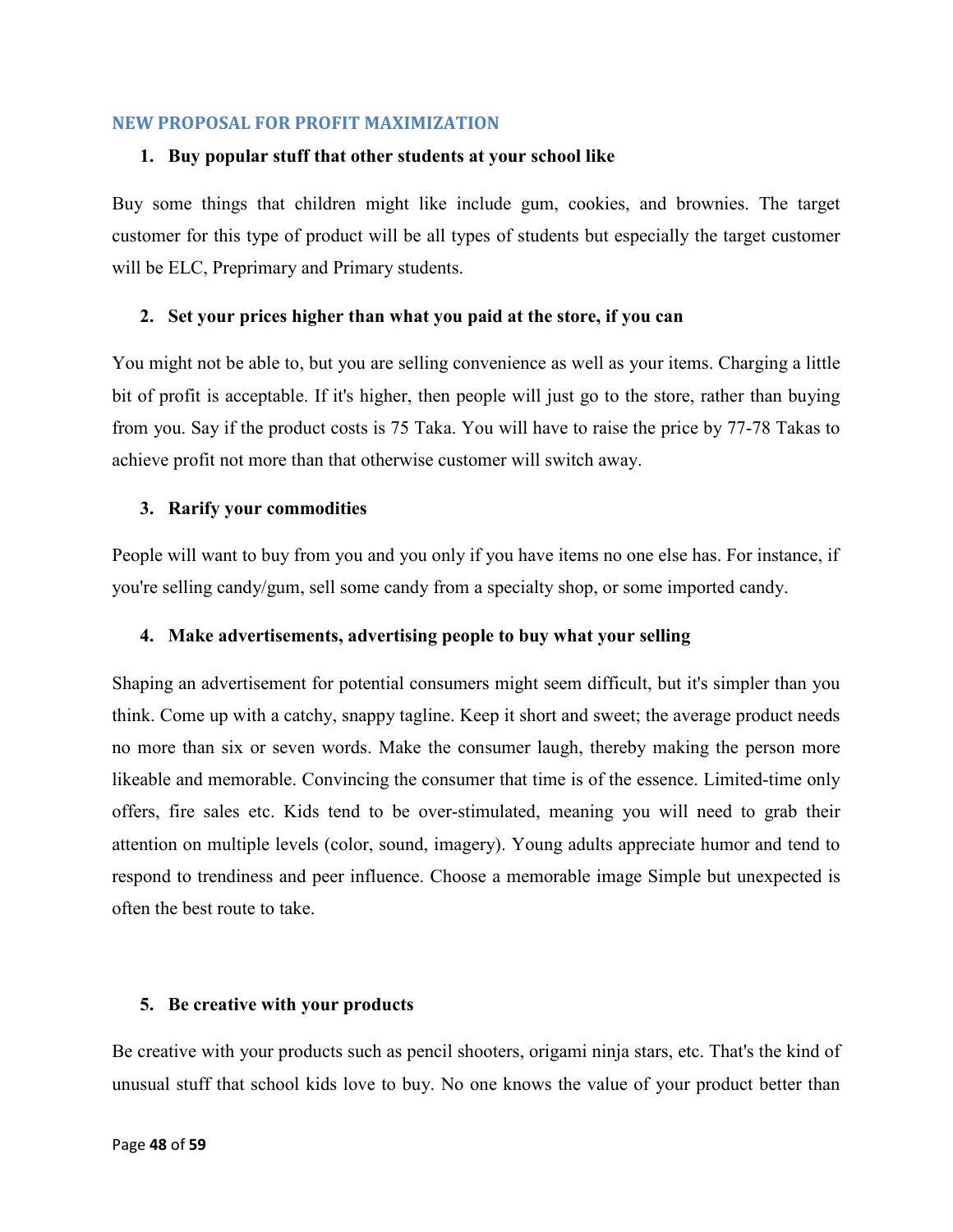## NEW PROPOSAL FOR PROFIT MAXIMIZATION

1. **Buy popular stuff that other students at your school like**

Buy some things that children might like include gum, cookies, and brownies. The target customer for this type of product will be all types of students but especially the target customer will be ELC, Preprimary and Primary students.

2. **Set your prices higher than what you paid at the store, if you can**

You might not be able to, but you are selling convenience as well as your items. Charging a little bit of profit is acceptable. If it's higher, then people will just go to the store, rather than buying from you. Say if the product costs is 75 Taka. You will have to raise the price by 77-78 Takas to achieve profit not more than that otherwise customer will switch away.

3. **Rarify your commodities**

People will want to buy from you and you only if you have items no one else has. For instance, if you're selling candy/gum, sell some candy from a specialty shop, or some imported candy.

4. **Make advertisements, advertising people to buy what your selling**

Shaping an advertisement for potential consumers might seem difficult, but it's simpler than you think. Come up with a catchy, snappy tagline. Keep it short and sweet; the average product needs no more than six or seven words. Make the consumer laugh, thereby making the person more likeable and memorable. Convincing the consumer that time is of the essence. Limited-time only offers, fire sales etc. Kids tend to be over-stimulated, meaning you will need to grab their attention on multiple levels (color, sound, imagery). Young adults appreciate humor and tend to respond to trendiness and peer influence. Choose a memorable image Simple but unexpected is often the best route to take.

5. **Be creative with your products**

Be creative with your products such as pencil shooters, origami ninja stars, etc. That's the kind of unusual stuff that school kids love to buy. No one knows the value of your product better than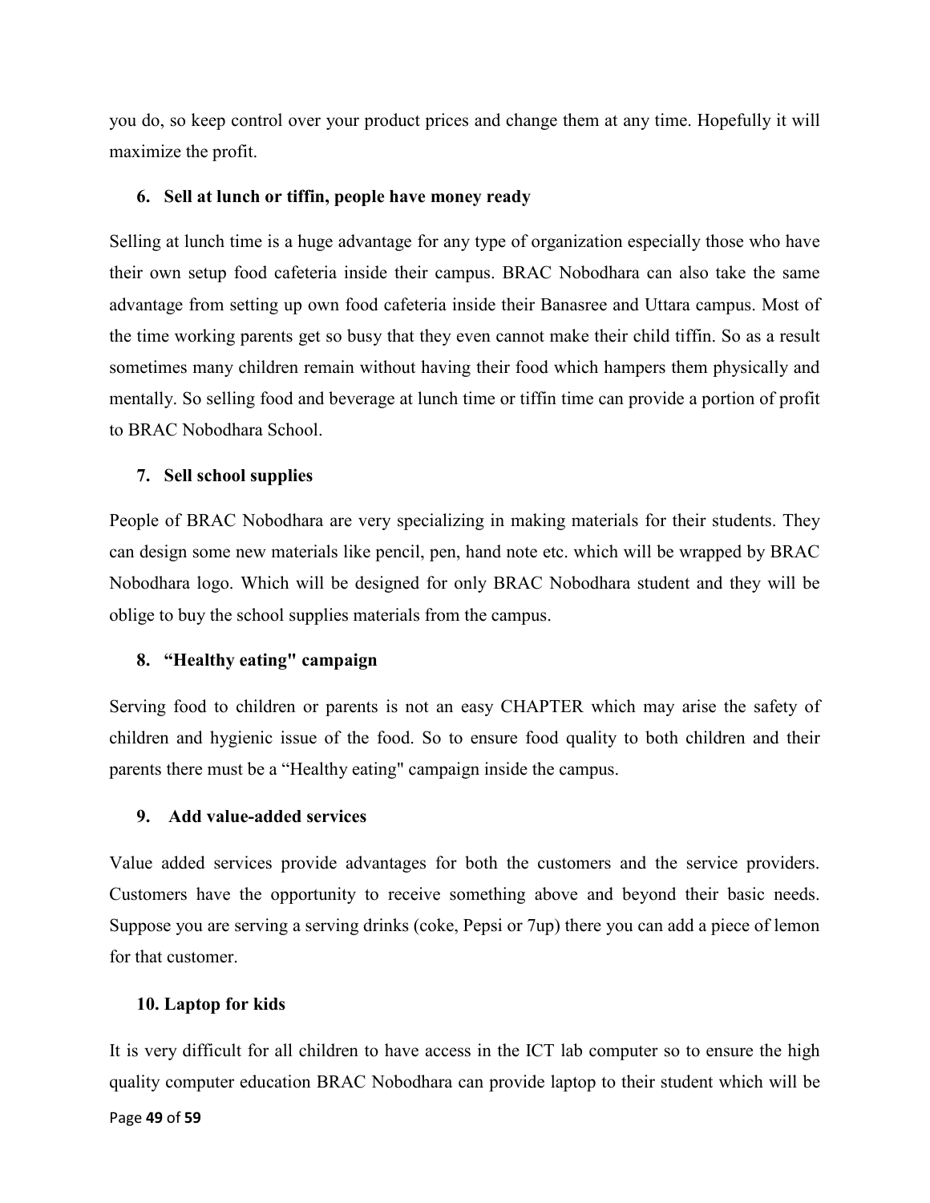you do, so keep control over your product prices and change them at any time. Hopefully it will maximize the profit.

6. **Sell at lunch or tiffin, people have money ready**

Selling at lunch time is a huge advantage for any type of organization especially those who have their own setup food cafeteria inside their campus. BRAC Nobodhara can also take the same advantage from setting up own food cafeteria inside their Banasree and Uttara campus. Most of the time working parents get so busy that they even cannot make their child tiffin. So as a result sometimes many children remain without having their food which hampers them physically and mentally. So selling food and beverage at lunch time or tiffin time can provide a portion of profit to BRAC Nobodhara School.

7. **Sell school supplies**

People of BRAC Nobodhara are very specializing in making materials for their students. They can design some new materials like pencil, pen, hand note etc. which will be wrapped by BRAC Nobodhara logo. Which will be designed for only BRAC Nobodhara student and they will be oblige to buy the school supplies materials from the campus.

8. **"Healthy eating" campaign**

Serving food to children or parents is not an easy CHAPTER which may arise the safety of children and hygienic issue of the food. So to ensure food quality to both children and their parents there must be a "Healthy eating" campaign inside the campus.

9. **Add value-added services**

Value added services provide advantages for both the customers and the service providers. Customers have the opportunity to receive something above and beyond their basic needs. Suppose you are serving a serving drinks (coke, Pepsi or 7up) there you can add a piece of lemon for that customer.

10. **Laptop for kids**

It is very difficult for all children to have access in the ICT lab computer so to ensure the high quality computer education BRAC Nobodhara can provide laptop to their student which will be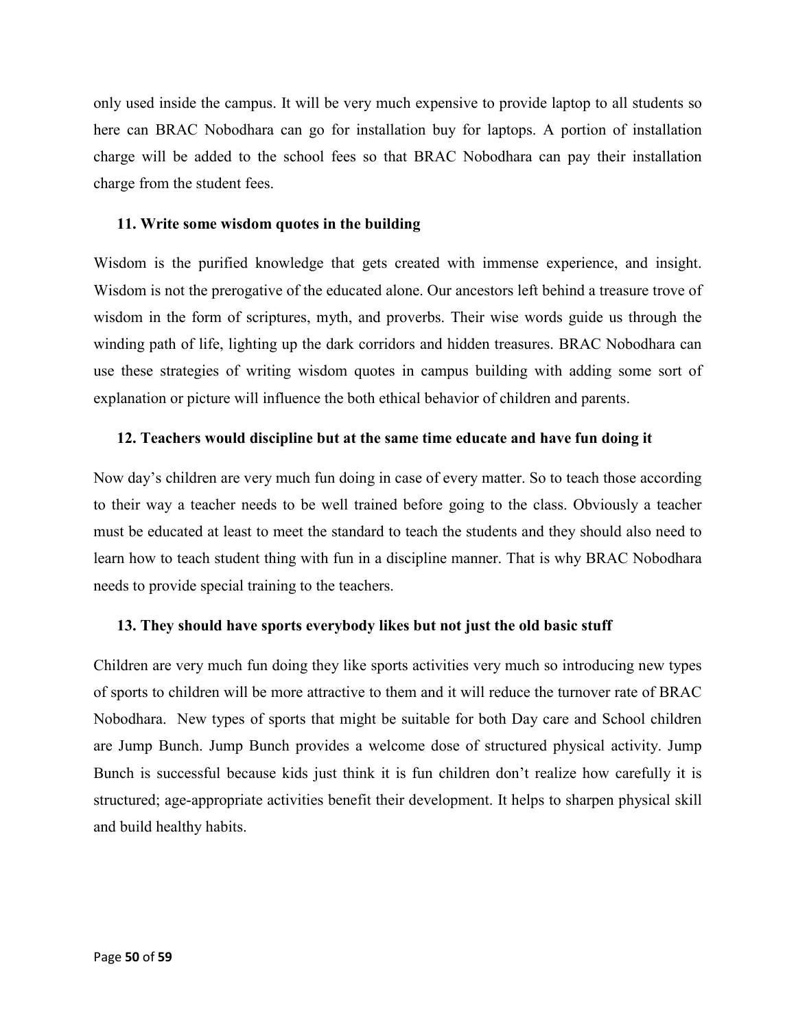only used inside the campus. It will be very much expensive to provide laptop to all students so here can BRAC Nobodhara can go for installation buy for laptops. A portion of installation charge will be added to the school fees so that BRAC Nobodhara can pay their installation charge from the student fees.

**11. Write some wisdom quotes in the building**

Wisdom is the purified knowledge that gets created with immense experience, and insight. Wisdom is not the prerogative of the educated alone. Our ancestors left behind a treasure trove of wisdom in the form of scriptures, myth, and proverbs. Their wise words guide us through the winding path of life, lighting up the dark corridors and hidden treasures. BRAC Nobodhara can use these strategies of writing wisdom quotes in campus building with adding some sort of explanation or picture will influence the both ethical behavior of children and parents.

**12. Teachers would discipline but at the same time educate and have fun doing it**

Now day's children are very much fun doing in case of every matter. So to teach those according to their way a teacher needs to be well trained before going to the class. Obviously a teacher must be educated at least to meet the standard to teach the students and they should also need to learn how to teach student thing with fun in a discipline manner. That is why BRAC Nobodhara needs to provide special training to the teachers.

**13. They should have sports everybody likes but not just the old basic stuff**

Children are very much fun doing they like sports activities very much so introducing new types of sports to children will be more attractive to them and it will reduce the turnover rate of BRAC Nobodhara. New types of sports that might be suitable for both Day care and School children are Jump Bunch. Jump Bunch provides a welcome dose of structured physical activity. Jump Bunch is successful because kids just think it is fun children don't realize how carefully it is structured; age-appropriate activities benefit their development. It helps to sharpen physical skill and build healthy habits.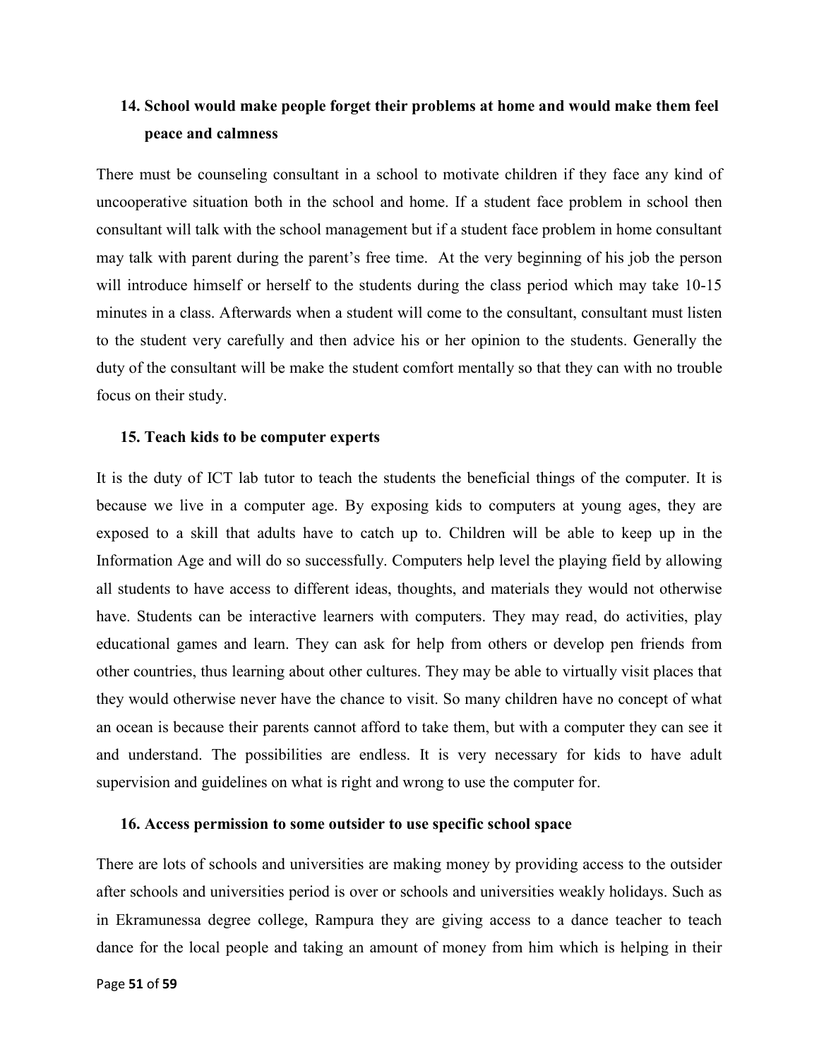### 14. School would make people forget their problems at home and would make them feel peace and calmness

There must be counseling consultant in a school to motivate children if they face any kind of uncooperative situation both in the school and home. If a student face problem in school then consultant will talk with the school management but if a student face problem in home consultant may talk with parent during the parent's free time. At the very beginning of his job the person will introduce himself or herself to the students during the class period which may take 10-15 minutes in a class. Afterwards when a student will come to the consultant, consultant must listen to the student very carefully and then advice his or her opinion to the students. Generally the duty of the consultant will be make the student comfort mentally so that they can with no trouble focus on their study.

### 15. Teach kids to be computer experts

It is the duty of ICT lab tutor to teach the students the beneficial things of the computer. It is because we live in a computer age. By exposing kids to computers at young ages, they are exposed to a skill that adults have to catch up to. Children will be able to keep up in the Information Age and will do so successfully. Computers help level the playing field by allowing all students to have access to different ideas, thoughts, and materials they would not otherwise have. Students can be interactive learners with computers. They may read, do activities, play educational games and learn. They can ask for help from others or develop pen friends from other countries, thus learning about other cultures. They may be able to virtually visit places that they would otherwise never have the chance to visit. So many children have no concept of what an ocean is because their parents cannot afford to take them, but with a computer they can see it and understand. The possibilities are endless. It is very necessary for kids to have adult supervision and guidelines on what is right and wrong to use the computer for.

### 16. Access permission to some outsider to use specific school space

There are lots of schools and universities are making money by providing access to the outsider after schools and universities period is over or schools and universities weakly holidays. Such as in Ekramunessa degree college, Rampura they are giving access to a dance teacher to teach dance for the local people and taking an amount of money from him which is helping in their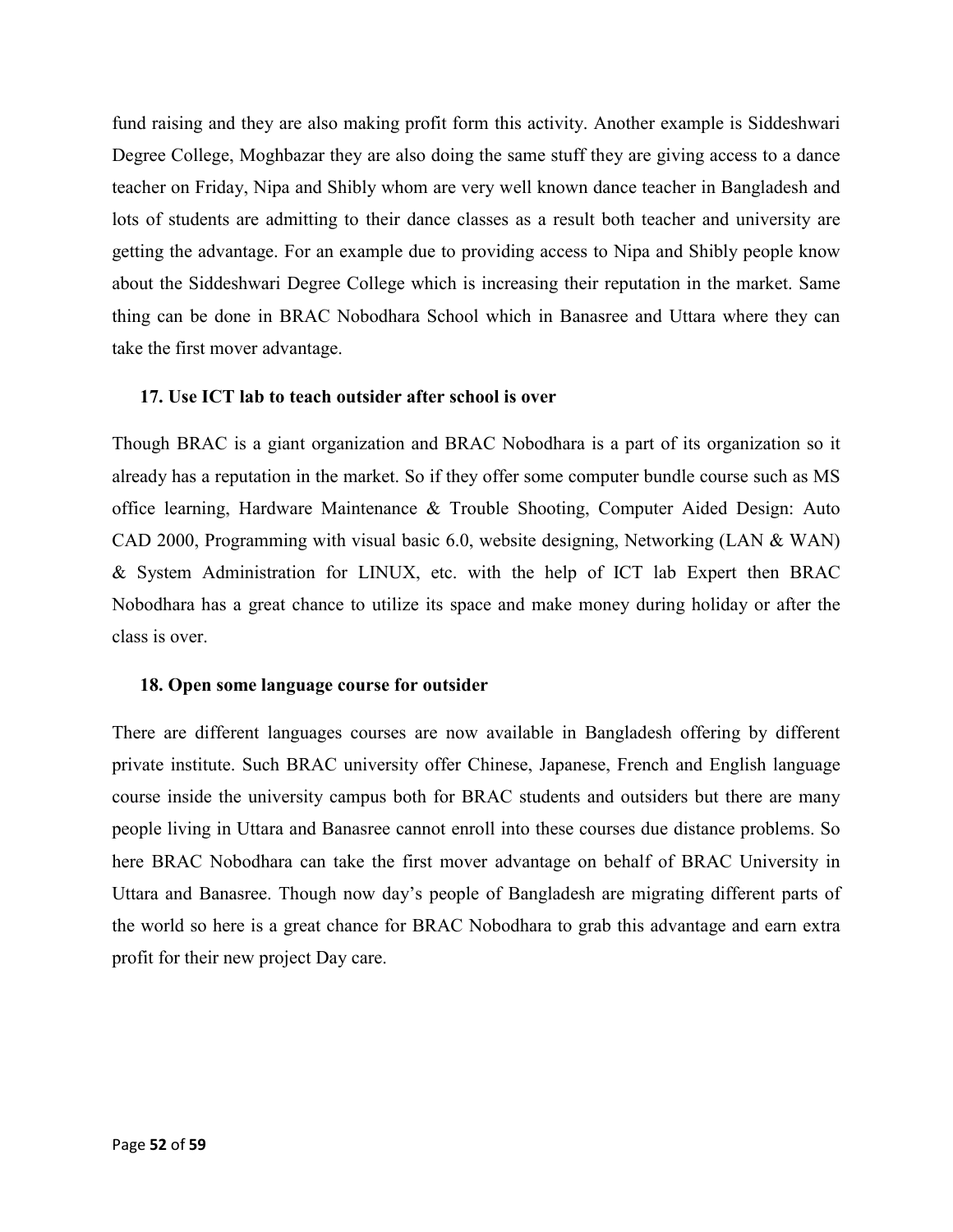fund raising and they are also making profit form this activity. Another example is Siddeshwari Degree College, Moghbazar they are also doing the same stuff they are giving access to a dance teacher on Friday, Nipa and Shibly whom are very well known dance teacher in Bangladesh and lots of students are admitting to their dance classes as a result both teacher and university are getting the advantage. For an example due to providing access to Nipa and Shibly people know about the Siddeshwari Degree College which is increasing their reputation in the market. Same thing can be done in BRAC Nobodhara School which in Banasree and Uttara where they can take the first mover advantage.

**17. Use ICT lab to teach outsider after school is over**

Though BRAC is a giant organization and BRAC Nobodhara is a part of its organization so it already has a reputation in the market. So if they offer some computer bundle course such as MS office learning, Hardware Maintenance & Trouble Shooting, Computer Aided Design: Auto CAD 2000, Programming with visual basic 6.0, website designing, Networking (LAN & WAN) & System Administration for LINUX, etc. with the help of ICT lab Expert then BRAC Nobodhara has a great chance to utilize its space and make money during holiday or after the class is over.

**18. Open some language course for outsider**

There are different languages courses are now available in Bangladesh offering by different private institute. Such BRAC university offer Chinese, Japanese, French and English language course inside the university campus both for BRAC students and outsiders but there are many people living in Uttara and Banasree cannot enroll into these courses due distance problems. So here BRAC Nobodhara can take the first mover advantage on behalf of BRAC University in Uttara and Banasree. Though now day's people of Bangladesh are migrating different parts of the world so here is a great chance for BRAC Nobodhara to grab this advantage and earn extra profit for their new project Day care.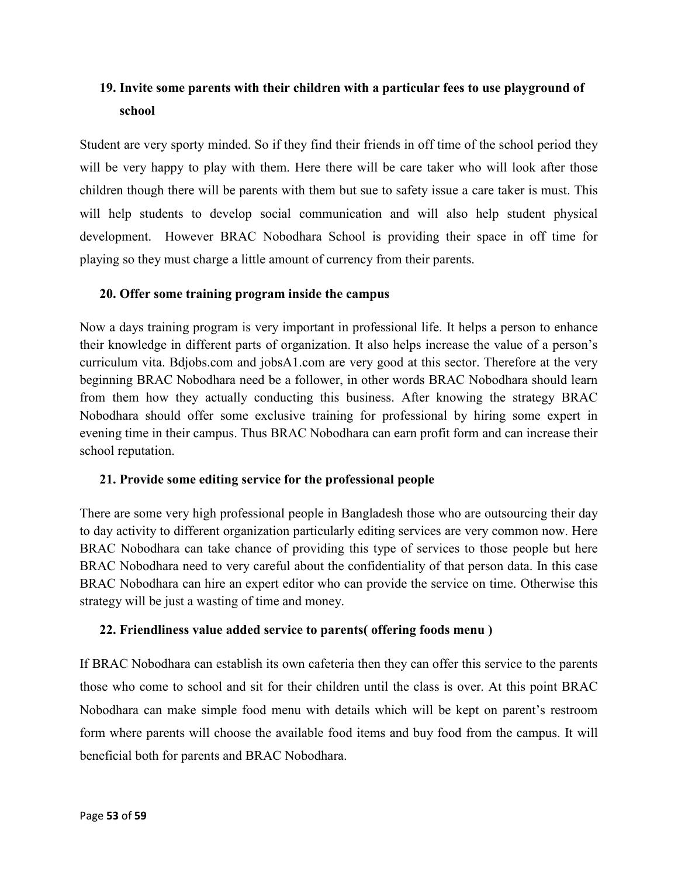### 19. Invite some parents with their children with a particular fees to use playground of school

Student are very sporty minded. So if they find their friends in off time of the school period they will be very happy to play with them. Here there will be care taker who will look after those children though there will be parents with them but sue to safety issue a care taker is must. This will help students to develop social communication and will also help student physical development. However BRAC Nobodhara School is providing their space in off time for playing so they must charge a little amount of currency from their parents.

### 20. Offer some training program inside the campus

Now a days training program is very important in professional life. It helps a person to enhance their knowledge in different parts of organization. It also helps increase the value of a person's curriculum vita. Bdjobs.com and jobsA1.com are very good at this sector. Therefore at the very beginning BRAC Nobodhara need be a follower, in other words BRAC Nobodhara should learn from them how they actually conducting this business. After knowing the strategy BRAC Nobodhara should offer some exclusive training for professional by hiring some expert in evening time in their campus. Thus BRAC Nobodhara can earn profit form and can increase their school reputation.

### 21. Provide some editing service for the professional people

There are some very high professional people in Bangladesh those who are outsourcing their day to day activity to different organization particularly editing services are very common now. Here BRAC Nobodhara can take chance of providing this type of services to those people but here BRAC Nobodhara need to very careful about the confidentiality of that person data. In this case BRAC Nobodhara can hire an expert editor who can provide the service on time. Otherwise this strategy will be just a wasting of time and money.

### 22. Friendliness value added service to parents( offering foods menu )

If BRAC Nobodhara can establish its own cafeteria then they can offer this service to the parents those who come to school and sit for their children until the class is over. At this point BRAC Nobodhara can make simple food menu with details which will be kept on parent's restroom form where parents will choose the available food items and buy food from the campus. It will beneficial both for parents and BRAC Nobodhara.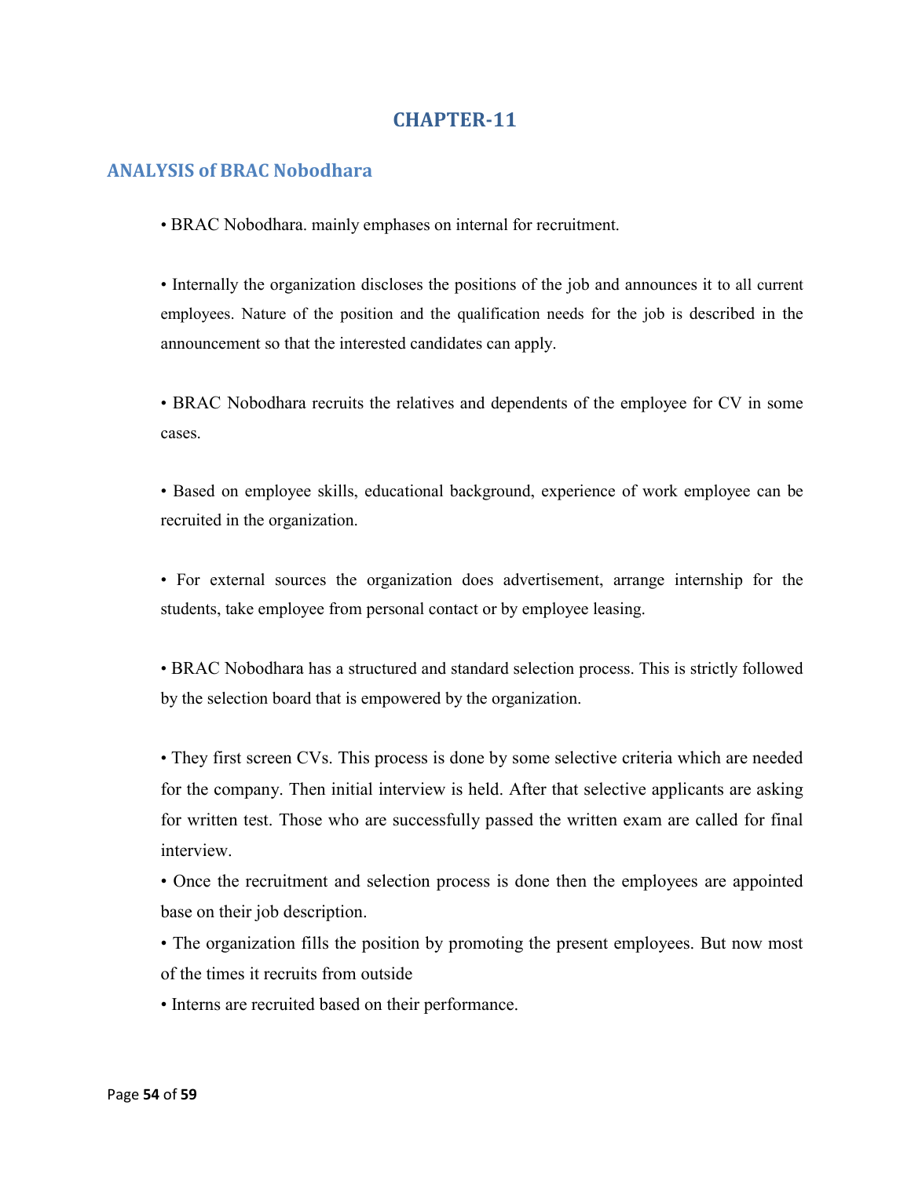# CHAPTER-11

## ANALYSIS of BRAC Nobodhara

- BRAC Nobodhara. mainly emphases on internal for recruitment.

- Internally the organization discloses the positions of the job and announces it to all current employees. Nature of the position and the qualification needs for the job is described in the announcement so that the interested candidates can apply.

- BRAC Nobodhara recruits the relatives and dependents of the employee for CV in some cases.

- Based on employee skills, educational background, experience of work employee can be recruited in the organization.

- For external sources the organization does advertisement, arrange internship for the students, take employee from personal contact or by employee leasing.

- BRAC Nobodhara has a structured and standard selection process. This is strictly followed by the selection board that is empowered by the organization.

- They first screen CVs. This process is done by some selective criteria which are needed for the company. Then initial interview is held. After that selective applicants are asking for written test. Those who are successfully passed the written exam are called for final interview.
- Once the recruitment and selection process is done then the employees are appointed base on their job description.
- The organization fills the position by promoting the present employees. But now most of the times it recruits from outside
- Interns are recruited based on their performance.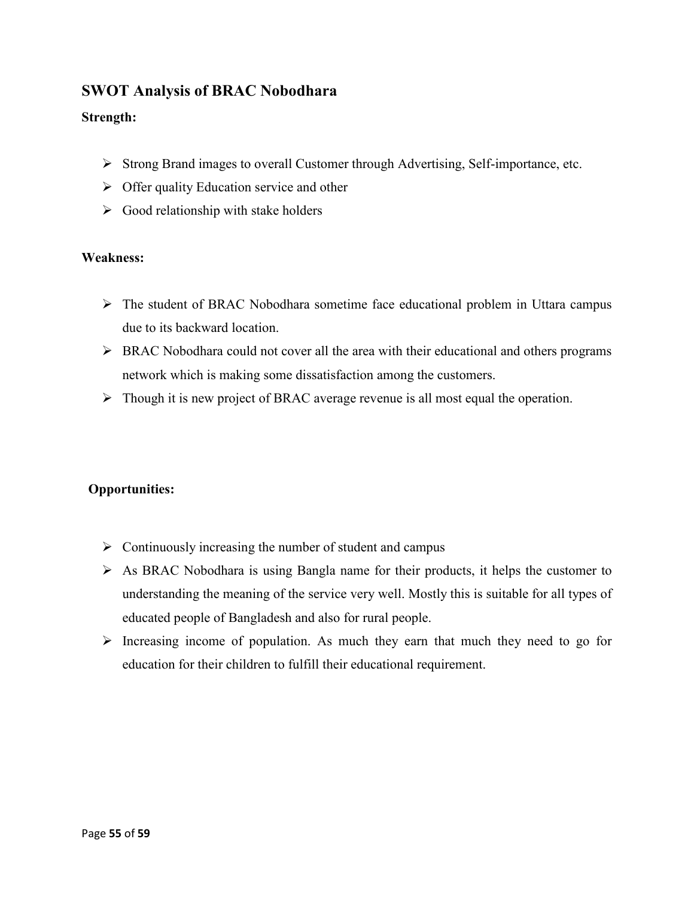## SWOT Analysis of BRAC Nobodhara

**Strength:**

- Strong Brand images to overall Customer through Advertising, Self-importance, etc.
- Offer quality Education service and other
- Good relationship with stake holders

**Weakness:**

- The student of BRAC Nobodhara sometime face educational problem in Uttara campus due to its backward location.
- BRAC Nobodhara could not cover all the area with their educational and others programs network which is making some dissatisfaction among the customers.
- Though it is new project of BRAC average revenue is all most equal the operation.

**Opportunities:**

- Continuously increasing the number of student and campus
- As BRAC Nobodhara is using Bangla name for their products, it helps the customer to understanding the meaning of the service very well. Mostly this is suitable for all types of educated people of Bangladesh and also for rural people.
- Increasing income of population. As much they earn that much they need to go for education for their children to fulfill their educational requirement.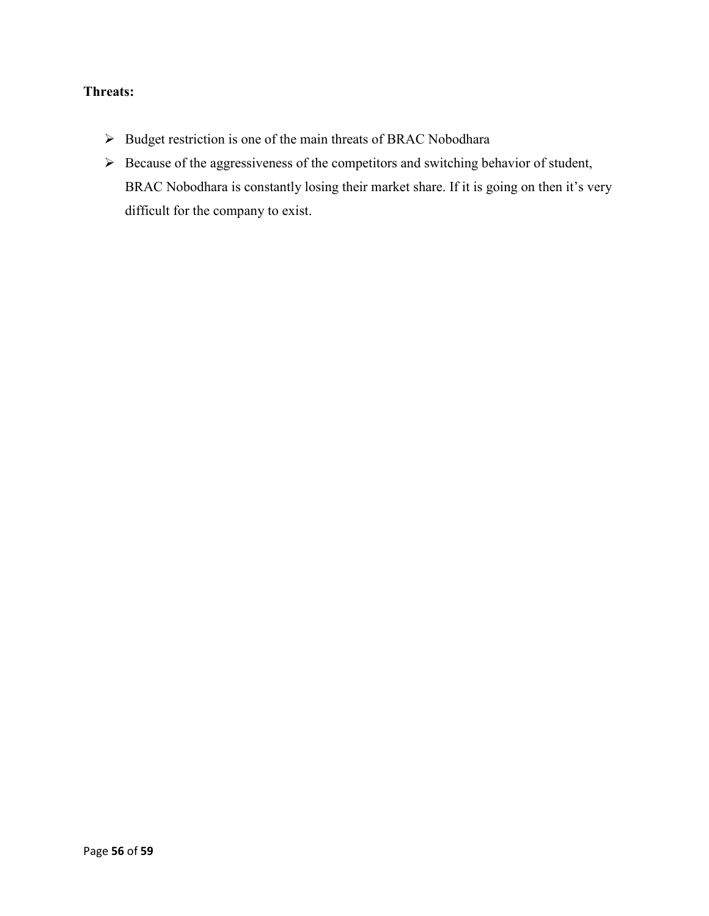**Threats:**

- Budget restriction is one of the main threats of BRAC Nobodhara
- Because of the aggressiveness of the competitors and switching behavior of student, BRAC Nobodhara is constantly losing their market share. If it is going on then it's very difficult for the company to exist.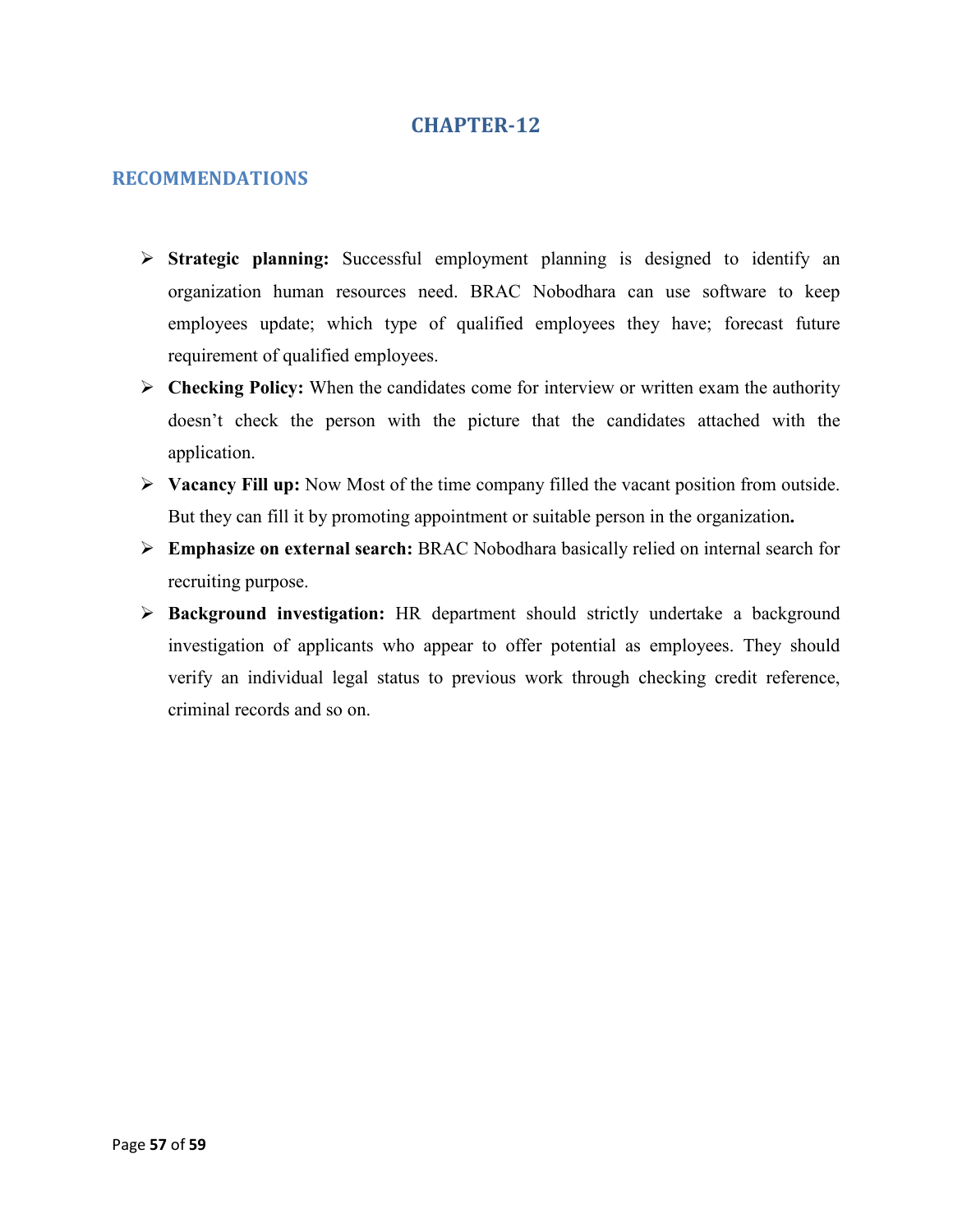# CHAPTER-12

## RECOMMENDATIONS

- **Strategic planning:** Successful employment planning is designed to identify an organization human resources need. BRAC Nobodhara can use software to keep employees update; which type of qualified employees they have; forecast future requirement of qualified employees.
- **Checking Policy:** When the candidates come for interview or written exam the authority doesn't check the person with the picture that the candidates attached with the application.
- **Vacancy Fill up:** Now Most of the time company filled the vacant position from outside. But they can fill it by promoting appointment or suitable person in the organization**.**
- **Emphasize on external search:** BRAC Nobodhara basically relied on internal search for recruiting purpose.
- **Background investigation:** HR department should strictly undertake a background investigation of applicants who appear to offer potential as employees. They should verify an individual legal status to previous work through checking credit reference, criminal records and so on.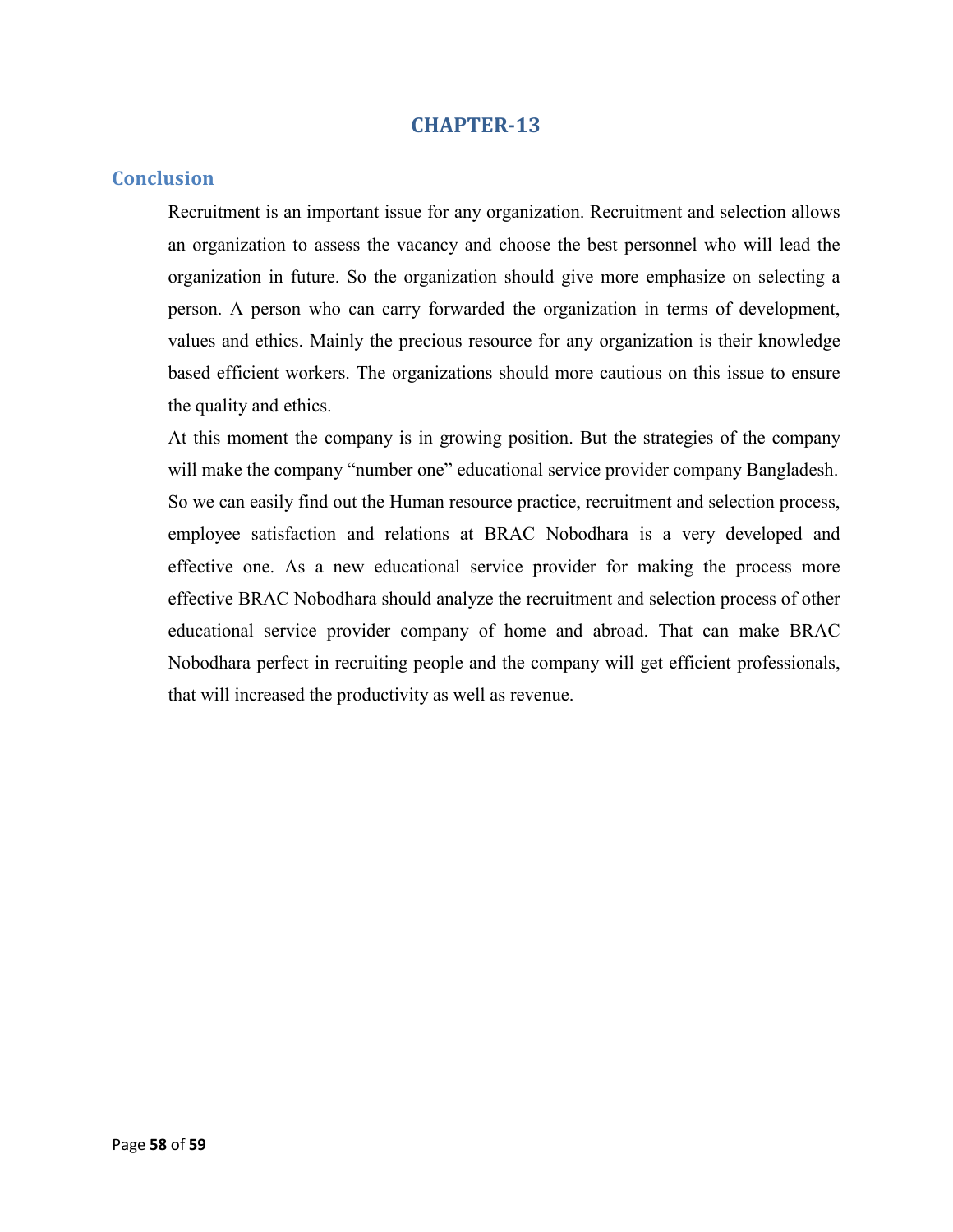# CHAPTER-13

## Conclusion

Recruitment is an important issue for any organization. Recruitment and selection allows an organization to assess the vacancy and choose the best personnel who will lead the organization in future. So the organization should give more emphasize on selecting a person. A person who can carry forwarded the organization in terms of development, values and ethics. Mainly the precious resource for any organization is their knowledge based efficient workers. The organizations should more cautious on this issue to ensure the quality and ethics.

At this moment the company is in growing position. But the strategies of the company will make the company "number one" educational service provider company Bangladesh. So we can easily find out the Human resource practice, recruitment and selection process, employee satisfaction and relations at BRAC Nobodhara is a very developed and effective one. As a new educational service provider for making the process more effective BRAC Nobodhara should analyze the recruitment and selection process of other educational service provider company of home and abroad. That can make BRAC Nobodhara perfect in recruiting people and the company will get efficient professionals, that will increased the productivity as well as revenue.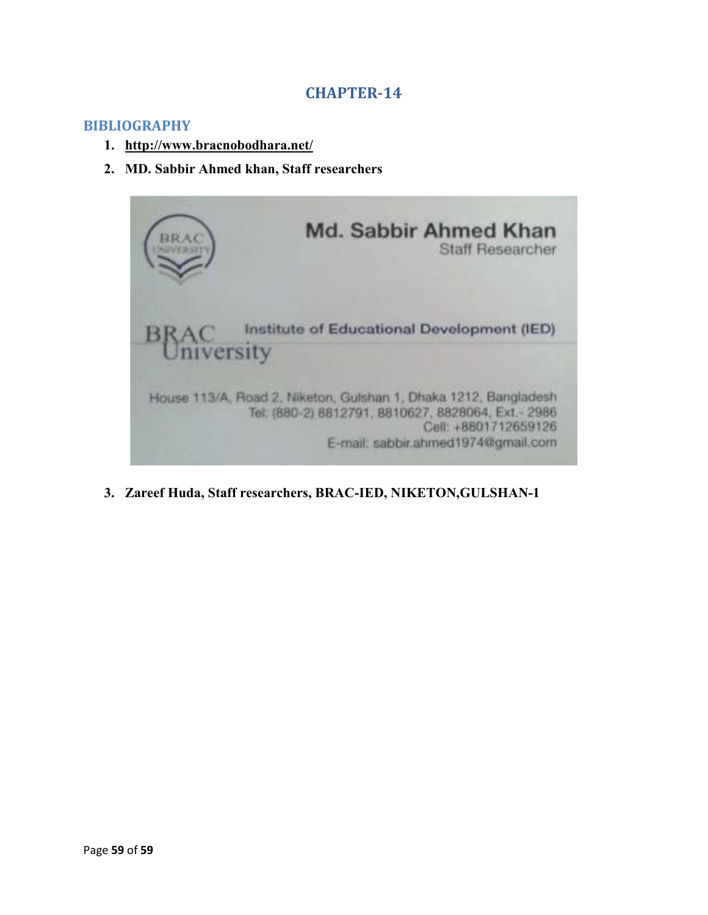# CHAPTER-14

## BIBLIOGRAPHY

1. **http://www.bracnobodhara.net/**
2. **MD. Sabbir Ahmed khan, Staff researchers**

Md. Sabbir Ahmed Khan
Staff Researcher

BRAC University
Institute of Educational Development (IED)

House 113/A, Road 2, Niketon, Gulshan 1, Dhaka 1212, Bangladesh
Tel: (880-2) 8812791, 8810627, 8828064, Ext.- 2986
Cell: +8801712659126
E-mail: sabbir.ahmed1974@gmail.com

3. **Zareef Huda, Staff researchers, BRAC-IED, NIKETON,GULSHAN-1**